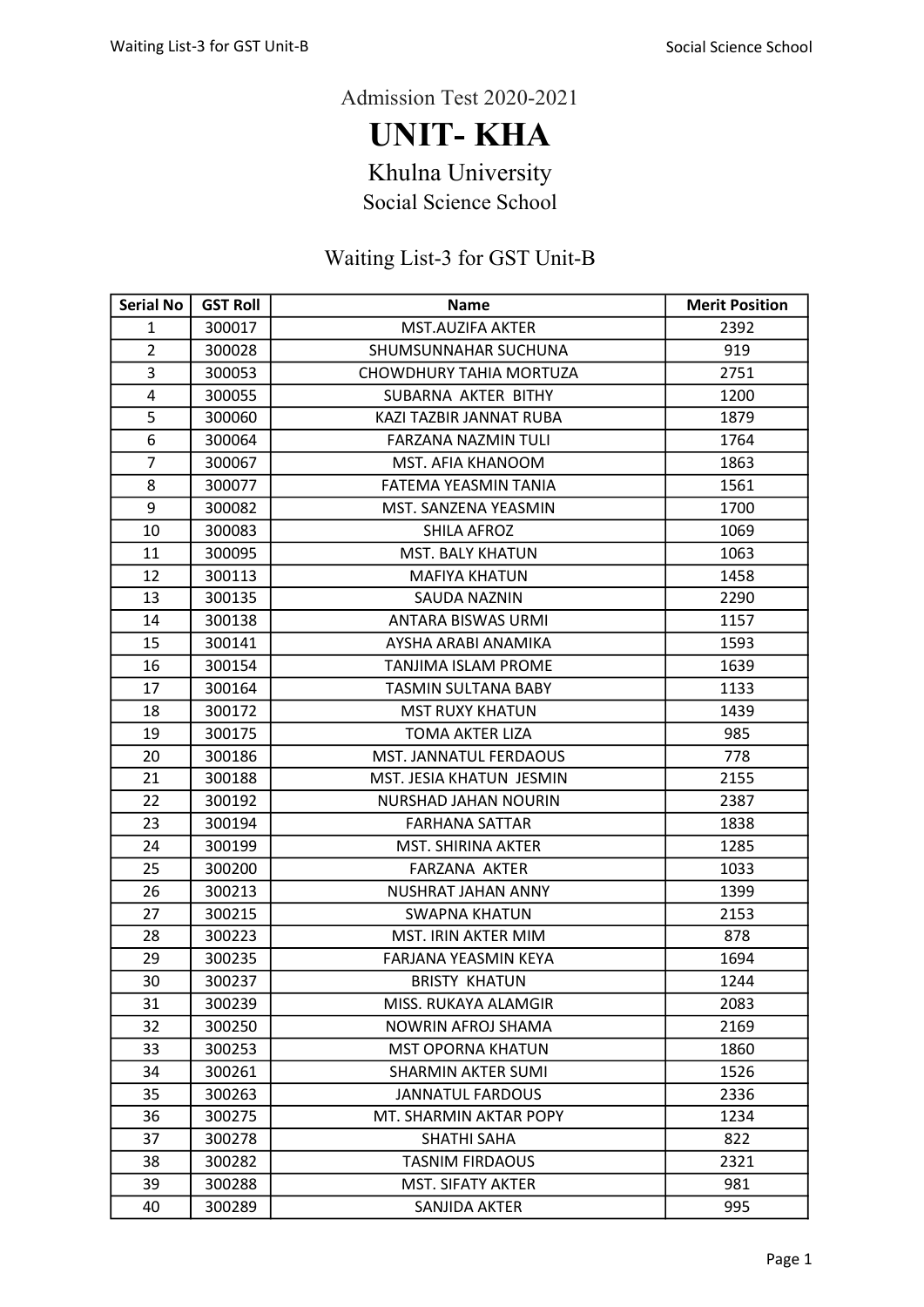Admission Test 2020-2021

# UNIT- KHA

## Khulna University

### Social Science School

### Waiting List-3 for GST Unit-B

| Serial No | GST Roll | Name | Merit Position |
|---|---|---|---|
| 1 | 300017 | MST.AUZIFA AKTER | 2392 |
| 2 | 300028 | SHUMSUNNAHAR SUCHUNA | 919 |
| 3 | 300053 | CHOWDHURY TAHIA MORTUZA | 2751 |
| 4 | 300055 | SUBARNA AKTER BITHY | 1200 |
| 5 | 300060 | KAZI TAZBIR JANNAT RUBA | 1879 |
| 6 | 300064 | FARZANA NAZMIN TULI | 1764 |
| 7 | 300067 | MST. AFIA KHANOOM | 1863 |
| 8 | 300077 | FATEMA YEASMIN TANIA | 1561 |
| 9 | 300082 | MST. SANZENA YEASMIN | 1700 |
| 10 | 300083 | SHILA AFROZ | 1069 |
| 11 | 300095 | MST. BALY KHATUN | 1063 |
| 12 | 300113 | MAFIYA KHATUN | 1458 |
| 13 | 300135 | SAUDA NAZNIN | 2290 |
| 14 | 300138 | ANTARA BISWAS URMI | 1157 |
| 15 | 300141 | AYSHA ARABI ANAMIKA | 1593 |
| 16 | 300154 | TANJIMA ISLAM PROME | 1639 |
| 17 | 300164 | TASMIN SULTANA BABY | 1133 |
| 18 | 300172 | MST RUXY KHATUN | 1439 |
| 19 | 300175 | TOMA AKTER LIZA | 985 |
| 20 | 300186 | MST. JANNATUL FERDAOUS | 778 |
| 21 | 300188 | MST. JESIA KHATUN JESMIN | 2155 |
| 22 | 300192 | NURSHAD JAHAN NOURIN | 2387 |
| 23 | 300194 | FARHANA SATTAR | 1838 |
| 24 | 300199 | MST. SHIRINA AKTER | 1285 |
| 25 | 300200 | FARZANA AKTER | 1033 |
| 26 | 300213 | NUSHRAT JAHAN ANNY | 1399 |
| 27 | 300215 | SWAPNA KHATUN | 2153 |
| 28 | 300223 | MST. IRIN AKTER MIM | 878 |
| 29 | 300235 | FARJANA YEASMIN KEYA | 1694 |
| 30 | 300237 | BRISTY KHATUN | 1244 |
| 31 | 300239 | MISS. RUKAYA ALAMGIR | 2083 |
| 32 | 300250 | NOWRIN AFROJ SHAMA | 2169 |
| 33 | 300253 | MST OPORNA KHATUN | 1860 |
| 34 | 300261 | SHARMIN AKTER SUMI | 1526 |
| 35 | 300263 | JANNATUL FARDOUS | 2336 |
| 36 | 300275 | MT. SHARMIN AKTAR POPY | 1234 |
| 37 | 300278 | SHATHI SAHA | 822 |
| 38 | 300282 | TASNIM FIRDAOUS | 2321 |
| 39 | 300288 | MST. SIFATY AKTER | 981 |
| 40 | 300289 | SANJIDA AKTER | 995 |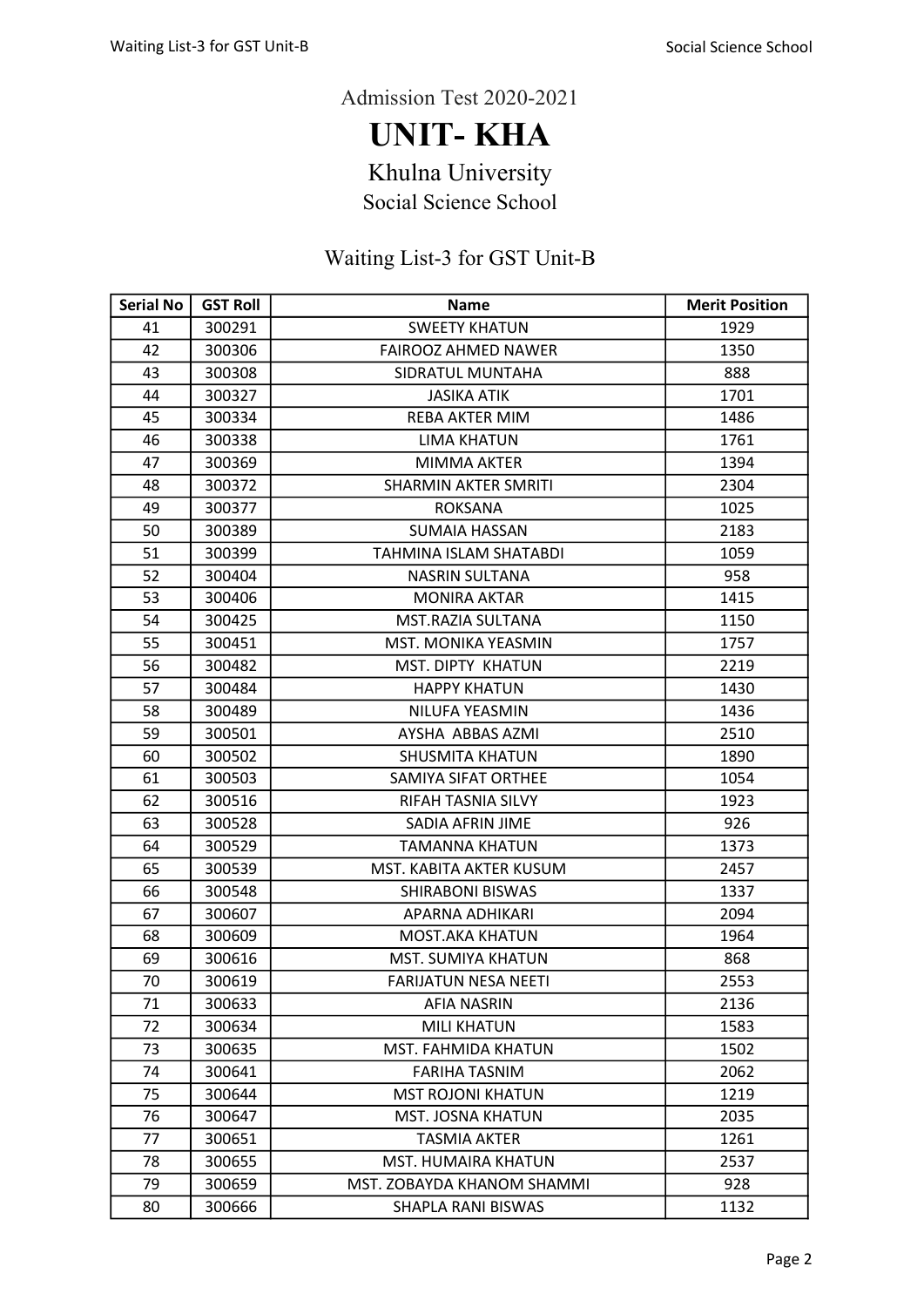Admission Test 2020-2021

# UNIT- KHA

## Khulna University

### Social Science School

### Waiting List-3 for GST Unit-B

| Serial No | GST Roll | Name | Merit Position |
|---|---|---|---|
| 41 | 300291 | SWEETY KHATUN | 1929 |
| 42 | 300306 | FAIROOZ AHMED NAWER | 1350 |
| 43 | 300308 | SIDRATUL MUNTAHA | 888 |
| 44 | 300327 | JASIKA ATIK | 1701 |
| 45 | 300334 | REBA AKTER MIM | 1486 |
| 46 | 300338 | LIMA KHATUN | 1761 |
| 47 | 300369 | MIMMA AKTER | 1394 |
| 48 | 300372 | SHARMIN AKTER SMRITI | 2304 |
| 49 | 300377 | ROKSANA | 1025 |
| 50 | 300389 | SUMAIA HASSAN | 2183 |
| 51 | 300399 | TAHMINA ISLAM SHATABDI | 1059 |
| 52 | 300404 | NASRIN SULTANA | 958 |
| 53 | 300406 | MONIRA AKTAR | 1415 |
| 54 | 300425 | MST.RAZIA SULTANA | 1150 |
| 55 | 300451 | MST. MONIKA YEASMIN | 1757 |
| 56 | 300482 | MST. DIPTY KHATUN | 2219 |
| 57 | 300484 | HAPPY KHATUN | 1430 |
| 58 | 300489 | NILUFA YEASMIN | 1436 |
| 59 | 300501 | AYSHA ABBAS AZMI | 2510 |
| 60 | 300502 | SHUSMITA KHATUN | 1890 |
| 61 | 300503 | SAMIYA SIFAT ORTHEE | 1054 |
| 62 | 300516 | RIFAH TASNIA SILVY | 1923 |
| 63 | 300528 | SADIA AFRIN JIME | 926 |
| 64 | 300529 | TAMANNA KHATUN | 1373 |
| 65 | 300539 | MST. KABITA AKTER KUSUM | 2457 |
| 66 | 300548 | SHIRABONI BISWAS | 1337 |
| 67 | 300607 | APARNA ADHIKARI | 2094 |
| 68 | 300609 | MOST.AKA KHATUN | 1964 |
| 69 | 300616 | MST. SUMIYA KHATUN | 868 |
| 70 | 300619 | FARIJATUN NESA NEETI | 2553 |
| 71 | 300633 | AFIA NASRIN | 2136 |
| 72 | 300634 | MILI KHATUN | 1583 |
| 73 | 300635 | MST. FAHMIDA KHATUN | 1502 |
| 74 | 300641 | FARIHA TASNIM | 2062 |
| 75 | 300644 | MST ROJONI KHATUN | 1219 |
| 76 | 300647 | MST. JOSNA KHATUN | 2035 |
| 77 | 300651 | TASMIA AKTER | 1261 |
| 78 | 300655 | MST. HUMAIRA KHATUN | 2537 |
| 79 | 300659 | MST. ZOBAYDA KHANOM SHAMMI | 928 |
| 80 | 300666 | SHAPLA RANI BISWAS | 1132 |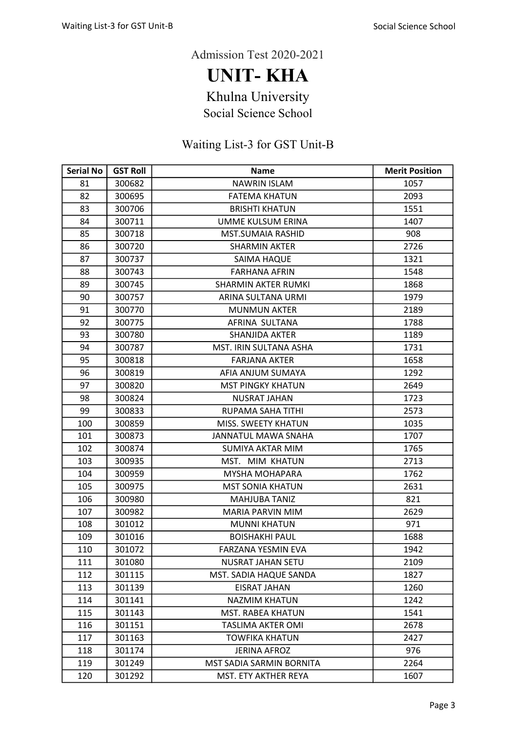Admission Test 2020-2021

# UNIT- KHA

## Khulna University

### Social Science School

### Waiting List-3 for GST Unit-B

| Serial No | GST Roll | Name | Merit Position |
|---|---|---|---|
| 81 | 300682 | NAWRIN ISLAM | 1057 |
| 82 | 300695 | FATEMA KHATUN | 2093 |
| 83 | 300706 | BRISHTI KHATUN | 1551 |
| 84 | 300711 | UMME KULSUM ERINA | 1407 |
| 85 | 300718 | MST.SUMAIA RASHID | 908 |
| 86 | 300720 | SHARMIN AKTER | 2726 |
| 87 | 300737 | SAIMA HAQUE | 1321 |
| 88 | 300743 | FARHANA AFRIN | 1548 |
| 89 | 300745 | SHARMIN AKTER RUMKI | 1868 |
| 90 | 300757 | ARINA SULTANA URMI | 1979 |
| 91 | 300770 | MUNMUN AKTER | 2189 |
| 92 | 300775 | AFRINA SULTANA | 1788 |
| 93 | 300780 | SHANJIDA AKTER | 1189 |
| 94 | 300787 | MST. IRIN SULTANA ASHA | 1731 |
| 95 | 300818 | FARJANA AKTER | 1658 |
| 96 | 300819 | AFIA ANJUM SUMAYA | 1292 |
| 97 | 300820 | MST PINGKY KHATUN | 2649 |
| 98 | 300824 | NUSRAT JAHAN | 1723 |
| 99 | 300833 | RUPAMA SAHA TITHI | 2573 |
| 100 | 300859 | MISS. SWEETY KHATUN | 1035 |
| 101 | 300873 | JANNATUL MAWA SNAHA | 1707 |
| 102 | 300874 | SUMIYA AKTAR MIM | 1765 |
| 103 | 300935 | MST. MIM KHATUN | 2713 |
| 104 | 300959 | MYSHA MOHAPARA | 1762 |
| 105 | 300975 | MST SONIA KHATUN | 2631 |
| 106 | 300980 | MAHJUBA TANIZ | 821 |
| 107 | 300982 | MARIA PARVIN MIM | 2629 |
| 108 | 301012 | MUNNI KHATUN | 971 |
| 109 | 301016 | BOISHAKHI PAUL | 1688 |
| 110 | 301072 | FARZANA YESMIN EVA | 1942 |
| 111 | 301080 | NUSRAT JAHAN SETU | 2109 |
| 112 | 301115 | MST. SADIA HAQUE SANDA | 1827 |
| 113 | 301139 | EISRAT JAHAN | 1260 |
| 114 | 301141 | NAZMIM KHATUN | 1242 |
| 115 | 301143 | MST. RABEA KHATUN | 1541 |
| 116 | 301151 | TASLIMA AKTER OMI | 2678 |
| 117 | 301163 | TOWFIKA KHATUN | 2427 |
| 118 | 301174 | JERINA AFROZ | 976 |
| 119 | 301249 | MST SADIA SARMIN BORNITA | 2264 |
| 120 | 301292 | MST. ETY AKTHER REYA | 1607 |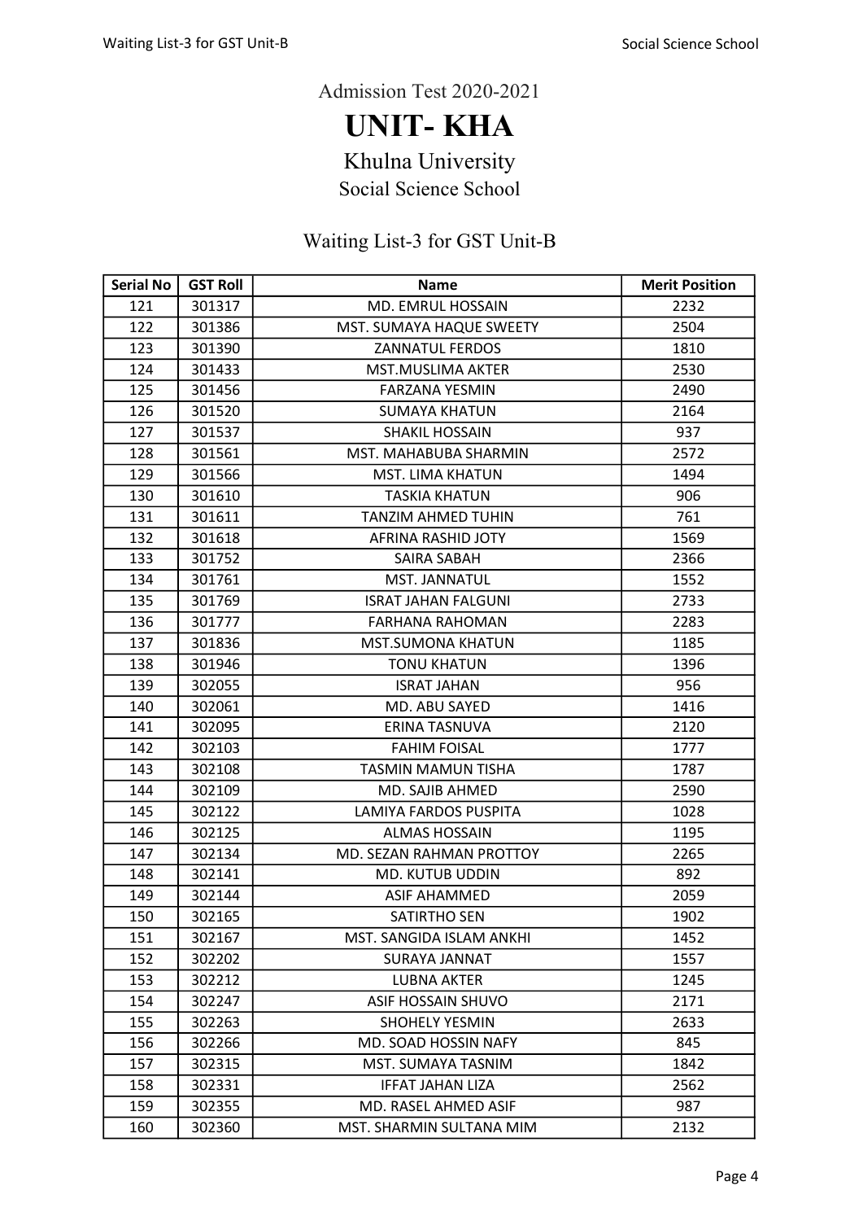Admission Test 2020-2021

# UNIT- KHA

## Khulna University

### Social Science School

### Waiting List-3 for GST Unit-B

| Serial No | GST Roll | Name | Merit Position |
|---|---|---|---|
| 121 | 301317 | MD. EMRUL HOSSAIN | 2232 |
| 122 | 301386 | MST. SUMAYA HAQUE SWEETY | 2504 |
| 123 | 301390 | ZANNATUL FERDOS | 1810 |
| 124 | 301433 | MST.MUSLIMA AKTER | 2530 |
| 125 | 301456 | FARZANA YESMIN | 2490 |
| 126 | 301520 | SUMAYA KHATUN | 2164 |
| 127 | 301537 | SHAKIL HOSSAIN | 937 |
| 128 | 301561 | MST. MAHABUBA SHARMIN | 2572 |
| 129 | 301566 | MST. LIMA KHATUN | 1494 |
| 130 | 301610 | TASKIA KHATUN | 906 |
| 131 | 301611 | TANZIM AHMED TUHIN | 761 |
| 132 | 301618 | AFRINA RASHID JOTY | 1569 |
| 133 | 301752 | SAIRA SABAH | 2366 |
| 134 | 301761 | MST. JANNATUL | 1552 |
| 135 | 301769 | ISRAT JAHAN FALGUNI | 2733 |
| 136 | 301777 | FARHANA RAHOMAN | 2283 |
| 137 | 301836 | MST.SUMONA KHATUN | 1185 |
| 138 | 301946 | TONU KHATUN | 1396 |
| 139 | 302055 | ISRAT JAHAN | 956 |
| 140 | 302061 | MD. ABU SAYED | 1416 |
| 141 | 302095 | ERINA TASNUVA | 2120 |
| 142 | 302103 | FAHIM FOISAL | 1777 |
| 143 | 302108 | TASMIN MAMUN TISHA | 1787 |
| 144 | 302109 | MD. SAJIB AHMED | 2590 |
| 145 | 302122 | LAMIYA FARDOS PUSPITA | 1028 |
| 146 | 302125 | ALMAS HOSSAIN | 1195 |
| 147 | 302134 | MD. SEZAN RAHMAN PROTTOY | 2265 |
| 148 | 302141 | MD. KUTUB UDDIN | 892 |
| 149 | 302144 | ASIF AHAMMED | 2059 |
| 150 | 302165 | SATIRTHO SEN | 1902 |
| 151 | 302167 | MST. SANGIDA ISLAM ANKHI | 1452 |
| 152 | 302202 | SURAYA JANNAT | 1557 |
| 153 | 302212 | LUBNA AKTER | 1245 |
| 154 | 302247 | ASIF HOSSAIN SHUVO | 2171 |
| 155 | 302263 | SHOHELY YESMIN | 2633 |
| 156 | 302266 | MD. SOAD HOSSIN NAFY | 845 |
| 157 | 302315 | MST. SUMAYA TASNIM | 1842 |
| 158 | 302331 | IFFAT JAHAN LIZA | 2562 |
| 159 | 302355 | MD. RASEL AHMED ASIF | 987 |
| 160 | 302360 | MST. SHARMIN SULTANA MIM | 2132 |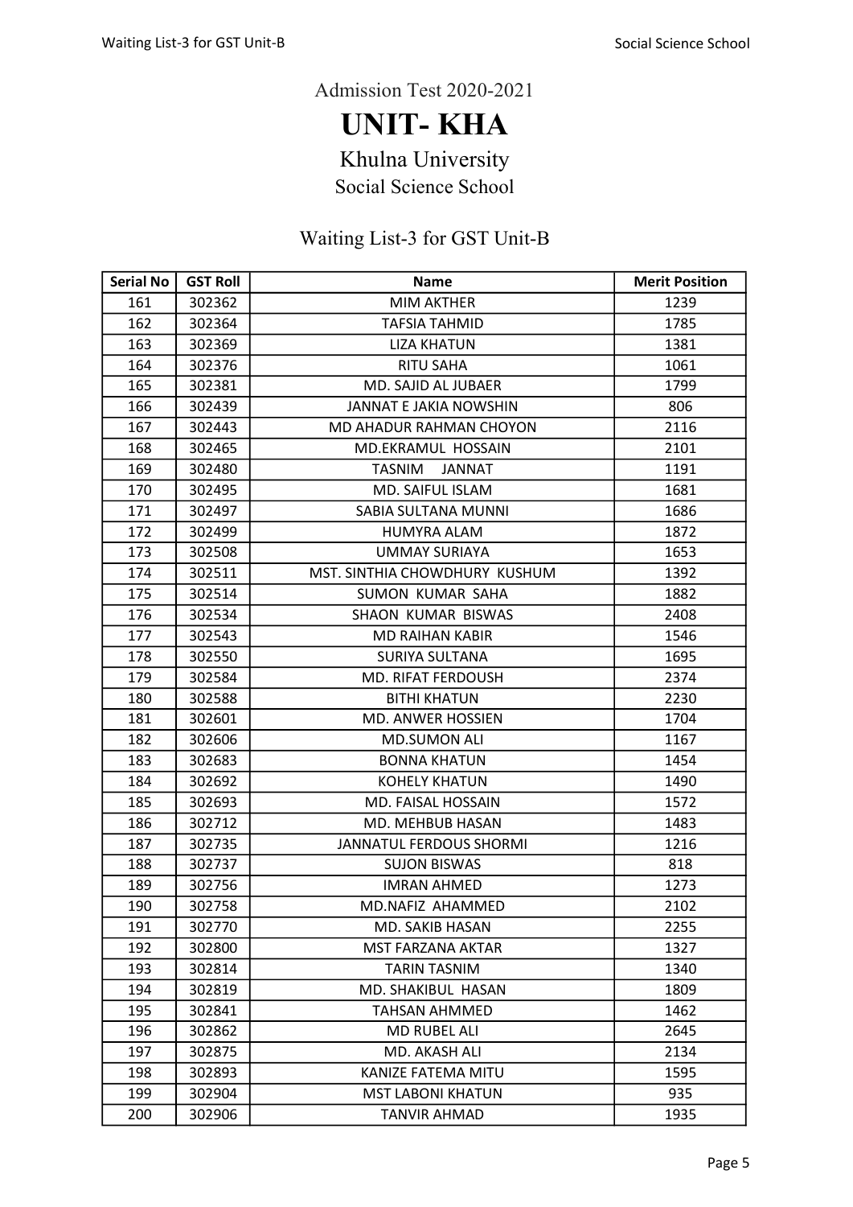Admission Test 2020-2021

# UNIT- KHA

## Khulna University

### Social Science School

### Waiting List-3 for GST Unit-B

| Serial No | GST Roll | Name | Merit Position |
|---|---|---|---|
| 161 | 302362 | MIM AKTHER | 1239 |
| 162 | 302364 | TAFSIA TAHMID | 1785 |
| 163 | 302369 | LIZA KHATUN | 1381 |
| 164 | 302376 | RITU SAHA | 1061 |
| 165 | 302381 | MD. SAJID AL JUBAER | 1799 |
| 166 | 302439 | JANNAT E JAKIA NOWSHIN | 806 |
| 167 | 302443 | MD AHADUR RAHMAN CHOYON | 2116 |
| 168 | 302465 | MD.EKRAMUL HOSSAIN | 2101 |
| 169 | 302480 | TASNIM JANNAT | 1191 |
| 170 | 302495 | MD. SAIFUL ISLAM | 1681 |
| 171 | 302497 | SABIA SULTANA MUNNI | 1686 |
| 172 | 302499 | HUMYRA ALAM | 1872 |
| 173 | 302508 | UMMAY SURIAYA | 1653 |
| 174 | 302511 | MST. SINTHIA CHOWDHURY KUSHUM | 1392 |
| 175 | 302514 | SUMON KUMAR SAHA | 1882 |
| 176 | 302534 | SHAON KUMAR BISWAS | 2408 |
| 177 | 302543 | MD RAIHAN KABIR | 1546 |
| 178 | 302550 | SURIYA SULTANA | 1695 |
| 179 | 302584 | MD. RIFAT FERDOUSH | 2374 |
| 180 | 302588 | BITHI KHATUN | 2230 |
| 181 | 302601 | MD. ANWER HOSSIEN | 1704 |
| 182 | 302606 | MD.SUMON ALI | 1167 |
| 183 | 302683 | BONNA KHATUN | 1454 |
| 184 | 302692 | KOHELY KHATUN | 1490 |
| 185 | 302693 | MD. FAISAL HOSSAIN | 1572 |
| 186 | 302712 | MD. MEHBUB HASAN | 1483 |
| 187 | 302735 | JANNATUL FERDOUS SHORMI | 1216 |
| 188 | 302737 | SUJON BISWAS | 818 |
| 189 | 302756 | IMRAN AHMED | 1273 |
| 190 | 302758 | MD.NAFIZ AHAMMED | 2102 |
| 191 | 302770 | MD. SAKIB HASAN | 2255 |
| 192 | 302800 | MST FARZANA AKTAR | 1327 |
| 193 | 302814 | TARIN TASNIM | 1340 |
| 194 | 302819 | MD. SHAKIBUL HASAN | 1809 |
| 195 | 302841 | TAHSAN AHMMED | 1462 |
| 196 | 302862 | MD RUBEL ALI | 2645 |
| 197 | 302875 | MD. AKASH ALI | 2134 |
| 198 | 302893 | KANIZE FATEMA MITU | 1595 |
| 199 | 302904 | MST LABONI KHATUN | 935 |
| 200 | 302906 | TANVIR AHMAD | 1935 |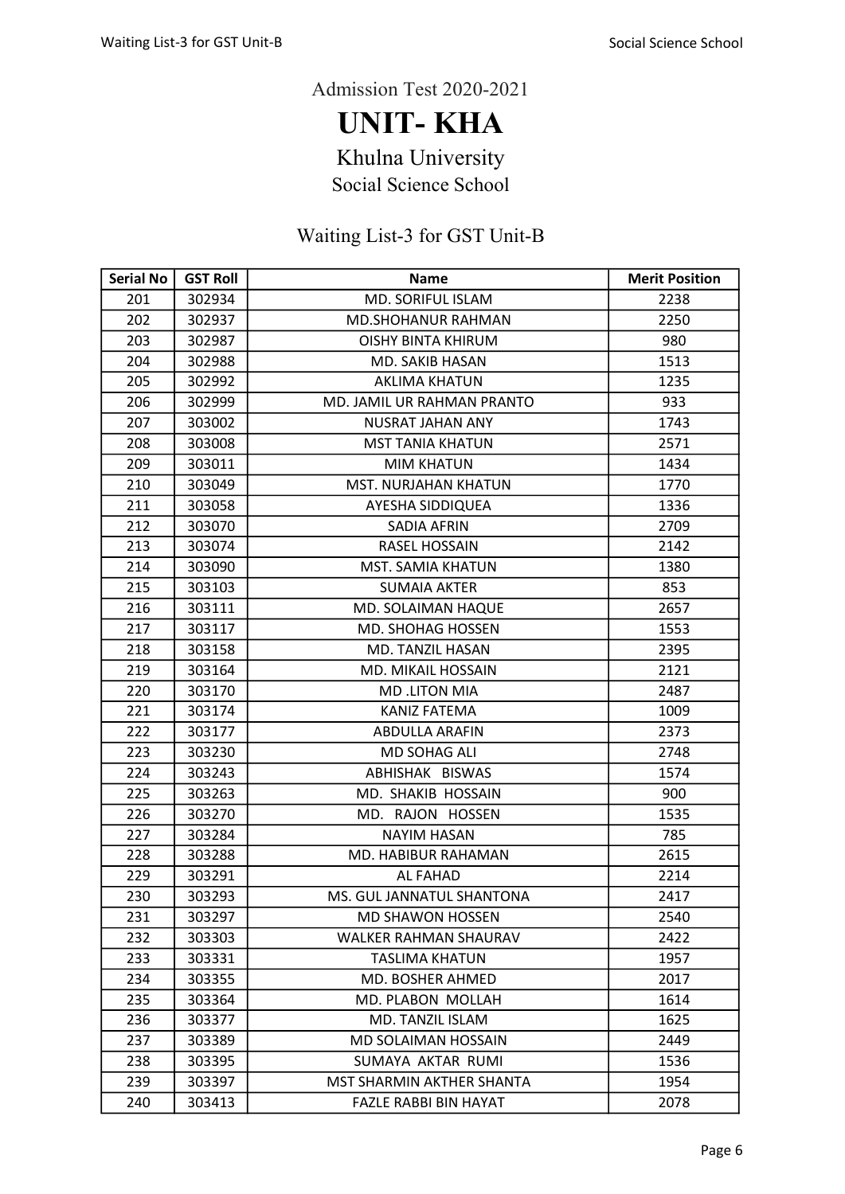Admission Test 2020-2021

# UNIT- KHA

## Khulna University

### Social Science School

### Waiting List-3 for GST Unit-B

| Serial No | GST Roll | Name | Merit Position |
|---|---|---|---|
| 201 | 302934 | MD. SORIFUL ISLAM | 2238 |
| 202 | 302937 | MD.SHOHANUR RAHMAN | 2250 |
| 203 | 302987 | OISHY BINTA KHIRUM | 980 |
| 204 | 302988 | MD. SAKIB HASAN | 1513 |
| 205 | 302992 | AKLIMA KHATUN | 1235 |
| 206 | 302999 | MD. JAMIL UR RAHMAN PRANTO | 933 |
| 207 | 303002 | NUSRAT JAHAN ANY | 1743 |
| 208 | 303008 | MST TANIA KHATUN | 2571 |
| 209 | 303011 | MIM KHATUN | 1434 |
| 210 | 303049 | MST. NURJAHAN KHATUN | 1770 |
| 211 | 303058 | AYESHA SIDDIQUEA | 1336 |
| 212 | 303070 | SADIA AFRIN | 2709 |
| 213 | 303074 | RASEL HOSSAIN | 2142 |
| 214 | 303090 | MST. SAMIA KHATUN | 1380 |
| 215 | 303103 | SUMAIA AKTER | 853 |
| 216 | 303111 | MD. SOLAIMAN HAQUE | 2657 |
| 217 | 303117 | MD. SHOHAG HOSSEN | 1553 |
| 218 | 303158 | MD. TANZIL HASAN | 2395 |
| 219 | 303164 | MD. MIKAIL HOSSAIN | 2121 |
| 220 | 303170 | MD .LITON MIA | 2487 |
| 221 | 303174 | KANIZ FATEMA | 1009 |
| 222 | 303177 | ABDULLA ARAFIN | 2373 |
| 223 | 303230 | MD SOHAG ALI | 2748 |
| 224 | 303243 | ABHISHAK BISWAS | 1574 |
| 225 | 303263 | MD. SHAKIB HOSSAIN | 900 |
| 226 | 303270 | MD. RAJON HOSSEN | 1535 |
| 227 | 303284 | NAYIM HASAN | 785 |
| 228 | 303288 | MD. HABIBUR RAHAMAN | 2615 |
| 229 | 303291 | AL FAHAD | 2214 |
| 230 | 303293 | MS. GUL JANNATUL SHANTONA | 2417 |
| 231 | 303297 | MD SHAWON HOSSEN | 2540 |
| 232 | 303303 | WALKER RAHMAN SHAURAV | 2422 |
| 233 | 303331 | TASLIMA KHATUN | 1957 |
| 234 | 303355 | MD. BOSHER AHMED | 2017 |
| 235 | 303364 | MD. PLABON MOLLAH | 1614 |
| 236 | 303377 | MD. TANZIL ISLAM | 1625 |
| 237 | 303389 | MD SOLAIMAN HOSSAIN | 2449 |
| 238 | 303395 | SUMAYA AKTAR RUMI | 1536 |
| 239 | 303397 | MST SHARMIN AKTHER SHANTA | 1954 |
| 240 | 303413 | FAZLE RABBI BIN HAYAT | 2078 |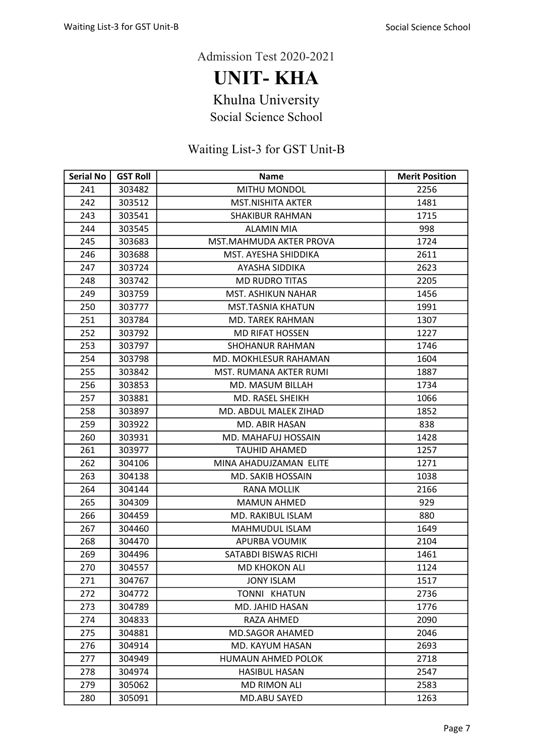Admission Test 2020-2021

# UNIT- KHA

## Khulna University

### Social Science School

### Waiting List-3 for GST Unit-B

| Serial No | GST Roll | Name | Merit Position |
|---|---|---|---|
| 241 | 303482 | MITHU MONDOL | 2256 |
| 242 | 303512 | MST.NISHITA AKTER | 1481 |
| 243 | 303541 | SHAKIBUR RAHMAN | 1715 |
| 244 | 303545 | ALAMIN MIA | 998 |
| 245 | 303683 | MST.MAHMUDA AKTER PROVA | 1724 |
| 246 | 303688 | MST. AYESHA SHIDDIKA | 2611 |
| 247 | 303724 | AYASHA SIDDIKA | 2623 |
| 248 | 303742 | MD RUDRO TITAS | 2205 |
| 249 | 303759 | MST. ASHIKUN NAHAR | 1456 |
| 250 | 303777 | MST.TASNIA KHATUN | 1991 |
| 251 | 303784 | MD. TAREK RAHMAN | 1307 |
| 252 | 303792 | MD RIFAT HOSSEN | 1227 |
| 253 | 303797 | SHOHANUR RAHMAN | 1746 |
| 254 | 303798 | MD. MOKHLESUR RAHAMAN | 1604 |
| 255 | 303842 | MST. RUMANA AKTER RUMI | 1887 |
| 256 | 303853 | MD. MASUM BILLAH | 1734 |
| 257 | 303881 | MD. RASEL SHEIKH | 1066 |
| 258 | 303897 | MD. ABDUL MALEK ZIHAD | 1852 |
| 259 | 303922 | MD. ABIR HASAN | 838 |
| 260 | 303931 | MD. MAHAFUJ HOSSAIN | 1428 |
| 261 | 303977 | TAUHID AHAMED | 1257 |
| 262 | 304106 | MINA AHADUJZAMAN ELITE | 1271 |
| 263 | 304138 | MD. SAKIB HOSSAIN | 1038 |
| 264 | 304144 | RANA MOLLIK | 2166 |
| 265 | 304309 | MAMUN AHMED | 929 |
| 266 | 304459 | MD. RAKIBUL ISLAM | 880 |
| 267 | 304460 | MAHMUDUL ISLAM | 1649 |
| 268 | 304470 | APURBA VOUMIK | 2104 |
| 269 | 304496 | SATABDI BISWAS RICHI | 1461 |
| 270 | 304557 | MD KHOKON ALI | 1124 |
| 271 | 304767 | JONY ISLAM | 1517 |
| 272 | 304772 | TONNI KHATUN | 2736 |
| 273 | 304789 | MD. JAHID HASAN | 1776 |
| 274 | 304833 | RAZA AHMED | 2090 |
| 275 | 304881 | MD.SAGOR AHAMED | 2046 |
| 276 | 304914 | MD. KAYUM HASAN | 2693 |
| 277 | 304949 | HUMAUN AHMED POLOK | 2718 |
| 278 | 304974 | HASIBUL HASAN | 2547 |
| 279 | 305062 | MD RIMON ALI | 2583 |
| 280 | 305091 | MD.ABU SAYED | 1263 |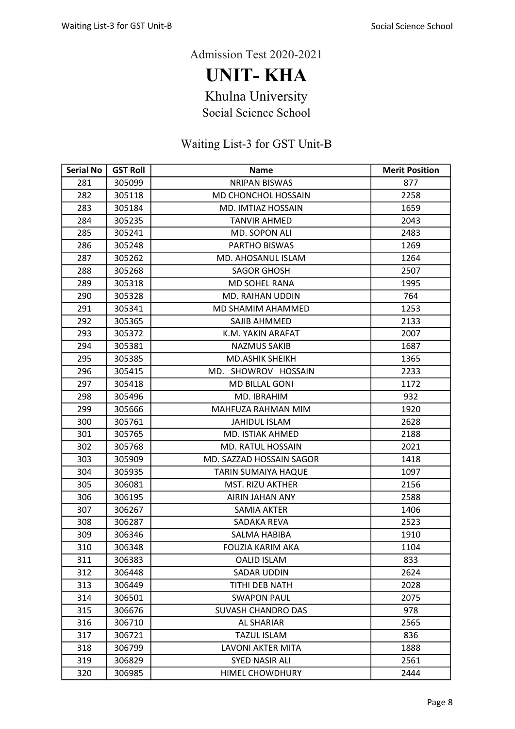Admission Test 2020-2021

# UNIT- KHA

## Khulna University

### Social Science School

### Waiting List-3 for GST Unit-B

| Serial No | GST Roll | Name | Merit Position |
|---|---|---|---|
| 281 | 305099 | NRIPAN BISWAS | 877 |
| 282 | 305118 | MD CHONCHOL HOSSAIN | 2258 |
| 283 | 305184 | MD. IMTIAZ HOSSAIN | 1659 |
| 284 | 305235 | TANVIR AHMED | 2043 |
| 285 | 305241 | MD. SOPON ALI | 2483 |
| 286 | 305248 | PARTHO BISWAS | 1269 |
| 287 | 305262 | MD. AHOSANUL ISLAM | 1264 |
| 288 | 305268 | SAGOR GHOSH | 2507 |
| 289 | 305318 | MD SOHEL RANA | 1995 |
| 290 | 305328 | MD. RAIHAN UDDIN | 764 |
| 291 | 305341 | MD SHAMIM AHAMMED | 1253 |
| 292 | 305365 | SAJIB AHMMED | 2133 |
| 293 | 305372 | K.M. YAKIN ARAFAT | 2007 |
| 294 | 305381 | NAZMUS SAKIB | 1687 |
| 295 | 305385 | MD.ASHIK SHEIKH | 1365 |
| 296 | 305415 | MD. SHOWROV HOSSAIN | 2233 |
| 297 | 305418 | MD BILLAL GONI | 1172 |
| 298 | 305496 | MD. IBRAHIM | 932 |
| 299 | 305666 | MAHFUZA RAHMAN MIM | 1920 |
| 300 | 305761 | JAHIDUL ISLAM | 2628 |
| 301 | 305765 | MD. ISTIAK AHMED | 2188 |
| 302 | 305768 | MD. RATUL HOSSAIN | 2021 |
| 303 | 305909 | MD. SAZZAD HOSSAIN SAGOR | 1418 |
| 304 | 305935 | TARIN SUMAIYA HAQUE | 1097 |
| 305 | 306081 | MST. RIZU AKTHER | 2156 |
| 306 | 306195 | AIRIN JAHAN ANY | 2588 |
| 307 | 306267 | SAMIA AKTER | 1406 |
| 308 | 306287 | SADAKA REVA | 2523 |
| 309 | 306346 | SALMA HABIBA | 1910 |
| 310 | 306348 | FOUZIA KARIM AKA | 1104 |
| 311 | 306383 | OALID ISLAM | 833 |
| 312 | 306448 | SADAR UDDIN | 2624 |
| 313 | 306449 | TITHI DEB NATH | 2028 |
| 314 | 306501 | SWAPON PAUL | 2075 |
| 315 | 306676 | SUVASH CHANDRO DAS | 978 |
| 316 | 306710 | AL SHARIAR | 2565 |
| 317 | 306721 | TAZUL ISLAM | 836 |
| 318 | 306799 | LAVONI AKTER MITA | 1888 |
| 319 | 306829 | SYED NASIR ALI | 2561 |
| 320 | 306985 | HIMEL CHOWDHURY | 2444 |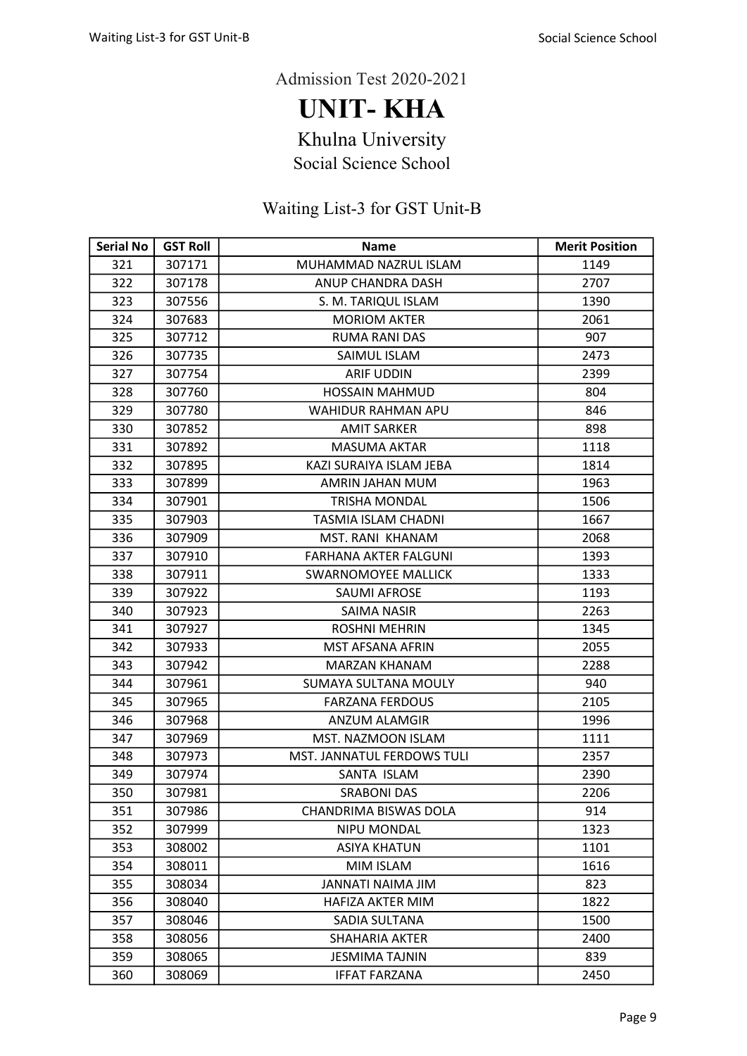Admission Test 2020-2021

# UNIT- KHA

## Khulna University

### Social Science School

### Waiting List-3 for GST Unit-B

| Serial No | GST Roll | Name | Merit Position |
|---|---|---|---|
| 321 | 307171 | MUHAMMAD NAZRUL ISLAM | 1149 |
| 322 | 307178 | ANUP CHANDRA DASH | 2707 |
| 323 | 307556 | S. M. TARIQUL ISLAM | 1390 |
| 324 | 307683 | MORIOM AKTER | 2061 |
| 325 | 307712 | RUMA RANI DAS | 907 |
| 326 | 307735 | SAIMUL ISLAM | 2473 |
| 327 | 307754 | ARIF UDDIN | 2399 |
| 328 | 307760 | HOSSAIN MAHMUD | 804 |
| 329 | 307780 | WAHIDUR RAHMAN APU | 846 |
| 330 | 307852 | AMIT SARKER | 898 |
| 331 | 307892 | MASUMA AKTAR | 1118 |
| 332 | 307895 | KAZI SURAIYA ISLAM JEBA | 1814 |
| 333 | 307899 | AMRIN JAHAN MUM | 1963 |
| 334 | 307901 | TRISHA MONDAL | 1506 |
| 335 | 307903 | TASMIA ISLAM CHADNI | 1667 |
| 336 | 307909 | MST. RANI KHANAM | 2068 |
| 337 | 307910 | FARHANA AKTER FALGUNI | 1393 |
| 338 | 307911 | SWARNOMOYEE MALLICK | 1333 |
| 339 | 307922 | SAUMI AFROSE | 1193 |
| 340 | 307923 | SAIMA NASIR | 2263 |
| 341 | 307927 | ROSHNI MEHRIN | 1345 |
| 342 | 307933 | MST AFSANA AFRIN | 2055 |
| 343 | 307942 | MARZAN KHANAM | 2288 |
| 344 | 307961 | SUMAYA SULTANA MOULY | 940 |
| 345 | 307965 | FARZANA FERDOUS | 2105 |
| 346 | 307968 | ANZUM ALAMGIR | 1996 |
| 347 | 307969 | MST. NAZMOON ISLAM | 1111 |
| 348 | 307973 | MST. JANNATUL FERDOWS TULI | 2357 |
| 349 | 307974 | SANTA ISLAM | 2390 |
| 350 | 307981 | SRABONI DAS | 2206 |
| 351 | 307986 | CHANDRIMA BISWAS DOLA | 914 |
| 352 | 307999 | NIPU MONDAL | 1323 |
| 353 | 308002 | ASIYA KHATUN | 1101 |
| 354 | 308011 | MIM ISLAM | 1616 |
| 355 | 308034 | JANNATI NAIMA JIM | 823 |
| 356 | 308040 | HAFIZA AKTER MIM | 1822 |
| 357 | 308046 | SADIA SULTANA | 1500 |
| 358 | 308056 | SHAHARIA AKTER | 2400 |
| 359 | 308065 | JESMIMA TAJNIN | 839 |
| 360 | 308069 | IFFAT FARZANA | 2450 |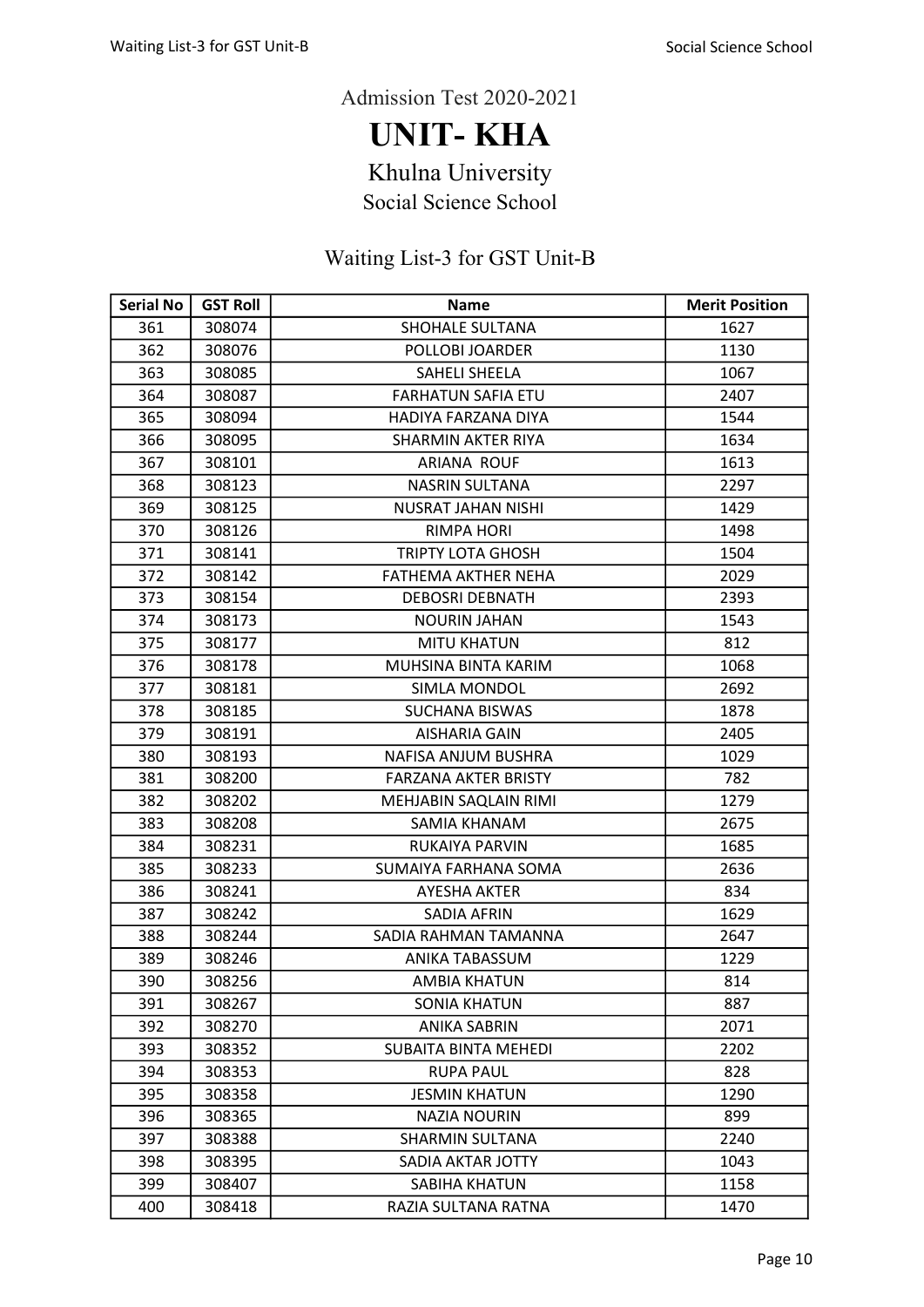Admission Test 2020-2021

# UNIT- KHA

## Khulna University

### Social Science School

### Waiting List-3 for GST Unit-B

| Serial No | GST Roll | Name | Merit Position |
|---|---|---|---|
| 361 | 308074 | SHOHALE SULTANA | 1627 |
| 362 | 308076 | POLLOBI JOARDER | 1130 |
| 363 | 308085 | SAHELI SHEELA | 1067 |
| 364 | 308087 | FARHATUN SAFIA ETU | 2407 |
| 365 | 308094 | HADIYA FARZANA DIYA | 1544 |
| 366 | 308095 | SHARMIN AKTER RIYA | 1634 |
| 367 | 308101 | ARIANA ROUF | 1613 |
| 368 | 308123 | NASRIN SULTANA | 2297 |
| 369 | 308125 | NUSRAT JAHAN NISHI | 1429 |
| 370 | 308126 | RIMPA HORI | 1498 |
| 371 | 308141 | TRIPTY LOTA GHOSH | 1504 |
| 372 | 308142 | FATHEMA AKTHER NEHA | 2029 |
| 373 | 308154 | DEBOSRI DEBNATH | 2393 |
| 374 | 308173 | NOURIN JAHAN | 1543 |
| 375 | 308177 | MITU KHATUN | 812 |
| 376 | 308178 | MUHSINA BINTA KARIM | 1068 |
| 377 | 308181 | SIMLA MONDOL | 2692 |
| 378 | 308185 | SUCHANA BISWAS | 1878 |
| 379 | 308191 | AISHARIA GAIN | 2405 |
| 380 | 308193 | NAFISA ANJUM BUSHRA | 1029 |
| 381 | 308200 | FARZANA AKTER BRISTY | 782 |
| 382 | 308202 | MEHJABIN SAQLAIN RIMI | 1279 |
| 383 | 308208 | SAMIA KHANAM | 2675 |
| 384 | 308231 | RUKAIYA PARVIN | 1685 |
| 385 | 308233 | SUMAIYA FARHANA SOMA | 2636 |
| 386 | 308241 | AYESHA AKTER | 834 |
| 387 | 308242 | SADIA AFRIN | 1629 |
| 388 | 308244 | SADIA RAHMAN TAMANNA | 2647 |
| 389 | 308246 | ANIKA TABASSUM | 1229 |
| 390 | 308256 | AMBIA KHATUN | 814 |
| 391 | 308267 | SONIA KHATUN | 887 |
| 392 | 308270 | ANIKA SABRIN | 2071 |
| 393 | 308352 | SUBAITA BINTA MEHEDI | 2202 |
| 394 | 308353 | RUPA PAUL | 828 |
| 395 | 308358 | JESMIN KHATUN | 1290 |
| 396 | 308365 | NAZIA NOURIN | 899 |
| 397 | 308388 | SHARMIN SULTANA | 2240 |
| 398 | 308395 | SADIA AKTAR JOTTY | 1043 |
| 399 | 308407 | SABIHA KHATUN | 1158 |
| 400 | 308418 | RAZIA SULTANA RATNA | 1470 |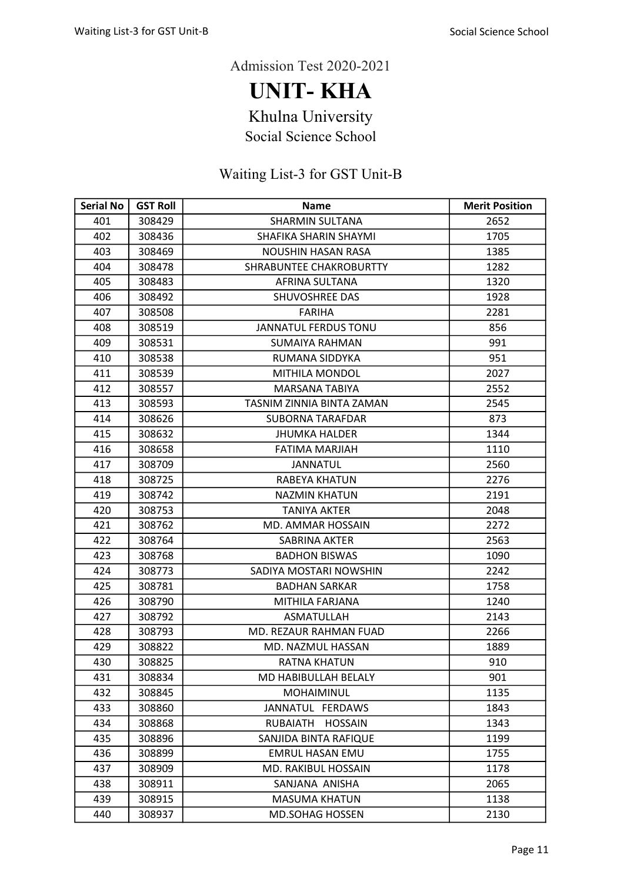Admission Test 2020-2021

# UNIT- KHA

## Khulna University

### Social Science School

### Waiting List-3 for GST Unit-B

| Serial No | GST Roll | Name | Merit Position |
|---|---|---|---|
| 401 | 308429 | SHARMIN SULTANA | 2652 |
| 402 | 308436 | SHAFIKA SHARIN SHAYMI | 1705 |
| 403 | 308469 | NOUSHIN HASAN RASA | 1385 |
| 404 | 308478 | SHRABUNTEE CHAKROBURTTY | 1282 |
| 405 | 308483 | AFRINA SULTANA | 1320 |
| 406 | 308492 | SHUVOSHREE DAS | 1928 |
| 407 | 308508 | FARIHA | 2281 |
| 408 | 308519 | JANNATUL FERDUS TONU | 856 |
| 409 | 308531 | SUMAIYA RAHMAN | 991 |
| 410 | 308538 | RUMANA SIDDYKA | 951 |
| 411 | 308539 | MITHILA MONDOL | 2027 |
| 412 | 308557 | MARSANA TABIYA | 2552 |
| 413 | 308593 | TASNIM ZINNIA BINTA ZAMAN | 2545 |
| 414 | 308626 | SUBORNA TARAFDAR | 873 |
| 415 | 308632 | JHUMKA HALDER | 1344 |
| 416 | 308658 | FATIMA MARJIAH | 1110 |
| 417 | 308709 | JANNATUL | 2560 |
| 418 | 308725 | RABEYA KHATUN | 2276 |
| 419 | 308742 | NAZMIN KHATUN | 2191 |
| 420 | 308753 | TANIYA AKTER | 2048 |
| 421 | 308762 | MD. AMMAR HOSSAIN | 2272 |
| 422 | 308764 | SABRINA AKTER | 2563 |
| 423 | 308768 | BADHON BISWAS | 1090 |
| 424 | 308773 | SADIYA MOSTARI NOWSHIN | 2242 |
| 425 | 308781 | BADHAN SARKAR | 1758 |
| 426 | 308790 | MITHILA FARJANA | 1240 |
| 427 | 308792 | ASMATULLAH | 2143 |
| 428 | 308793 | MD. REZAUR RAHMAN FUAD | 2266 |
| 429 | 308822 | MD. NAZMUL HASSAN | 1889 |
| 430 | 308825 | RATNA KHATUN | 910 |
| 431 | 308834 | MD HABIBULLAH BELALY | 901 |
| 432 | 308845 | MOHAIMINUL | 1135 |
| 433 | 308860 | JANNATUL FERDAWS | 1843 |
| 434 | 308868 | RUBAIATH HOSSAIN | 1343 |
| 435 | 308896 | SANJIDA BINTA RAFIQUE | 1199 |
| 436 | 308899 | EMRUL HASAN EMU | 1755 |
| 437 | 308909 | MD. RAKIBUL HOSSAIN | 1178 |
| 438 | 308911 | SANJANA ANISHA | 2065 |
| 439 | 308915 | MASUMA KHATUN | 1138 |
| 440 | 308937 | MD.SOHAG HOSSEN | 2130 |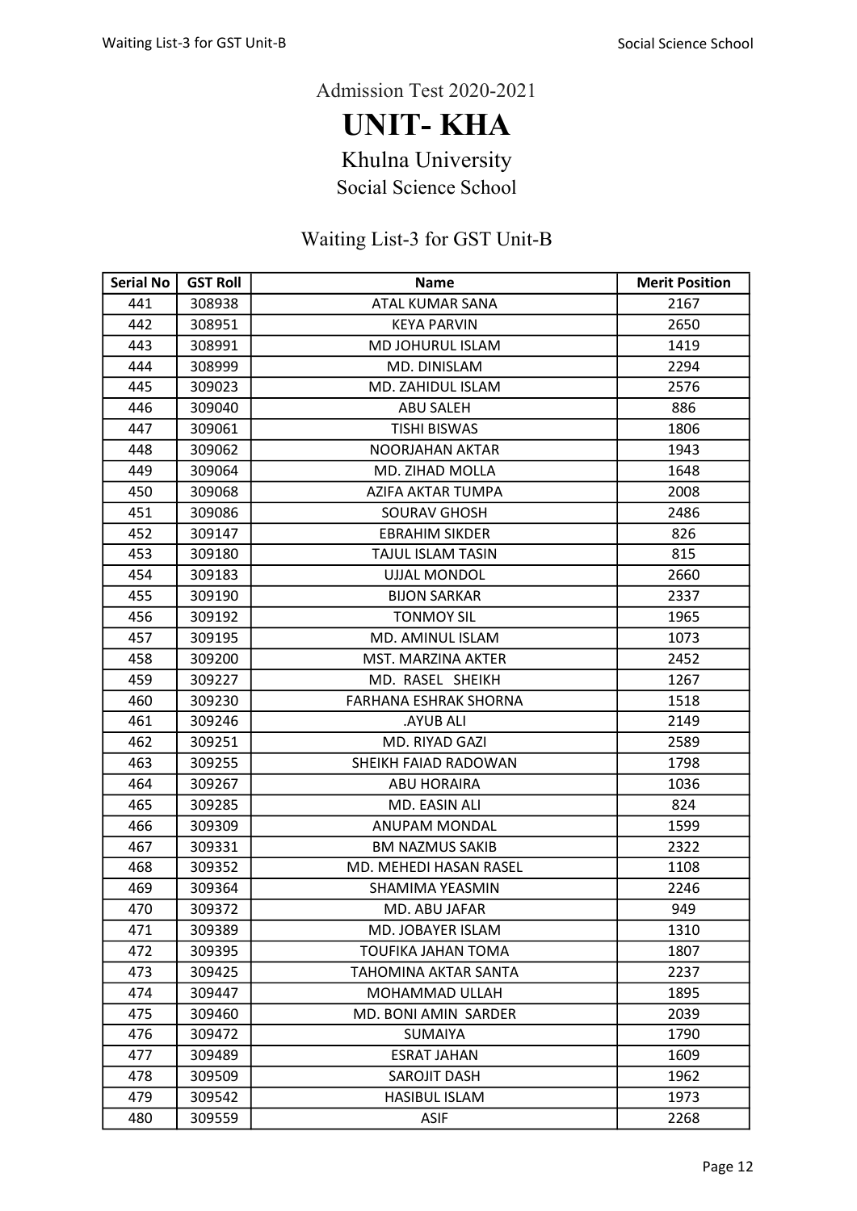Admission Test 2020-2021

# UNIT- KHA

## Khulna University

### Social Science School

### Waiting List-3 for GST Unit-B

| Serial No | GST Roll | Name | Merit Position |
|---|---|---|---|
| 441 | 308938 | ATAL KUMAR SANA | 2167 |
| 442 | 308951 | KEYA PARVIN | 2650 |
| 443 | 308991 | MD JOHURUL ISLAM | 1419 |
| 444 | 308999 | MD. DINISLAM | 2294 |
| 445 | 309023 | MD. ZAHIDUL ISLAM | 2576 |
| 446 | 309040 | ABU SALEH | 886 |
| 447 | 309061 | TISHI BISWAS | 1806 |
| 448 | 309062 | NOORJAHAN AKTAR | 1943 |
| 449 | 309064 | MD. ZIHAD MOLLA | 1648 |
| 450 | 309068 | AZIFA AKTAR TUMPA | 2008 |
| 451 | 309086 | SOURAV GHOSH | 2486 |
| 452 | 309147 | EBRAHIM SIKDER | 826 |
| 453 | 309180 | TAJUL ISLAM TASIN | 815 |
| 454 | 309183 | UJJAL MONDOL | 2660 |
| 455 | 309190 | BIJON SARKAR | 2337 |
| 456 | 309192 | TONMOY SIL | 1965 |
| 457 | 309195 | MD. AMINUL ISLAM | 1073 |
| 458 | 309200 | MST. MARZINA AKTER | 2452 |
| 459 | 309227 | MD. RASEL SHEIKH | 1267 |
| 460 | 309230 | FARHANA ESHRAK SHORNA | 1518 |
| 461 | 309246 | .AYUB ALI | 2149 |
| 462 | 309251 | MD. RIYAD GAZI | 2589 |
| 463 | 309255 | SHEIKH FAIAD RADOWAN | 1798 |
| 464 | 309267 | ABU HORAIRA | 1036 |
| 465 | 309285 | MD. EASIN ALI | 824 |
| 466 | 309309 | ANUPAM MONDAL | 1599 |
| 467 | 309331 | BM NAZMUS SAKIB | 2322 |
| 468 | 309352 | MD. MEHEDI HASAN RASEL | 1108 |
| 469 | 309364 | SHAMIMA YEASMIN | 2246 |
| 470 | 309372 | MD. ABU JAFAR | 949 |
| 471 | 309389 | MD. JOBAYER ISLAM | 1310 |
| 472 | 309395 | TOUFIKA JAHAN TOMA | 1807 |
| 473 | 309425 | TAHOMINA AKTAR SANTA | 2237 |
| 474 | 309447 | MOHAMMAD ULLAH | 1895 |
| 475 | 309460 | MD. BONI AMIN SARDER | 2039 |
| 476 | 309472 | SUMAIYA | 1790 |
| 477 | 309489 | ESRAT JAHAN | 1609 |
| 478 | 309509 | SAROJIT DASH | 1962 |
| 479 | 309542 | HASIBUL ISLAM | 1973 |
| 480 | 309559 | ASIF | 2268 |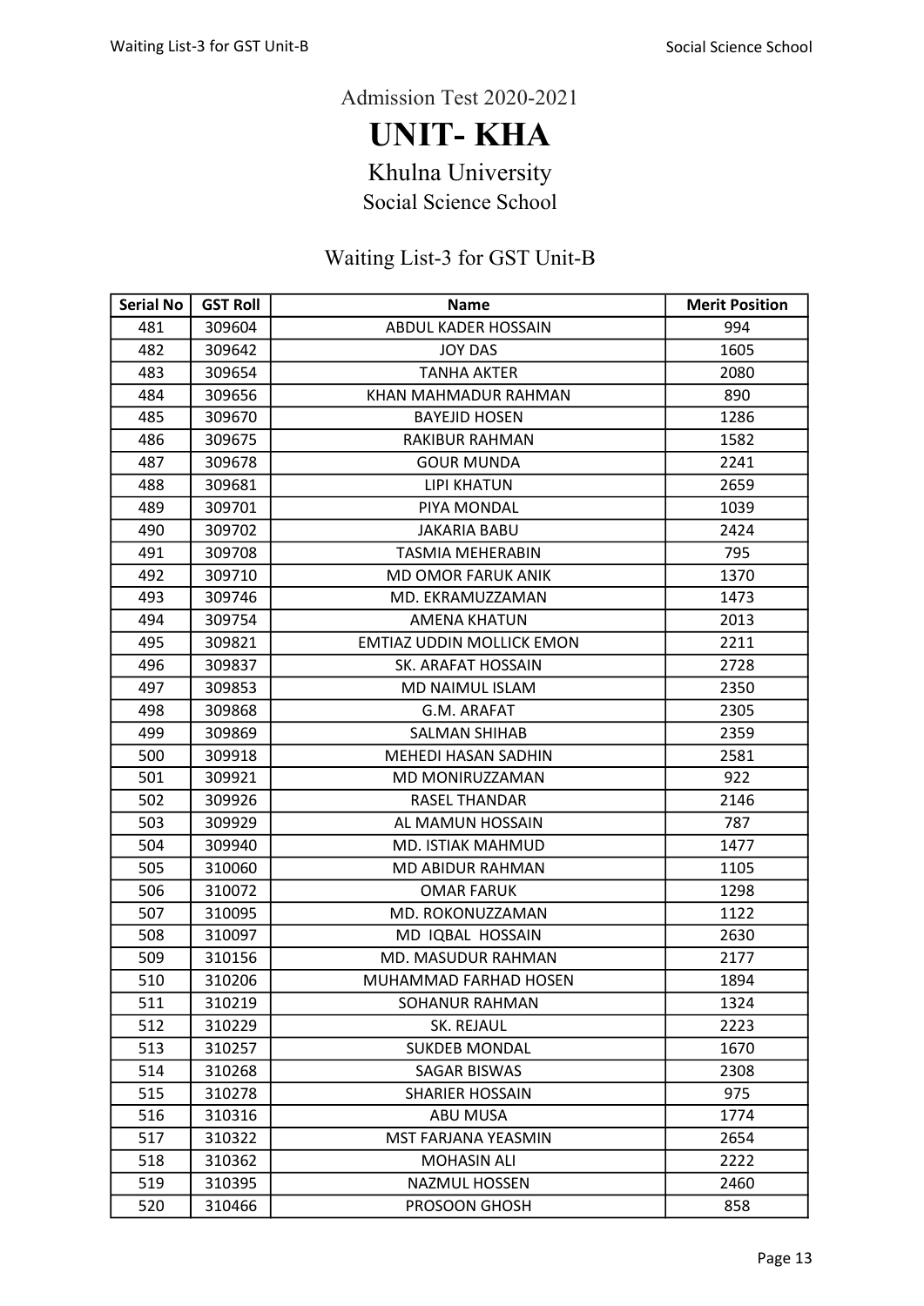Admission Test 2020-2021

# UNIT- KHA

## Khulna University

### Social Science School

### Waiting List-3 for GST Unit-B

| Serial No | GST Roll | Name | Merit Position |
|---|---|---|---|
| 481 | 309604 | ABDUL KADER HOSSAIN | 994 |
| 482 | 309642 | JOY DAS | 1605 |
| 483 | 309654 | TANHA AKTER | 2080 |
| 484 | 309656 | KHAN MAHMADUR RAHMAN | 890 |
| 485 | 309670 | BAYEJID HOSEN | 1286 |
| 486 | 309675 | RAKIBUR RAHMAN | 1582 |
| 487 | 309678 | GOUR MUNDA | 2241 |
| 488 | 309681 | LIPI KHATUN | 2659 |
| 489 | 309701 | PIYA MONDAL | 1039 |
| 490 | 309702 | JAKARIA BABU | 2424 |
| 491 | 309708 | TASMIA MEHERABIN | 795 |
| 492 | 309710 | MD OMOR FARUK ANIK | 1370 |
| 493 | 309746 | MD. EKRAMUZZAMAN | 1473 |
| 494 | 309754 | AMENA KHATUN | 2013 |
| 495 | 309821 | EMTIAZ UDDIN MOLLICK EMON | 2211 |
| 496 | 309837 | SK. ARAFAT HOSSAIN | 2728 |
| 497 | 309853 | MD NAIMUL ISLAM | 2350 |
| 498 | 309868 | G.M. ARAFAT | 2305 |
| 499 | 309869 | SALMAN SHIHAB | 2359 |
| 500 | 309918 | MEHEDI HASAN SADHIN | 2581 |
| 501 | 309921 | MD MONIRUZZAMAN | 922 |
| 502 | 309926 | RASEL THANDAR | 2146 |
| 503 | 309929 | AL MAMUN HOSSAIN | 787 |
| 504 | 309940 | MD. ISTIAK MAHMUD | 1477 |
| 505 | 310060 | MD ABIDUR RAHMAN | 1105 |
| 506 | 310072 | OMAR FARUK | 1298 |
| 507 | 310095 | MD. ROKONUZZAMAN | 1122 |
| 508 | 310097 | MD IQBAL HOSSAIN | 2630 |
| 509 | 310156 | MD. MASUDUR RAHMAN | 2177 |
| 510 | 310206 | MUHAMMAD FARHAD HOSEN | 1894 |
| 511 | 310219 | SOHANUR RAHMAN | 1324 |
| 512 | 310229 | SK. REJAUL | 2223 |
| 513 | 310257 | SUKDEB MONDAL | 1670 |
| 514 | 310268 | SAGAR BISWAS | 2308 |
| 515 | 310278 | SHARIER HOSSAIN | 975 |
| 516 | 310316 | ABU MUSA | 1774 |
| 517 | 310322 | MST FARJANA YEASMIN | 2654 |
| 518 | 310362 | MOHASIN ALI | 2222 |
| 519 | 310395 | NAZMUL HOSSEN | 2460 |
| 520 | 310466 | PROSOON GHOSH | 858 |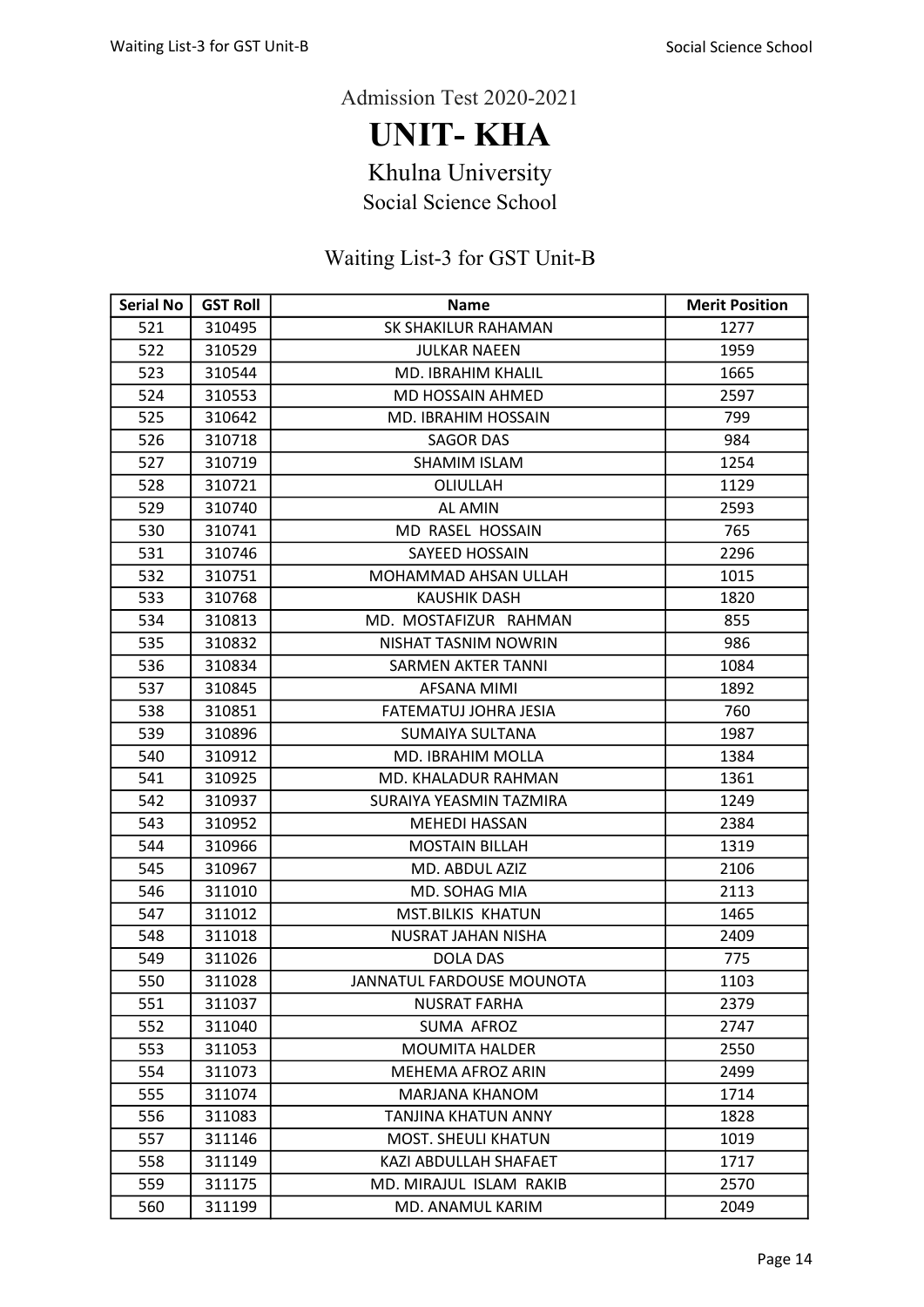Admission Test 2020-2021

# UNIT- KHA

## Khulna University

### Social Science School

### Waiting List-3 for GST Unit-B

| Serial No | GST Roll | Name | Merit Position |
|---|---|---|---|
| 521 | 310495 | SK SHAKILUR RAHAMAN | 1277 |
| 522 | 310529 | JULKAR NAEEN | 1959 |
| 523 | 310544 | MD. IBRAHIM KHALIL | 1665 |
| 524 | 310553 | MD HOSSAIN AHMED | 2597 |
| 525 | 310642 | MD. IBRAHIM HOSSAIN | 799 |
| 526 | 310718 | SAGOR DAS | 984 |
| 527 | 310719 | SHAMIM ISLAM | 1254 |
| 528 | 310721 | OLIULLAH | 1129 |
| 529 | 310740 | AL AMIN | 2593 |
| 530 | 310741 | MD RASEL HOSSAIN | 765 |
| 531 | 310746 | SAYEED HOSSAIN | 2296 |
| 532 | 310751 | MOHAMMAD AHSAN ULLAH | 1015 |
| 533 | 310768 | KAUSHIK DASH | 1820 |
| 534 | 310813 | MD. MOSTAFIZUR RAHMAN | 855 |
| 535 | 310832 | NISHAT TASNIM NOWRIN | 986 |
| 536 | 310834 | SARMEN AKTER TANNI | 1084 |
| 537 | 310845 | AFSANA MIMI | 1892 |
| 538 | 310851 | FATEMATUJ JOHRA JESIA | 760 |
| 539 | 310896 | SUMAIYA SULTANA | 1987 |
| 540 | 310912 | MD. IBRAHIM MOLLA | 1384 |
| 541 | 310925 | MD. KHALADUR RAHMAN | 1361 |
| 542 | 310937 | SURAIYA YEASMIN TAZMIRA | 1249 |
| 543 | 310952 | MEHEDI HASSAN | 2384 |
| 544 | 310966 | MOSTAIN BILLAH | 1319 |
| 545 | 310967 | MD. ABDUL AZIZ | 2106 |
| 546 | 311010 | MD. SOHAG MIA | 2113 |
| 547 | 311012 | MST.BILKIS KHATUN | 1465 |
| 548 | 311018 | NUSRAT JAHAN NISHA | 2409 |
| 549 | 311026 | DOLA DAS | 775 |
| 550 | 311028 | JANNATUL FARDOUSE MOUNOTA | 1103 |
| 551 | 311037 | NUSRAT FARHA | 2379 |
| 552 | 311040 | SUMA AFROZ | 2747 |
| 553 | 311053 | MOUMITA HALDER | 2550 |
| 554 | 311073 | MEHEMA AFROZ ARIN | 2499 |
| 555 | 311074 | MARJANA KHANOM | 1714 |
| 556 | 311083 | TANJINA KHATUN ANNY | 1828 |
| 557 | 311146 | MOST. SHEULI KHATUN | 1019 |
| 558 | 311149 | KAZI ABDULLAH SHAFAET | 1717 |
| 559 | 311175 | MD. MIRAJUL ISLAM RAKIB | 2570 |
| 560 | 311199 | MD. ANAMUL KARIM | 2049 |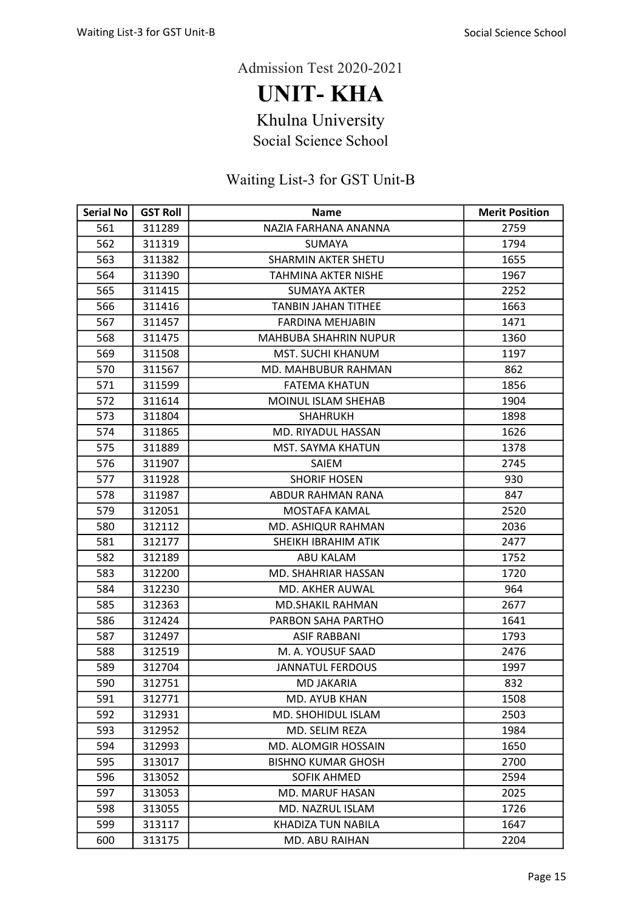Admission Test 2020-2021

# UNIT- KHA

## Khulna University

### Social Science School

### Waiting List-3 for GST Unit-B

| Serial No | GST Roll | Name | Merit Position |
|---|---|---|---|
| 561 | 311289 | NAZIA FARHANA ANANNA | 2759 |
| 562 | 311319 | SUMAYA | 1794 |
| 563 | 311382 | SHARMIN AKTER SHETU | 1655 |
| 564 | 311390 | TAHMINA AKTER NISHE | 1967 |
| 565 | 311415 | SUMAYA AKTER | 2252 |
| 566 | 311416 | TANBIN JAHAN TITHEE | 1663 |
| 567 | 311457 | FARDINA MEHJABIN | 1471 |
| 568 | 311475 | MAHBUBA SHAHRIN NUPUR | 1360 |
| 569 | 311508 | MST. SUCHI KHANUM | 1197 |
| 570 | 311567 | MD. MAHBUBUR RAHMAN | 862 |
| 571 | 311599 | FATEMA KHATUN | 1856 |
| 572 | 311614 | MOINUL ISLAM SHEHAB | 1904 |
| 573 | 311804 | SHAHRUKH | 1898 |
| 574 | 311865 | MD. RIYADUL HASSAN | 1626 |
| 575 | 311889 | MST. SAYMA KHATUN | 1378 |
| 576 | 311907 | SAIEM | 2745 |
| 577 | 311928 | SHORIF HOSEN | 930 |
| 578 | 311987 | ABDUR RAHMAN RANA | 847 |
| 579 | 312051 | MOSTAFA KAMAL | 2520 |
| 580 | 312112 | MD. ASHIQUR RAHMAN | 2036 |
| 581 | 312177 | SHEIKH IBRAHIM ATIK | 2477 |
| 582 | 312189 | ABU KALAM | 1752 |
| 583 | 312200 | MD. SHAHRIAR HASSAN | 1720 |
| 584 | 312230 | MD. AKHER AUWAL | 964 |
| 585 | 312363 | MD.SHAKIL RAHMAN | 2677 |
| 586 | 312424 | PARBON SAHA PARTHO | 1641 |
| 587 | 312497 | ASIF RABBANI | 1793 |
| 588 | 312519 | M. A. YOUSUF SAAD | 2476 |
| 589 | 312704 | JANNATUL FERDOUS | 1997 |
| 590 | 312751 | MD JAKARIA | 832 |
| 591 | 312771 | MD. AYUB KHAN | 1508 |
| 592 | 312931 | MD. SHOHIDUL ISLAM | 2503 |
| 593 | 312952 | MD. SELIM REZA | 1984 |
| 594 | 312993 | MD. ALOMGIR HOSSAIN | 1650 |
| 595 | 313017 | BISHNO KUMAR GHOSH | 2700 |
| 596 | 313052 | SOFIK AHMED | 2594 |
| 597 | 313053 | MD. MARUF HASAN | 2025 |
| 598 | 313055 | MD. NAZRUL ISLAM | 1726 |
| 599 | 313117 | KHADIZA TUN NABILA | 1647 |
| 600 | 313175 | MD. ABU RAIHAN | 2204 |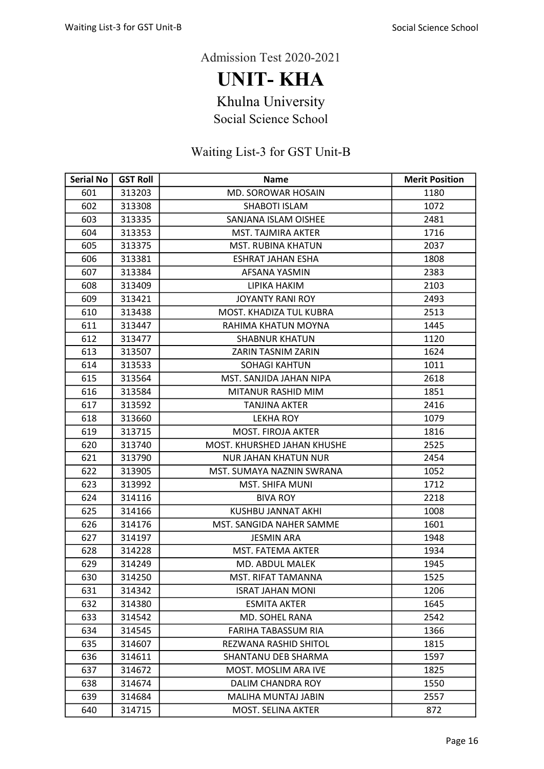Admission Test 2020-2021

# UNIT- KHA

## Khulna University

### Social Science School

### Waiting List-3 for GST Unit-B

| Serial No | GST Roll | Name | Merit Position |
|---|---|---|---|
| 601 | 313203 | MD. SOROWAR HOSAIN | 1180 |
| 602 | 313308 | SHABOTI ISLAM | 1072 |
| 603 | 313335 | SANJANA ISLAM OISHEE | 2481 |
| 604 | 313353 | MST. TAJMIRA AKTER | 1716 |
| 605 | 313375 | MST. RUBINA KHATUN | 2037 |
| 606 | 313381 | ESHRAT JAHAN ESHA | 1808 |
| 607 | 313384 | AFSANA YASMIN | 2383 |
| 608 | 313409 | LIPIKA HAKIM | 2103 |
| 609 | 313421 | JOYANTY RANI ROY | 2493 |
| 610 | 313438 | MOST. KHADIZA TUL KUBRA | 2513 |
| 611 | 313447 | RAHIMA KHATUN MOYNA | 1445 |
| 612 | 313477 | SHABNUR KHATUN | 1120 |
| 613 | 313507 | ZARIN TASNIM ZARIN | 1624 |
| 614 | 313533 | SOHAGI KAHTUN | 1011 |
| 615 | 313564 | MST. SANJIDA JAHAN NIPA | 2618 |
| 616 | 313584 | MITANUR RASHID MIM | 1851 |
| 617 | 313592 | TANJINA AKTER | 2416 |
| 618 | 313660 | LEKHA ROY | 1079 |
| 619 | 313715 | MOST. FIROJA AKTER | 1816 |
| 620 | 313740 | MOST. KHURSHED JAHAN KHUSHE | 2525 |
| 621 | 313790 | NUR JAHAN KHATUN NUR | 2454 |
| 622 | 313905 | MST. SUMAYA NAZNIN SWRANA | 1052 |
| 623 | 313992 | MST. SHIFA MUNI | 1712 |
| 624 | 314116 | BIVA ROY | 2218 |
| 625 | 314166 | KUSHBU JANNAT AKHI | 1008 |
| 626 | 314176 | MST. SANGIDA NAHER SAMME | 1601 |
| 627 | 314197 | JESMIN ARA | 1948 |
| 628 | 314228 | MST. FATEMA AKTER | 1934 |
| 629 | 314249 | MD. ABDUL MALEK | 1945 |
| 630 | 314250 | MST. RIFAT TAMANNA | 1525 |
| 631 | 314342 | ISRAT JAHAN MONI | 1206 |
| 632 | 314380 | ESMITA AKTER | 1645 |
| 633 | 314542 | MD. SOHEL RANA | 2542 |
| 634 | 314545 | FARIHA TABASSUM RIA | 1366 |
| 635 | 314607 | REZWANA RASHID SHITOL | 1815 |
| 636 | 314611 | SHANTANU DEB SHARMA | 1597 |
| 637 | 314672 | MOST. MOSLIM ARA IVE | 1825 |
| 638 | 314674 | DALIM CHANDRA ROY | 1550 |
| 639 | 314684 | MALIHA MUNTAJ JABIN | 2557 |
| 640 | 314715 | MOST. SELINA AKTER | 872 |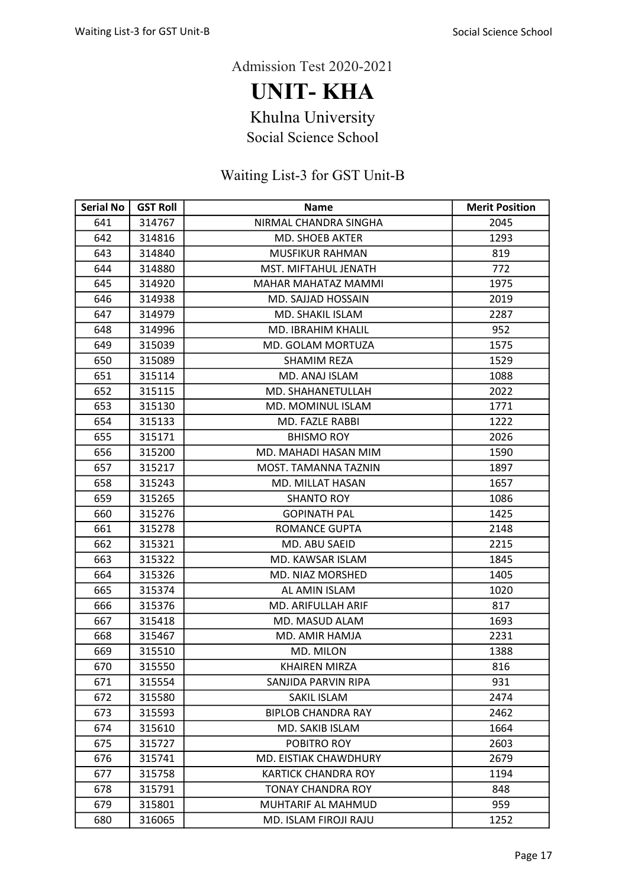Admission Test 2020-2021

# UNIT- KHA

## Khulna University

### Social Science School

### Waiting List-3 for GST Unit-B

| Serial No | GST Roll | Name | Merit Position |
|---|---|---|---|
| 641 | 314767 | NIRMAL CHANDRA SINGHA | 2045 |
| 642 | 314816 | MD. SHOEB AKTER | 1293 |
| 643 | 314840 | MUSFIKUR RAHMAN | 819 |
| 644 | 314880 | MST. MIFTAHUL JENATH | 772 |
| 645 | 314920 | MAHAR MAHATAZ MAMMI | 1975 |
| 646 | 314938 | MD. SAJJAD HOSSAIN | 2019 |
| 647 | 314979 | MD. SHAKIL ISLAM | 2287 |
| 648 | 314996 | MD. IBRAHIM KHALIL | 952 |
| 649 | 315039 | MD. GOLAM MORTUZA | 1575 |
| 650 | 315089 | SHAMIM REZA | 1529 |
| 651 | 315114 | MD. ANAJ ISLAM | 1088 |
| 652 | 315115 | MD. SHAHANETULLAH | 2022 |
| 653 | 315130 | MD. MOMINUL ISLAM | 1771 |
| 654 | 315133 | MD. FAZLE RABBI | 1222 |
| 655 | 315171 | BHISMO ROY | 2026 |
| 656 | 315200 | MD. MAHADI HASAN MIM | 1590 |
| 657 | 315217 | MOST. TAMANNA TAZNIN | 1897 |
| 658 | 315243 | MD. MILLAT HASAN | 1657 |
| 659 | 315265 | SHANTO ROY | 1086 |
| 660 | 315276 | GOPINATH PAL | 1425 |
| 661 | 315278 | ROMANCE GUPTA | 2148 |
| 662 | 315321 | MD. ABU SAEID | 2215 |
| 663 | 315322 | MD. KAWSAR ISLAM | 1845 |
| 664 | 315326 | MD. NIAZ MORSHED | 1405 |
| 665 | 315374 | AL AMIN ISLAM | 1020 |
| 666 | 315376 | MD. ARIFULLAH ARIF | 817 |
| 667 | 315418 | MD. MASUD ALAM | 1693 |
| 668 | 315467 | MD. AMIR HAMJA | 2231 |
| 669 | 315510 | MD. MILON | 1388 |
| 670 | 315550 | KHAIREN MIRZA | 816 |
| 671 | 315554 | SANJIDA PARVIN RIPA | 931 |
| 672 | 315580 | SAKIL ISLAM | 2474 |
| 673 | 315593 | BIPLOB CHANDRA RAY | 2462 |
| 674 | 315610 | MD. SAKIB ISLAM | 1664 |
| 675 | 315727 | POBITRO ROY | 2603 |
| 676 | 315741 | MD. EISTIAK CHAWDHURY | 2679 |
| 677 | 315758 | KARTICK CHANDRA ROY | 1194 |
| 678 | 315791 | TONAY CHANDRA ROY | 848 |
| 679 | 315801 | MUHTARIF AL MAHMUD | 959 |
| 680 | 316065 | MD. ISLAM FIROJI RAJU | 1252 |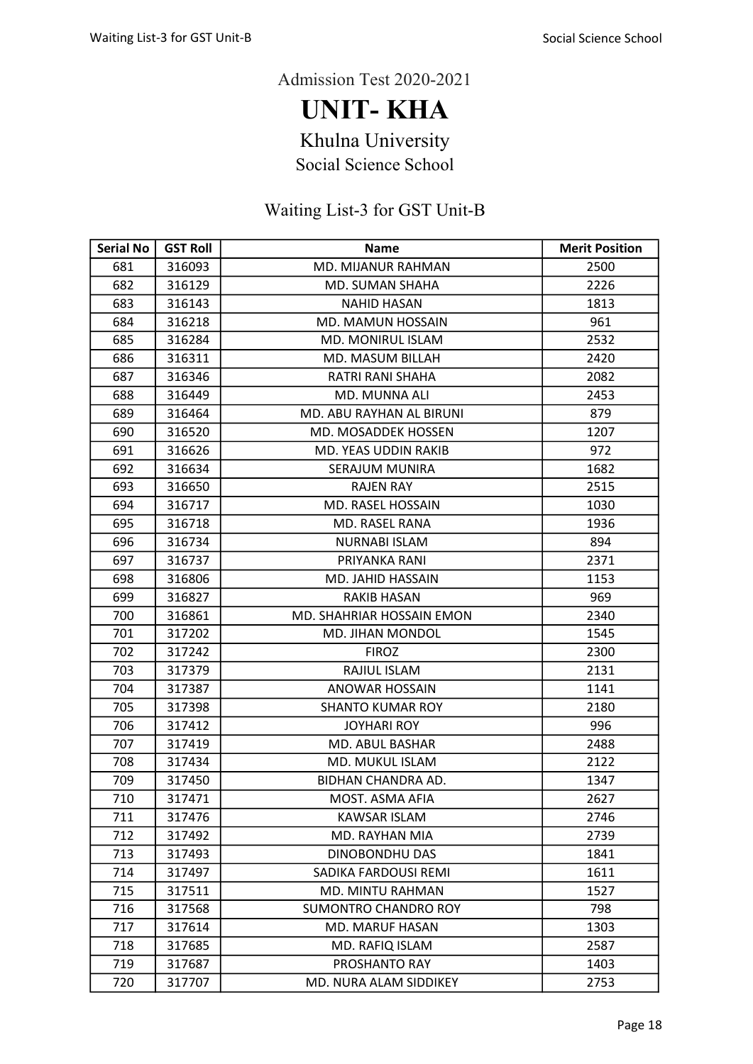Admission Test 2020-2021

# UNIT- KHA

## Khulna University

### Social Science School

### Waiting List-3 for GST Unit-B

| Serial No | GST Roll | Name | Merit Position |
|---|---|---|---|
| 681 | 316093 | MD. MIJANUR RAHMAN | 2500 |
| 682 | 316129 | MD. SUMAN SHAHA | 2226 |
| 683 | 316143 | NAHID HASAN | 1813 |
| 684 | 316218 | MD. MAMUN HOSSAIN | 961 |
| 685 | 316284 | MD. MONIRUL ISLAM | 2532 |
| 686 | 316311 | MD. MASUM BILLAH | 2420 |
| 687 | 316346 | RATRI RANI SHAHA | 2082 |
| 688 | 316449 | MD. MUNNA ALI | 2453 |
| 689 | 316464 | MD. ABU RAYHAN AL BIRUNI | 879 |
| 690 | 316520 | MD. MOSADDEK HOSSEN | 1207 |
| 691 | 316626 | MD. YEAS UDDIN RAKIB | 972 |
| 692 | 316634 | SERAJUM MUNIRA | 1682 |
| 693 | 316650 | RAJEN RAY | 2515 |
| 694 | 316717 | MD. RASEL HOSSAIN | 1030 |
| 695 | 316718 | MD. RASEL RANA | 1936 |
| 696 | 316734 | NURNABI ISLAM | 894 |
| 697 | 316737 | PRIYANKA RANI | 2371 |
| 698 | 316806 | MD. JAHID HASSAIN | 1153 |
| 699 | 316827 | RAKIB HASAN | 969 |
| 700 | 316861 | MD. SHAHRIAR HOSSAIN EMON | 2340 |
| 701 | 317202 | MD. JIHAN MONDOL | 1545 |
| 702 | 317242 | FIROZ | 2300 |
| 703 | 317379 | RAJIUL ISLAM | 2131 |
| 704 | 317387 | ANOWAR HOSSAIN | 1141 |
| 705 | 317398 | SHANTO KUMAR ROY | 2180 |
| 706 | 317412 | JOYHARI ROY | 996 |
| 707 | 317419 | MD. ABUL BASHAR | 2488 |
| 708 | 317434 | MD. MUKUL ISLAM | 2122 |
| 709 | 317450 | BIDHAN CHANDRA AD. | 1347 |
| 710 | 317471 | MOST. ASMA AFIA | 2627 |
| 711 | 317476 | KAWSAR ISLAM | 2746 |
| 712 | 317492 | MD. RAYHAN MIA | 2739 |
| 713 | 317493 | DINOBONDHU DAS | 1841 |
| 714 | 317497 | SADIKA FARDOUSI REMI | 1611 |
| 715 | 317511 | MD. MINTU RAHMAN | 1527 |
| 716 | 317568 | SUMONTRO CHANDRO ROY | 798 |
| 717 | 317614 | MD. MARUF HASAN | 1303 |
| 718 | 317685 | MD. RAFIQ ISLAM | 2587 |
| 719 | 317687 | PROSHANTO RAY | 1403 |
| 720 | 317707 | MD. NURA ALAM SIDDIKEY | 2753 |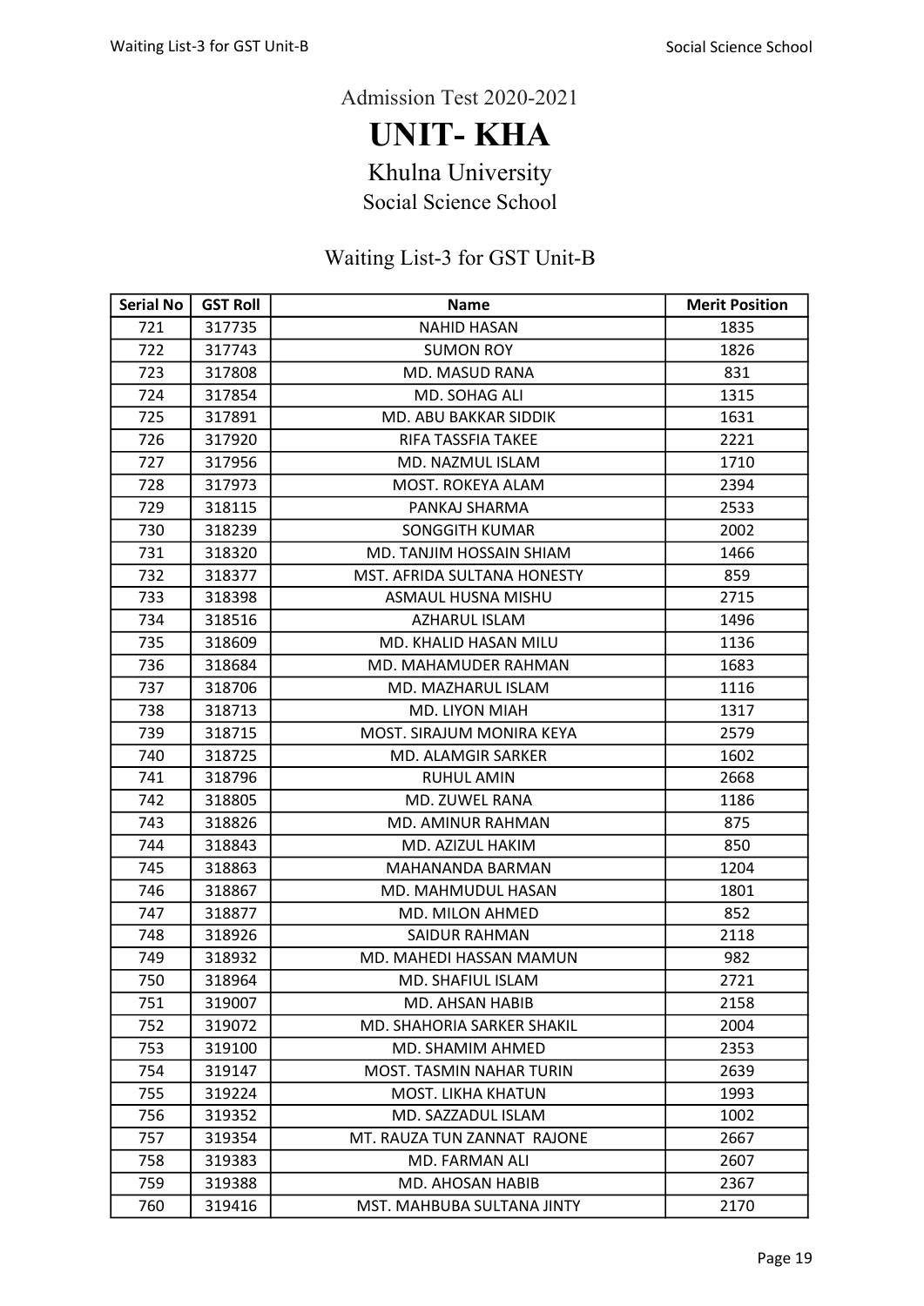Admission Test 2020-2021

# UNIT- KHA

## Khulna University

### Social Science School

### Waiting List-3 for GST Unit-B

| Serial No | GST Roll | Name | Merit Position |
|---|---|---|---|
| 721 | 317735 | NAHID HASAN | 1835 |
| 722 | 317743 | SUMON ROY | 1826 |
| 723 | 317808 | MD. MASUD RANA | 831 |
| 724 | 317854 | MD. SOHAG ALI | 1315 |
| 725 | 317891 | MD. ABU BAKKAR SIDDIK | 1631 |
| 726 | 317920 | RIFA TASSFIA TAKEE | 2221 |
| 727 | 317956 | MD. NAZMUL ISLAM | 1710 |
| 728 | 317973 | MOST. ROKEYA ALAM | 2394 |
| 729 | 318115 | PANKAJ SHARMA | 2533 |
| 730 | 318239 | SONGGITH KUMAR | 2002 |
| 731 | 318320 | MD. TANJIM HOSSAIN SHIAM | 1466 |
| 732 | 318377 | MST. AFRIDA SULTANA HONESTY | 859 |
| 733 | 318398 | ASMAUL HUSNA MISHU | 2715 |
| 734 | 318516 | AZHARUL ISLAM | 1496 |
| 735 | 318609 | MD. KHALID HASAN MILU | 1136 |
| 736 | 318684 | MD. MAHAMUDER RAHMAN | 1683 |
| 737 | 318706 | MD. MAZHARUL ISLAM | 1116 |
| 738 | 318713 | MD. LIYON MIAH | 1317 |
| 739 | 318715 | MOST. SIRAJUM MONIRA KEYA | 2579 |
| 740 | 318725 | MD. ALAMGIR SARKER | 1602 |
| 741 | 318796 | RUHUL AMIN | 2668 |
| 742 | 318805 | MD. ZUWEL RANA | 1186 |
| 743 | 318826 | MD. AMINUR RAHMAN | 875 |
| 744 | 318843 | MD. AZIZUL HAKIM | 850 |
| 745 | 318863 | MAHANANDA BARMAN | 1204 |
| 746 | 318867 | MD. MAHMUDUL HASAN | 1801 |
| 747 | 318877 | MD. MILON AHMED | 852 |
| 748 | 318926 | SAIDUR RAHMAN | 2118 |
| 749 | 318932 | MD. MAHEDI HASSAN MAMUN | 982 |
| 750 | 318964 | MD. SHAFIUL ISLAM | 2721 |
| 751 | 319007 | MD. AHSAN HABIB | 2158 |
| 752 | 319072 | MD. SHAHORIA SARKER SHAKIL | 2004 |
| 753 | 319100 | MD. SHAMIM AHMED | 2353 |
| 754 | 319147 | MOST. TASMIN NAHAR TURIN | 2639 |
| 755 | 319224 | MOST. LIKHA KHATUN | 1993 |
| 756 | 319352 | MD. SAZZADUL ISLAM | 1002 |
| 757 | 319354 | MT. RAUZA TUN ZANNAT RAJONE | 2667 |
| 758 | 319383 | MD. FARMAN ALI | 2607 |
| 759 | 319388 | MD. AHOSAN HABIB | 2367 |
| 760 | 319416 | MST. MAHBUBA SULTANA JINTY | 2170 |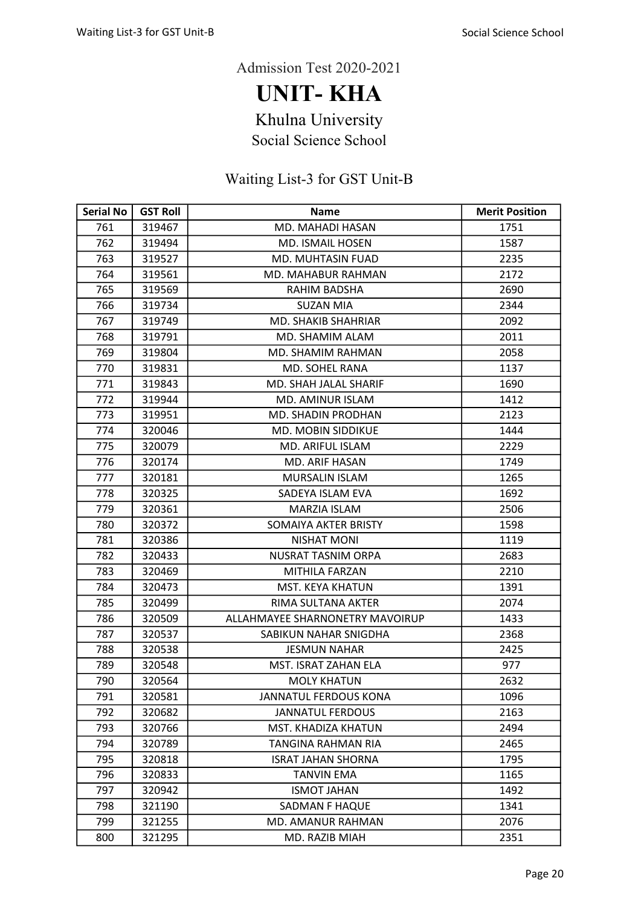Admission Test 2020-2021

# UNIT- KHA

## Khulna University

### Social Science School

### Waiting List-3 for GST Unit-B

| Serial No | GST Roll | Name | Merit Position |
|---|---|---|---|
| 761 | 319467 | MD. MAHADI HASAN | 1751 |
| 762 | 319494 | MD. ISMAIL HOSEN | 1587 |
| 763 | 319527 | MD. MUHTASIN FUAD | 2235 |
| 764 | 319561 | MD. MAHABUR RAHMAN | 2172 |
| 765 | 319569 | RAHIM BADSHA | 2690 |
| 766 | 319734 | SUZAN MIA | 2344 |
| 767 | 319749 | MD. SHAKIB SHAHRIAR | 2092 |
| 768 | 319791 | MD. SHAMIM ALAM | 2011 |
| 769 | 319804 | MD. SHAMIM RAHMAN | 2058 |
| 770 | 319831 | MD. SOHEL RANA | 1137 |
| 771 | 319843 | MD. SHAH JALAL SHARIF | 1690 |
| 772 | 319944 | MD. AMINUR ISLAM | 1412 |
| 773 | 319951 | MD. SHADIN PRODHAN | 2123 |
| 774 | 320046 | MD. MOBIN SIDDIKUE | 1444 |
| 775 | 320079 | MD. ARIFUL ISLAM | 2229 |
| 776 | 320174 | MD. ARIF HASAN | 1749 |
| 777 | 320181 | MURSALIN ISLAM | 1265 |
| 778 | 320325 | SADEYA ISLAM EVA | 1692 |
| 779 | 320361 | MARZIA ISLAM | 2506 |
| 780 | 320372 | SOMAIYA AKTER BRISTY | 1598 |
| 781 | 320386 | NISHAT MONI | 1119 |
| 782 | 320433 | NUSRAT TASNIM ORPA | 2683 |
| 783 | 320469 | MITHILA FARZAN | 2210 |
| 784 | 320473 | MST. KEYA KHATUN | 1391 |
| 785 | 320499 | RIMA SULTANA AKTER | 2074 |
| 786 | 320509 | ALLAHMAYEE SHARNONETRY MAVOIRUP | 1433 |
| 787 | 320537 | SABIKUN NAHAR SNIGDHA | 2368 |
| 788 | 320538 | JESMUN NAHAR | 2425 |
| 789 | 320548 | MST. ISRAT ZAHAN ELA | 977 |
| 790 | 320564 | MOLY KHATUN | 2632 |
| 791 | 320581 | JANNATUL FERDOUS KONA | 1096 |
| 792 | 320682 | JANNATUL FERDOUS | 2163 |
| 793 | 320766 | MST. KHADIZA KHATUN | 2494 |
| 794 | 320789 | TANGINA RAHMAN RIA | 2465 |
| 795 | 320818 | ISRAT JAHAN SHORNA | 1795 |
| 796 | 320833 | TANVIN EMA | 1165 |
| 797 | 320942 | ISMOT JAHAN | 1492 |
| 798 | 321190 | SADMAN F HAQUE | 1341 |
| 799 | 321255 | MD. AMANUR RAHMAN | 2076 |
| 800 | 321295 | MD. RAZIB MIAH | 2351 |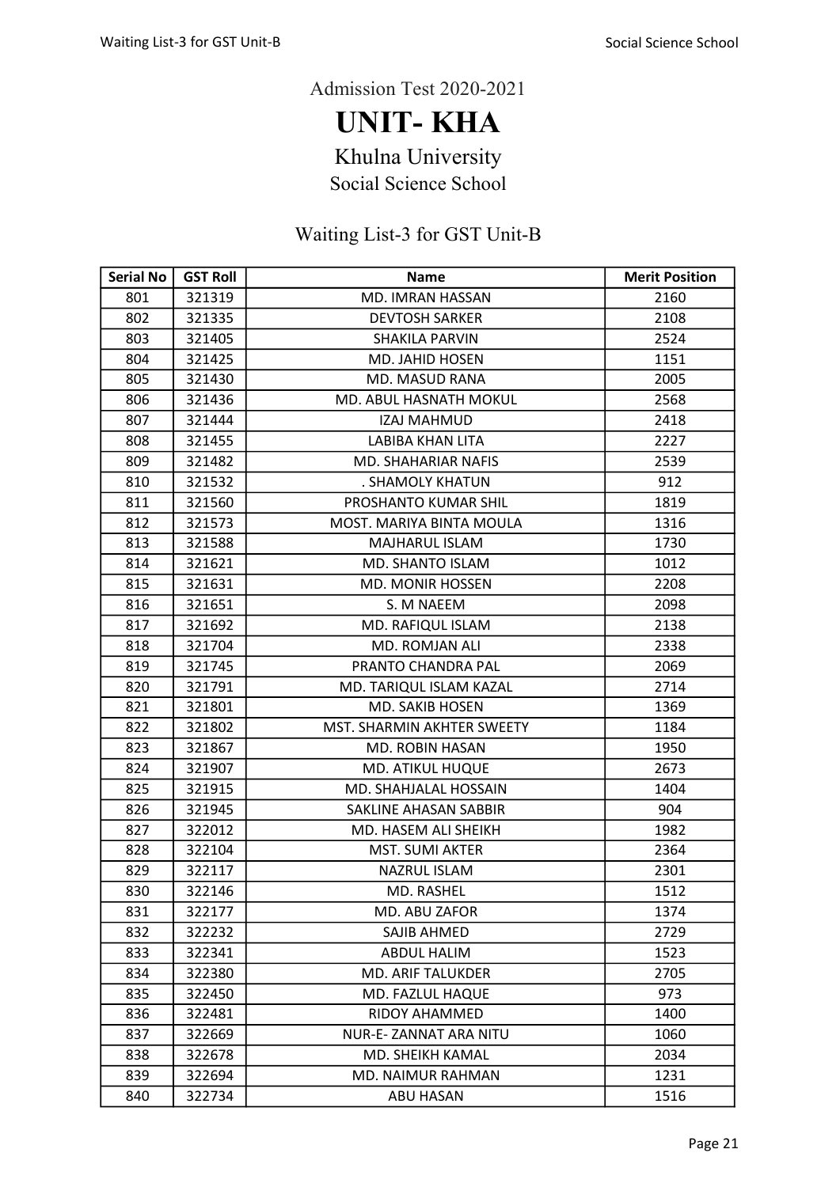Admission Test 2020-2021

# UNIT- KHA

## Khulna University

### Social Science School

### Waiting List-3 for GST Unit-B

| Serial No | GST Roll | Name | Merit Position |
|---|---|---|---|
| 801 | 321319 | MD. IMRAN HASSAN | 2160 |
| 802 | 321335 | DEVTOSH SARKER | 2108 |
| 803 | 321405 | SHAKILA PARVIN | 2524 |
| 804 | 321425 | MD. JAHID HOSEN | 1151 |
| 805 | 321430 | MD. MASUD RANA | 2005 |
| 806 | 321436 | MD. ABUL HASNATH MOKUL | 2568 |
| 807 | 321444 | IZAJ MAHMUD | 2418 |
| 808 | 321455 | LABIBA KHAN LITA | 2227 |
| 809 | 321482 | MD. SHAHARIAR NAFIS | 2539 |
| 810 | 321532 | . SHAMOLY KHATUN | 912 |
| 811 | 321560 | PROSHANTO KUMAR SHIL | 1819 |
| 812 | 321573 | MOST. MARIYA BINTA MOULA | 1316 |
| 813 | 321588 | MAJHARUL ISLAM | 1730 |
| 814 | 321621 | MD. SHANTO ISLAM | 1012 |
| 815 | 321631 | MD. MONIR HOSSEN | 2208 |
| 816 | 321651 | S. M NAEEM | 2098 |
| 817 | 321692 | MD. RAFIQUL ISLAM | 2138 |
| 818 | 321704 | MD. ROMJAN ALI | 2338 |
| 819 | 321745 | PRANTO CHANDRA PAL | 2069 |
| 820 | 321791 | MD. TARIQUL ISLAM KAZAL | 2714 |
| 821 | 321801 | MD. SAKIB HOSEN | 1369 |
| 822 | 321802 | MST. SHARMIN AKHTER SWEETY | 1184 |
| 823 | 321867 | MD. ROBIN HASAN | 1950 |
| 824 | 321907 | MD. ATIKUL HUQUE | 2673 |
| 825 | 321915 | MD. SHAHJALAL HOSSAIN | 1404 |
| 826 | 321945 | SAKLINE AHASAN SABBIR | 904 |
| 827 | 322012 | MD. HASEM ALI SHEIKH | 1982 |
| 828 | 322104 | MST. SUMI AKTER | 2364 |
| 829 | 322117 | NAZRUL ISLAM | 2301 |
| 830 | 322146 | MD. RASHEL | 1512 |
| 831 | 322177 | MD. ABU ZAFOR | 1374 |
| 832 | 322232 | SAJIB AHMED | 2729 |
| 833 | 322341 | ABDUL HALIM | 1523 |
| 834 | 322380 | MD. ARIF TALUKDER | 2705 |
| 835 | 322450 | MD. FAZLUL HAQUE | 973 |
| 836 | 322481 | RIDOY AHAMMED | 1400 |
| 837 | 322669 | NUR-E- ZANNAT ARA NITU | 1060 |
| 838 | 322678 | MD. SHEIKH KAMAL | 2034 |
| 839 | 322694 | MD. NAIMUR RAHMAN | 1231 |
| 840 | 322734 | ABU HASAN | 1516 |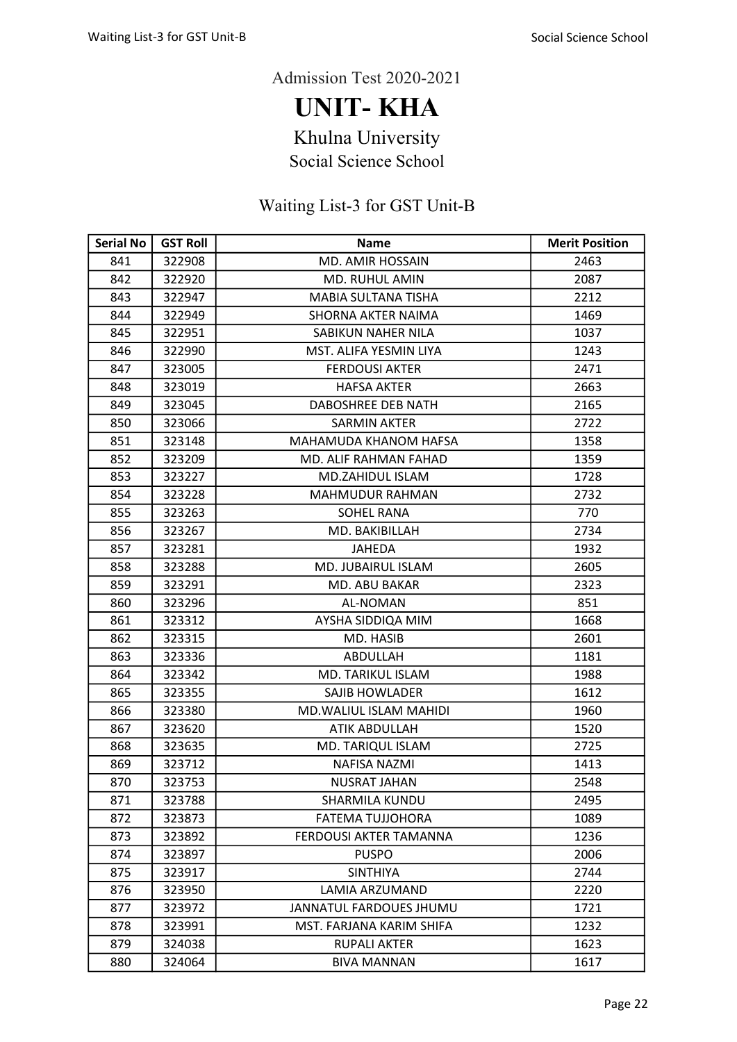Admission Test 2020-2021

# UNIT- KHA

## Khulna University

### Social Science School

### Waiting List-3 for GST Unit-B

| Serial No | GST Roll | Name | Merit Position |
|---|---|---|---|
| 841 | 322908 | MD. AMIR HOSSAIN | 2463 |
| 842 | 322920 | MD. RUHUL AMIN | 2087 |
| 843 | 322947 | MABIA SULTANA TISHA | 2212 |
| 844 | 322949 | SHORNA AKTER NAIMA | 1469 |
| 845 | 322951 | SABIKUN NAHER NILA | 1037 |
| 846 | 322990 | MST. ALIFA YESMIN LIYA | 1243 |
| 847 | 323005 | FERDOUSI AKTER | 2471 |
| 848 | 323019 | HAFSA AKTER | 2663 |
| 849 | 323045 | DABOSHREE DEB NATH | 2165 |
| 850 | 323066 | SARMIN AKTER | 2722 |
| 851 | 323148 | MAHAMUDA KHANOM HAFSA | 1358 |
| 852 | 323209 | MD. ALIF RAHMAN FAHAD | 1359 |
| 853 | 323227 | MD.ZAHIDUL ISLAM | 1728 |
| 854 | 323228 | MAHMUDUR RAHMAN | 2732 |
| 855 | 323263 | SOHEL RANA | 770 |
| 856 | 323267 | MD. BAKIBILLAH | 2734 |
| 857 | 323281 | JAHEDA | 1932 |
| 858 | 323288 | MD. JUBAIRUL ISLAM | 2605 |
| 859 | 323291 | MD. ABU BAKAR | 2323 |
| 860 | 323296 | AL-NOMAN | 851 |
| 861 | 323312 | AYSHA SIDDIQA MIM | 1668 |
| 862 | 323315 | MD. HASIB | 2601 |
| 863 | 323336 | ABDULLAH | 1181 |
| 864 | 323342 | MD. TARIKUL ISLAM | 1988 |
| 865 | 323355 | SAJIB HOWLADER | 1612 |
| 866 | 323380 | MD.WALIUL ISLAM MAHIDI | 1960 |
| 867 | 323620 | ATIK ABDULLAH | 1520 |
| 868 | 323635 | MD. TARIQUL ISLAM | 2725 |
| 869 | 323712 | NAFISA NAZMI | 1413 |
| 870 | 323753 | NUSRAT JAHAN | 2548 |
| 871 | 323788 | SHARMILA KUNDU | 2495 |
| 872 | 323873 | FATEMA TUJJOHORA | 1089 |
| 873 | 323892 | FERDOUSI AKTER TAMANNA | 1236 |
| 874 | 323897 | PUSPO | 2006 |
| 875 | 323917 | SINTHIYA | 2744 |
| 876 | 323950 | LAMIA ARZUMAND | 2220 |
| 877 | 323972 | JANNATUL FARDOUES JHUMU | 1721 |
| 878 | 323991 | MST. FARJANA KARIM SHIFA | 1232 |
| 879 | 324038 | RUPALI AKTER | 1623 |
| 880 | 324064 | BIVA MANNAN | 1617 |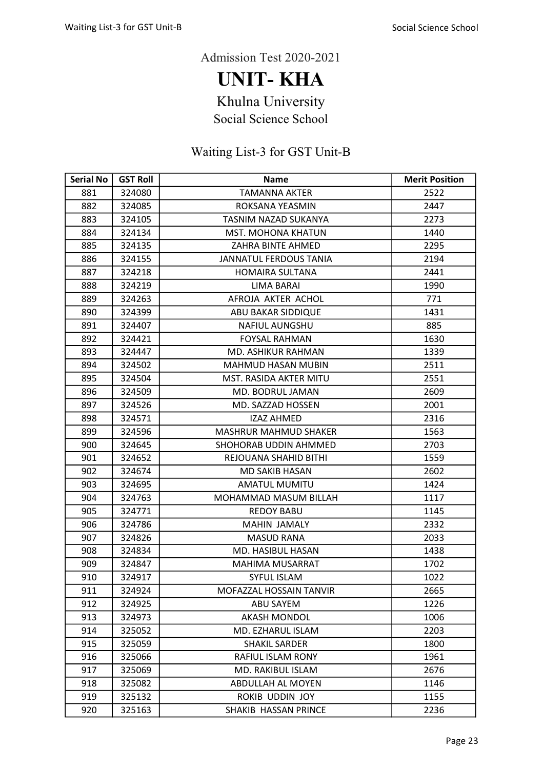Admission Test 2020-2021

# UNIT- KHA

## Khulna University

### Social Science School

### Waiting List-3 for GST Unit-B

| Serial No | GST Roll | Name | Merit Position |
|---|---|---|---|
| 881 | 324080 | TAMANNA AKTER | 2522 |
| 882 | 324085 | ROKSANA YEASMIN | 2447 |
| 883 | 324105 | TASNIM NAZAD SUKANYA | 2273 |
| 884 | 324134 | MST. MOHONA KHATUN | 1440 |
| 885 | 324135 | ZAHRA BINTE AHMED | 2295 |
| 886 | 324155 | JANNATUL FERDOUS TANIA | 2194 |
| 887 | 324218 | HOMAIRA SULTANA | 2441 |
| 888 | 324219 | LIMA BARAI | 1990 |
| 889 | 324263 | AFROJA AKTER ACHOL | 771 |
| 890 | 324399 | ABU BAKAR SIDDIQUE | 1431 |
| 891 | 324407 | NAFIUL AUNGSHU | 885 |
| 892 | 324421 | FOYSAL RAHMAN | 1630 |
| 893 | 324447 | MD. ASHIKUR RAHMAN | 1339 |
| 894 | 324502 | MAHMUD HASAN MUBIN | 2511 |
| 895 | 324504 | MST. RASIDA AKTER MITU | 2551 |
| 896 | 324509 | MD. BODRUL JAMAN | 2609 |
| 897 | 324526 | MD. SAZZAD HOSSEN | 2001 |
| 898 | 324571 | IZAZ AHMED | 2316 |
| 899 | 324596 | MASHRUR MAHMUD SHAKER | 1563 |
| 900 | 324645 | SHOHORAB UDDIN AHMMED | 2703 |
| 901 | 324652 | REJOUANA SHAHID BITHI | 1559 |
| 902 | 324674 | MD SAKIB HASAN | 2602 |
| 903 | 324695 | AMATUL MUMITU | 1424 |
| 904 | 324763 | MOHAMMAD MASUM BILLAH | 1117 |
| 905 | 324771 | REDOY BABU | 1145 |
| 906 | 324786 | MAHIN JAMALY | 2332 |
| 907 | 324826 | MASUD RANA | 2033 |
| 908 | 324834 | MD. HASIBUL HASAN | 1438 |
| 909 | 324847 | MAHIMA MUSARRAT | 1702 |
| 910 | 324917 | SYFUL ISLAM | 1022 |
| 911 | 324924 | MOFAZZAL HOSSAIN TANVIR | 2665 |
| 912 | 324925 | ABU SAYEM | 1226 |
| 913 | 324973 | AKASH MONDOL | 1006 |
| 914 | 325052 | MD. EZHARUL ISLAM | 2203 |
| 915 | 325059 | SHAKIL SARDER | 1800 |
| 916 | 325066 | RAFIUL ISLAM RONY | 1961 |
| 917 | 325069 | MD. RAKIBUL ISLAM | 2676 |
| 918 | 325082 | ABDULLAH AL MOYEN | 1146 |
| 919 | 325132 | ROKIB UDDIN JOY | 1155 |
| 920 | 325163 | SHAKIB HASSAN PRINCE | 2236 |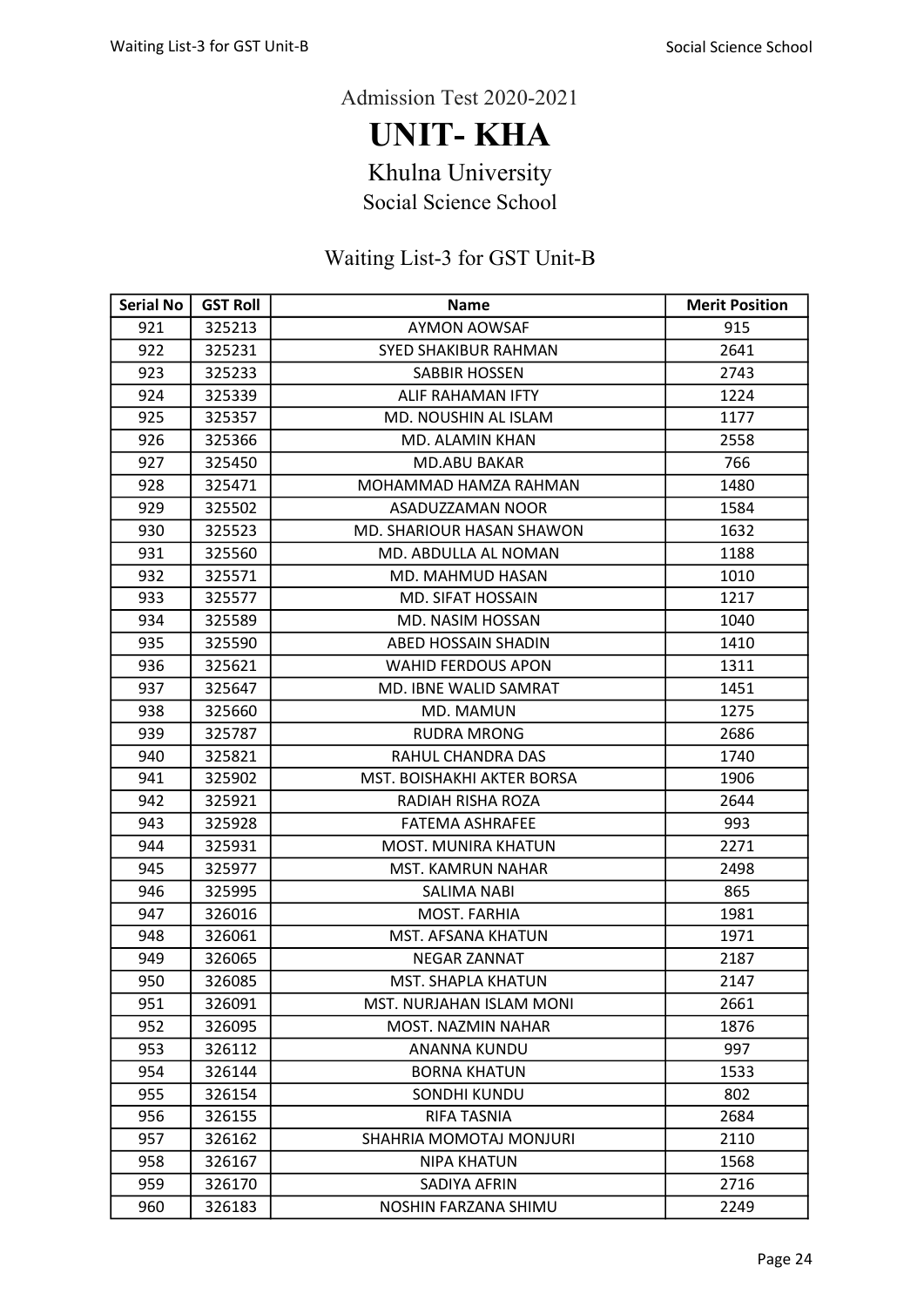Admission Test 2020-2021

# UNIT- KHA

## Khulna University

### Social Science School

### Waiting List-3 for GST Unit-B

| Serial No | GST Roll | Name | Merit Position |
|---|---|---|---|
| 921 | 325213 | AYMON AOWSAF | 915 |
| 922 | 325231 | SYED SHAKIBUR RAHMAN | 2641 |
| 923 | 325233 | SABBIR HOSSEN | 2743 |
| 924 | 325339 | ALIF RAHAMAN IFTY | 1224 |
| 925 | 325357 | MD. NOUSHIN AL ISLAM | 1177 |
| 926 | 325366 | MD. ALAMIN KHAN | 2558 |
| 927 | 325450 | MD.ABU BAKAR | 766 |
| 928 | 325471 | MOHAMMAD HAMZA RAHMAN | 1480 |
| 929 | 325502 | ASADUZZAMAN NOOR | 1584 |
| 930 | 325523 | MD. SHARIOUR HASAN SHAWON | 1632 |
| 931 | 325560 | MD. ABDULLA AL NOMAN | 1188 |
| 932 | 325571 | MD. MAHMUD HASAN | 1010 |
| 933 | 325577 | MD. SIFAT HOSSAIN | 1217 |
| 934 | 325589 | MD. NASIM HOSSAN | 1040 |
| 935 | 325590 | ABED HOSSAIN SHADIN | 1410 |
| 936 | 325621 | WAHID FERDOUS APON | 1311 |
| 937 | 325647 | MD. IBNE WALID SAMRAT | 1451 |
| 938 | 325660 | MD. MAMUN | 1275 |
| 939 | 325787 | RUDRA MRONG | 2686 |
| 940 | 325821 | RAHUL CHANDRA DAS | 1740 |
| 941 | 325902 | MST. BOISHAKHI AKTER BORSA | 1906 |
| 942 | 325921 | RADIAH RISHA ROZA | 2644 |
| 943 | 325928 | FATEMA ASHRAFEE | 993 |
| 944 | 325931 | MOST. MUNIRA KHATUN | 2271 |
| 945 | 325977 | MST. KAMRUN NAHAR | 2498 |
| 946 | 325995 | SALIMA NABI | 865 |
| 947 | 326016 | MOST. FARHIA | 1981 |
| 948 | 326061 | MST. AFSANA KHATUN | 1971 |
| 949 | 326065 | NEGAR ZANNAT | 2187 |
| 950 | 326085 | MST. SHAPLA KHATUN | 2147 |
| 951 | 326091 | MST. NURJAHAN ISLAM MONI | 2661 |
| 952 | 326095 | MOST. NAZMIN NAHAR | 1876 |
| 953 | 326112 | ANANNA KUNDU | 997 |
| 954 | 326144 | BORNA KHATUN | 1533 |
| 955 | 326154 | SONDHI KUNDU | 802 |
| 956 | 326155 | RIFA TASNIA | 2684 |
| 957 | 326162 | SHAHRIA MOMOTAJ MONJURI | 2110 |
| 958 | 326167 | NIPA KHATUN | 1568 |
| 959 | 326170 | SADIYA AFRIN | 2716 |
| 960 | 326183 | NOSHIN FARZANA SHIMU | 2249 |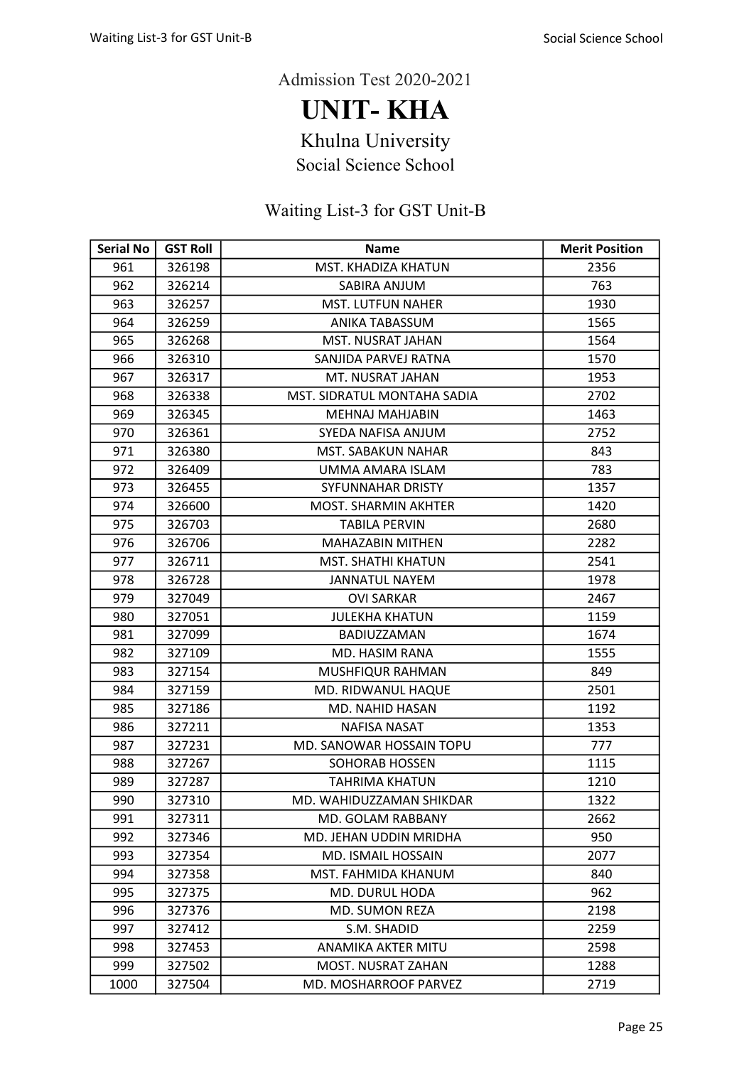Admission Test 2020-2021

# UNIT- KHA

## Khulna University

### Social Science School

### Waiting List-3 for GST Unit-B

| Serial No | GST Roll | Name | Merit Position |
|---|---|---|---|
| 961 | 326198 | MST. KHADIZA KHATUN | 2356 |
| 962 | 326214 | SABIRA ANJUM | 763 |
| 963 | 326257 | MST. LUTFUN NAHER | 1930 |
| 964 | 326259 | ANIKA TABASSUM | 1565 |
| 965 | 326268 | MST. NUSRAT JAHAN | 1564 |
| 966 | 326310 | SANJIDA PARVEJ RATNA | 1570 |
| 967 | 326317 | MT. NUSRAT JAHAN | 1953 |
| 968 | 326338 | MST. SIDRATUL MONTAHA SADIA | 2702 |
| 969 | 326345 | MEHNAJ MAHJABIN | 1463 |
| 970 | 326361 | SYEDA NAFISA ANJUM | 2752 |
| 971 | 326380 | MST. SABAKUN NAHAR | 843 |
| 972 | 326409 | UMMA AMARA ISLAM | 783 |
| 973 | 326455 | SYFUNNAHAR DRISTY | 1357 |
| 974 | 326600 | MOST. SHARMIN AKHTER | 1420 |
| 975 | 326703 | TABILA PERVIN | 2680 |
| 976 | 326706 | MAHAZABIN MITHEN | 2282 |
| 977 | 326711 | MST. SHATHI KHATUN | 2541 |
| 978 | 326728 | JANNATUL NAYEM | 1978 |
| 979 | 327049 | OVI SARKAR | 2467 |
| 980 | 327051 | JULEKHA KHATUN | 1159 |
| 981 | 327099 | BADIUZZAMAN | 1674 |
| 982 | 327109 | MD. HASIM RANA | 1555 |
| 983 | 327154 | MUSHFIQUR RAHMAN | 849 |
| 984 | 327159 | MD. RIDWANUL HAQUE | 2501 |
| 985 | 327186 | MD. NAHID HASAN | 1192 |
| 986 | 327211 | NAFISA NASAT | 1353 |
| 987 | 327231 | MD. SANOWAR HOSSAIN TOPU | 777 |
| 988 | 327267 | SOHORAB HOSSEN | 1115 |
| 989 | 327287 | TAHRIMA KHATUN | 1210 |
| 990 | 327310 | MD. WAHIDUZZAMAN SHIKDAR | 1322 |
| 991 | 327311 | MD. GOLAM RABBANY | 2662 |
| 992 | 327346 | MD. JEHAN UDDIN MRIDHA | 950 |
| 993 | 327354 | MD. ISMAIL HOSSAIN | 2077 |
| 994 | 327358 | MST. FAHMIDA KHANUM | 840 |
| 995 | 327375 | MD. DURUL HODA | 962 |
| 996 | 327376 | MD. SUMON REZA | 2198 |
| 997 | 327412 | S.M. SHADID | 2259 |
| 998 | 327453 | ANAMIKA AKTER MITU | 2598 |
| 999 | 327502 | MOST. NUSRAT ZAHAN | 1288 |
| 1000 | 327504 | MD. MOSHARROOF PARVEZ | 2719 |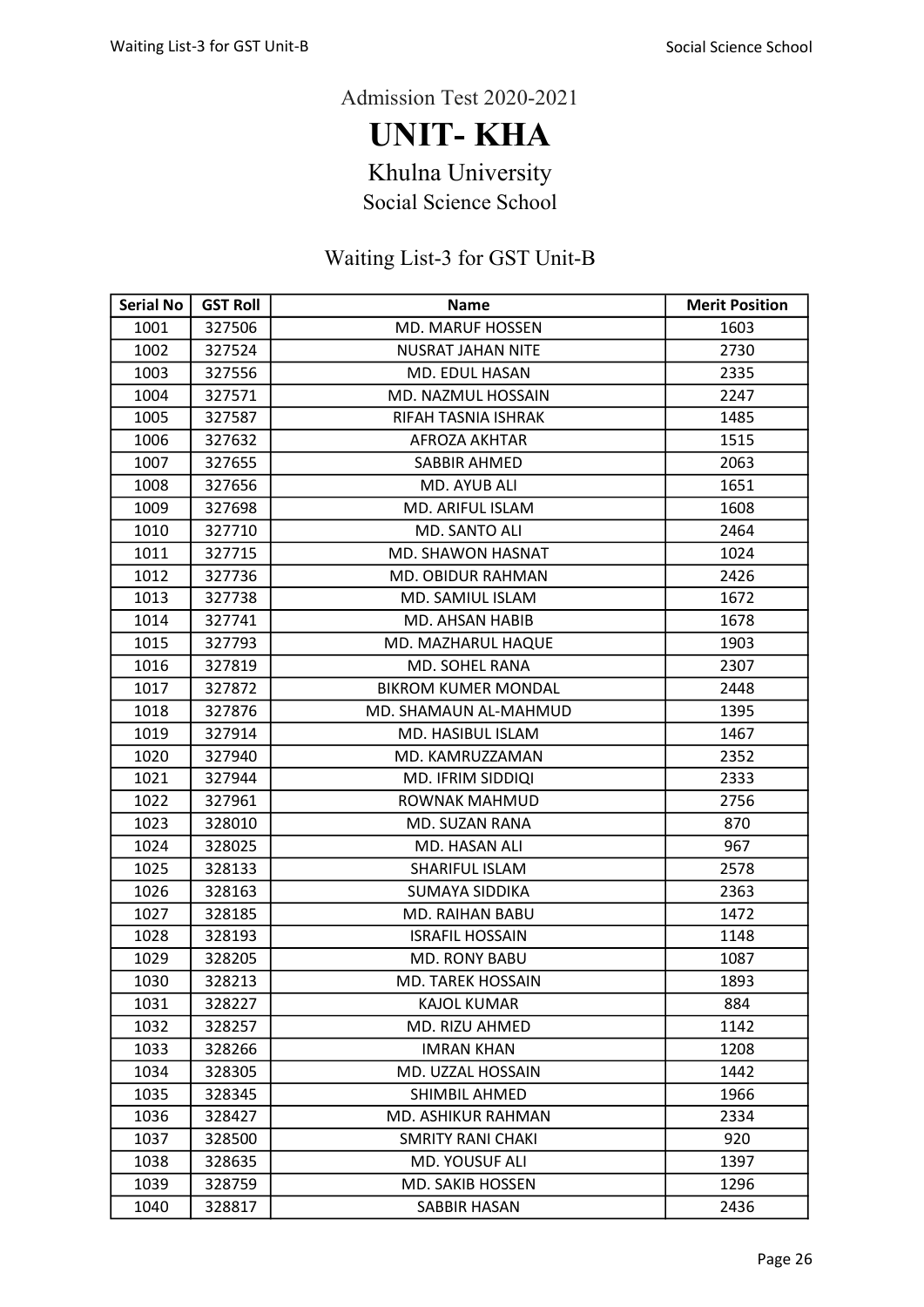Admission Test 2020-2021

# UNIT- KHA

## Khulna University

### Social Science School

### Waiting List-3 for GST Unit-B

| Serial No | GST Roll | Name | Merit Position |
|---|---|---|---|
| 1001 | 327506 | MD. MARUF HOSSEN | 1603 |
| 1002 | 327524 | NUSRAT JAHAN NITE | 2730 |
| 1003 | 327556 | MD. EDUL HASAN | 2335 |
| 1004 | 327571 | MD. NAZMUL HOSSAIN | 2247 |
| 1005 | 327587 | RIFAH TASNIA ISHRAK | 1485 |
| 1006 | 327632 | AFROZA AKHTAR | 1515 |
| 1007 | 327655 | SABBIR AHMED | 2063 |
| 1008 | 327656 | MD. AYUB ALI | 1651 |
| 1009 | 327698 | MD. ARIFUL ISLAM | 1608 |
| 1010 | 327710 | MD. SANTO ALI | 2464 |
| 1011 | 327715 | MD. SHAWON HASNAT | 1024 |
| 1012 | 327736 | MD. OBIDUR RAHMAN | 2426 |
| 1013 | 327738 | MD. SAMIUL ISLAM | 1672 |
| 1014 | 327741 | MD. AHSAN HABIB | 1678 |
| 1015 | 327793 | MD. MAZHARUL HAQUE | 1903 |
| 1016 | 327819 | MD. SOHEL RANA | 2307 |
| 1017 | 327872 | BIKROM KUMER MONDAL | 2448 |
| 1018 | 327876 | MD. SHAMAUN AL-MAHMUD | 1395 |
| 1019 | 327914 | MD. HASIBUL ISLAM | 1467 |
| 1020 | 327940 | MD. KAMRUZZAMAN | 2352 |
| 1021 | 327944 | MD. IFRIM SIDDIQI | 2333 |
| 1022 | 327961 | ROWNAK MAHMUD | 2756 |
| 1023 | 328010 | MD. SUZAN RANA | 870 |
| 1024 | 328025 | MD. HASAN ALI | 967 |
| 1025 | 328133 | SHARIFUL ISLAM | 2578 |
| 1026 | 328163 | SUMAYA SIDDIKA | 2363 |
| 1027 | 328185 | MD. RAIHAN BABU | 1472 |
| 1028 | 328193 | ISRAFIL HOSSAIN | 1148 |
| 1029 | 328205 | MD. RONY BABU | 1087 |
| 1030 | 328213 | MD. TAREK HOSSAIN | 1893 |
| 1031 | 328227 | KAJOL KUMAR | 884 |
| 1032 | 328257 | MD. RIZU AHMED | 1142 |
| 1033 | 328266 | IMRAN KHAN | 1208 |
| 1034 | 328305 | MD. UZZAL HOSSAIN | 1442 |
| 1035 | 328345 | SHIMBIL AHMED | 1966 |
| 1036 | 328427 | MD. ASHIKUR RAHMAN | 2334 |
| 1037 | 328500 | SMRITY RANI CHAKI | 920 |
| 1038 | 328635 | MD. YOUSUF ALI | 1397 |
| 1039 | 328759 | MD. SAKIB HOSSEN | 1296 |
| 1040 | 328817 | SABBIR HASAN | 2436 |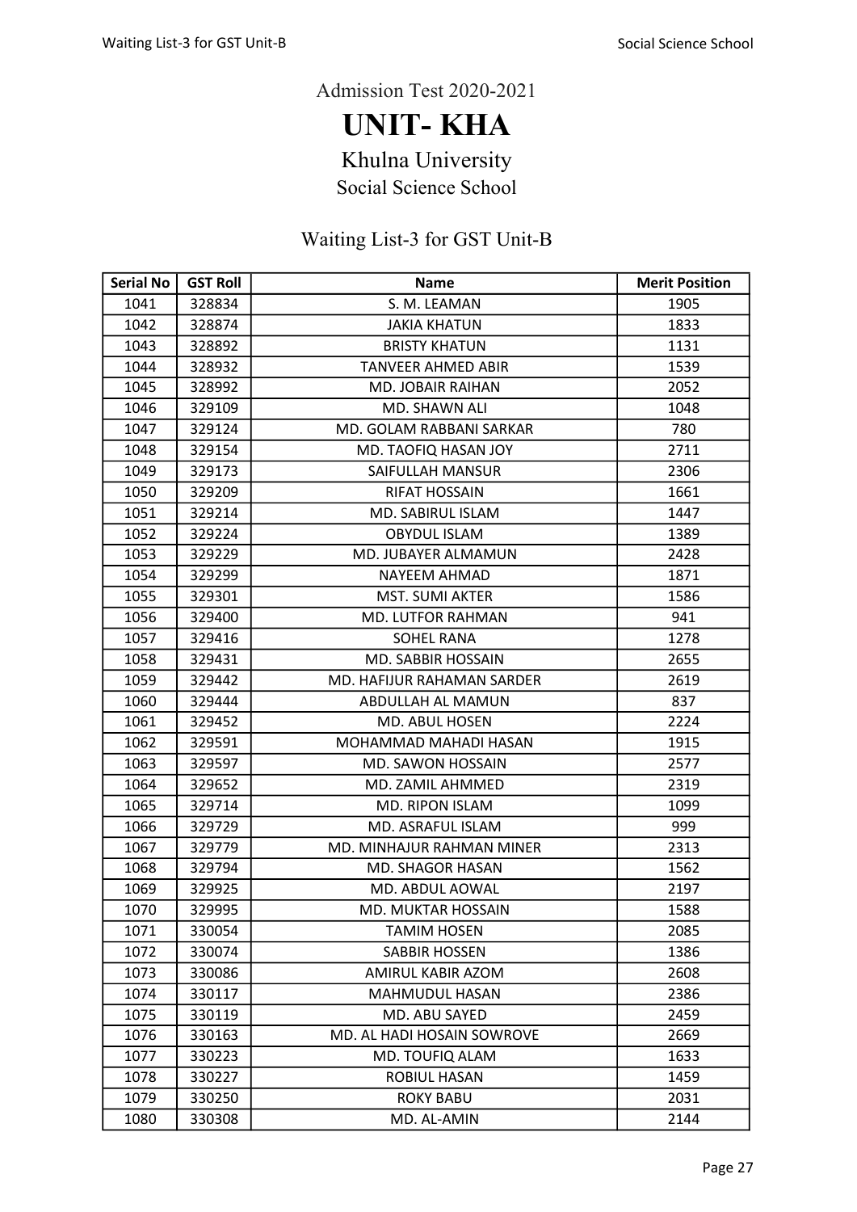Admission Test 2020-2021

# UNIT- KHA

## Khulna University

### Social Science School

### Waiting List-3 for GST Unit-B

| Serial No | GST Roll | Name | Merit Position |
|---|---|---|---|
| 1041 | 328834 | S. M. LEAMAN | 1905 |
| 1042 | 328874 | JAKIA KHATUN | 1833 |
| 1043 | 328892 | BRISTY KHATUN | 1131 |
| 1044 | 328932 | TANVEER AHMED ABIR | 1539 |
| 1045 | 328992 | MD. JOBAIR RAIHAN | 2052 |
| 1046 | 329109 | MD. SHAWN ALI | 1048 |
| 1047 | 329124 | MD. GOLAM RABBANI SARKAR | 780 |
| 1048 | 329154 | MD. TAOFIQ HASAN JOY | 2711 |
| 1049 | 329173 | SAIFULLAH MANSUR | 2306 |
| 1050 | 329209 | RIFAT HOSSAIN | 1661 |
| 1051 | 329214 | MD. SABIRUL ISLAM | 1447 |
| 1052 | 329224 | OBYDUL ISLAM | 1389 |
| 1053 | 329229 | MD. JUBAYER ALMAMUN | 2428 |
| 1054 | 329299 | NAYEEM AHMAD | 1871 |
| 1055 | 329301 | MST. SUMI AKTER | 1586 |
| 1056 | 329400 | MD. LUTFOR RAHMAN | 941 |
| 1057 | 329416 | SOHEL RANA | 1278 |
| 1058 | 329431 | MD. SABBIR HOSSAIN | 2655 |
| 1059 | 329442 | MD. HAFIJUR RAHAMAN SARDER | 2619 |
| 1060 | 329444 | ABDULLAH AL MAMUN | 837 |
| 1061 | 329452 | MD. ABUL HOSEN | 2224 |
| 1062 | 329591 | MOHAMMAD MAHADI HASAN | 1915 |
| 1063 | 329597 | MD. SAWON HOSSAIN | 2577 |
| 1064 | 329652 | MD. ZAMIL AHMMED | 2319 |
| 1065 | 329714 | MD. RIPON ISLAM | 1099 |
| 1066 | 329729 | MD. ASRAFUL ISLAM | 999 |
| 1067 | 329779 | MD. MINHAJUR RAHMAN MINER | 2313 |
| 1068 | 329794 | MD. SHAGOR HASAN | 1562 |
| 1069 | 329925 | MD. ABDUL AOWAL | 2197 |
| 1070 | 329995 | MD. MUKTAR HOSSAIN | 1588 |
| 1071 | 330054 | TAMIM HOSEN | 2085 |
| 1072 | 330074 | SABBIR HOSSEN | 1386 |
| 1073 | 330086 | AMIRUL KABIR AZOM | 2608 |
| 1074 | 330117 | MAHMUDUL HASAN | 2386 |
| 1075 | 330119 | MD. ABU SAYED | 2459 |
| 1076 | 330163 | MD. AL HADI HOSAIN SOWROVE | 2669 |
| 1077 | 330223 | MD. TOUFIQ ALAM | 1633 |
| 1078 | 330227 | ROBIUL HASAN | 1459 |
| 1079 | 330250 | ROKY BABU | 2031 |
| 1080 | 330308 | MD. AL-AMIN | 2144 |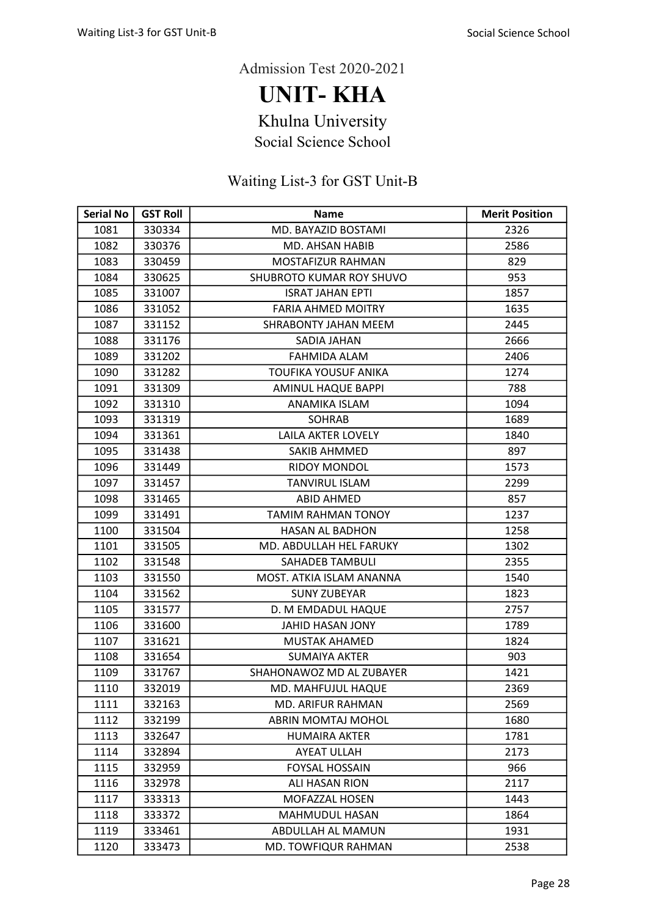Admission Test 2020-2021

# UNIT- KHA

## Khulna University

### Social Science School

### Waiting List-3 for GST Unit-B

| Serial No | GST Roll | Name | Merit Position |
|---|---|---|---|
| 1081 | 330334 | MD. BAYAZID BOSTAMI | 2326 |
| 1082 | 330376 | MD. AHSAN HABIB | 2586 |
| 1083 | 330459 | MOSTAFIZUR RAHMAN | 829 |
| 1084 | 330625 | SHUBROTO KUMAR ROY SHUVO | 953 |
| 1085 | 331007 | ISRAT JAHAN EPTI | 1857 |
| 1086 | 331052 | FARIA AHMED MOITRY | 1635 |
| 1087 | 331152 | SHRABONTY JAHAN MEEM | 2445 |
| 1088 | 331176 | SADIA JAHAN | 2666 |
| 1089 | 331202 | FAHMIDA ALAM | 2406 |
| 1090 | 331282 | TOUFIKA YOUSUF ANIKA | 1274 |
| 1091 | 331309 | AMINUL HAQUE BAPPI | 788 |
| 1092 | 331310 | ANAMIKA ISLAM | 1094 |
| 1093 | 331319 | SOHRAB | 1689 |
| 1094 | 331361 | LAILA AKTER LOVELY | 1840 |
| 1095 | 331438 | SAKIB AHMMED | 897 |
| 1096 | 331449 | RIDOY MONDOL | 1573 |
| 1097 | 331457 | TANVIRUL ISLAM | 2299 |
| 1098 | 331465 | ABID AHMED | 857 |
| 1099 | 331491 | TAMIM RAHMAN TONOY | 1237 |
| 1100 | 331504 | HASAN AL BADHON | 1258 |
| 1101 | 331505 | MD. ABDULLAH HEL FARUKY | 1302 |
| 1102 | 331548 | SAHADEB TAMBULI | 2355 |
| 1103 | 331550 | MOST. ATKIA ISLAM ANANNA | 1540 |
| 1104 | 331562 | SUNY ZUBEYAR | 1823 |
| 1105 | 331577 | D. M EMDADUL HAQUE | 2757 |
| 1106 | 331600 | JAHID HASAN JONY | 1789 |
| 1107 | 331621 | MUSTAK AHAMED | 1824 |
| 1108 | 331654 | SUMAIYA AKTER | 903 |
| 1109 | 331767 | SHAHONAWOZ MD AL ZUBAYER | 1421 |
| 1110 | 332019 | MD. MAHFUJUL HAQUE | 2369 |
| 1111 | 332163 | MD. ARIFUR RAHMAN | 2569 |
| 1112 | 332199 | ABRIN MOMTAJ MOHOL | 1680 |
| 1113 | 332647 | HUMAIRA AKTER | 1781 |
| 1114 | 332894 | AYEAT ULLAH | 2173 |
| 1115 | 332959 | FOYSAL HOSSAIN | 966 |
| 1116 | 332978 | ALI HASAN RION | 2117 |
| 1117 | 333313 | MOFAZZAL HOSEN | 1443 |
| 1118 | 333372 | MAHMUDUL HASAN | 1864 |
| 1119 | 333461 | ABDULLAH AL MAMUN | 1931 |
| 1120 | 333473 | MD. TOWFIQUR RAHMAN | 2538 |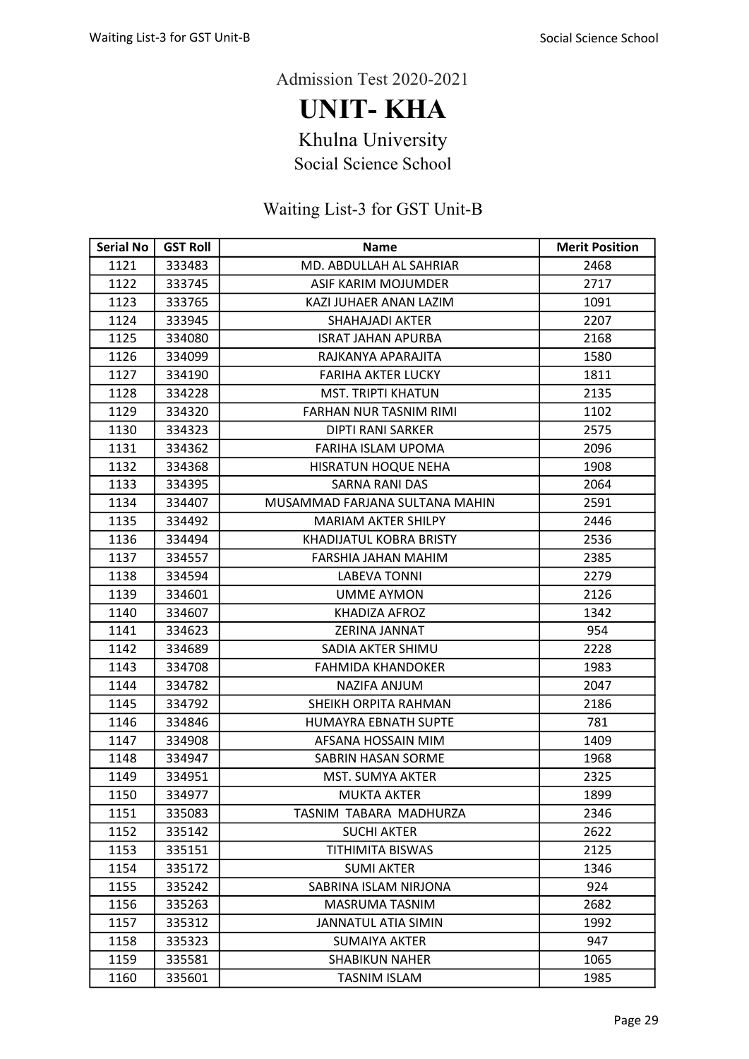Admission Test 2020-2021

# UNIT- KHA

## Khulna University

### Social Science School

### Waiting List-3 for GST Unit-B

| Serial No | GST Roll | Name | Merit Position |
|---|---|---|---|
| 1121 | 333483 | MD. ABDULLAH AL SAHRIAR | 2468 |
| 1122 | 333745 | ASIF KARIM MOJUMDER | 2717 |
| 1123 | 333765 | KAZI JUHAER ANAN LAZIM | 1091 |
| 1124 | 333945 | SHAHAJADI AKTER | 2207 |
| 1125 | 334080 | ISRAT JAHAN APURBA | 2168 |
| 1126 | 334099 | RAJKANYA APARAJITA | 1580 |
| 1127 | 334190 | FARIHA AKTER LUCKY | 1811 |
| 1128 | 334228 | MST. TRIPTI KHATUN | 2135 |
| 1129 | 334320 | FARHAN NUR TASNIM RIMI | 1102 |
| 1130 | 334323 | DIPTI RANI SARKER | 2575 |
| 1131 | 334362 | FARIHA ISLAM UPOMA | 2096 |
| 1132 | 334368 | HISRATUN HOQUE NEHA | 1908 |
| 1133 | 334395 | SARNA RANI DAS | 2064 |
| 1134 | 334407 | MUSAMMAD FARJANA SULTANA MAHIN | 2591 |
| 1135 | 334492 | MARIAM AKTER SHILPY | 2446 |
| 1136 | 334494 | KHADIJATUL KOBRA BRISTY | 2536 |
| 1137 | 334557 | FARSHIA JAHAN MAHIM | 2385 |
| 1138 | 334594 | LABEVA TONNI | 2279 |
| 1139 | 334601 | UMME AYMON | 2126 |
| 1140 | 334607 | KHADIZA AFROZ | 1342 |
| 1141 | 334623 | ZERINA JANNAT | 954 |
| 1142 | 334689 | SADIA AKTER SHIMU | 2228 |
| 1143 | 334708 | FAHMIDA KHANDOKER | 1983 |
| 1144 | 334782 | NAZIFA ANJUM | 2047 |
| 1145 | 334792 | SHEIKH ORPITA RAHMAN | 2186 |
| 1146 | 334846 | HUMAYRA EBNATH SUPTE | 781 |
| 1147 | 334908 | AFSANA HOSSAIN MIM | 1409 |
| 1148 | 334947 | SABRIN HASAN SORME | 1968 |
| 1149 | 334951 | MST. SUMYA AKTER | 2325 |
| 1150 | 334977 | MUKTA AKTER | 1899 |
| 1151 | 335083 | TASNIM TABARA MADHURZA | 2346 |
| 1152 | 335142 | SUCHI AKTER | 2622 |
| 1153 | 335151 | TITHIMITA BISWAS | 2125 |
| 1154 | 335172 | SUMI AKTER | 1346 |
| 1155 | 335242 | SABRINA ISLAM NIRJONA | 924 |
| 1156 | 335263 | MASRUMA TASNIM | 2682 |
| 1157 | 335312 | JANNATUL ATIA SIMIN | 1992 |
| 1158 | 335323 | SUMAIYA AKTER | 947 |
| 1159 | 335581 | SHABIKUN NAHER | 1065 |
| 1160 | 335601 | TASNIM ISLAM | 1985 |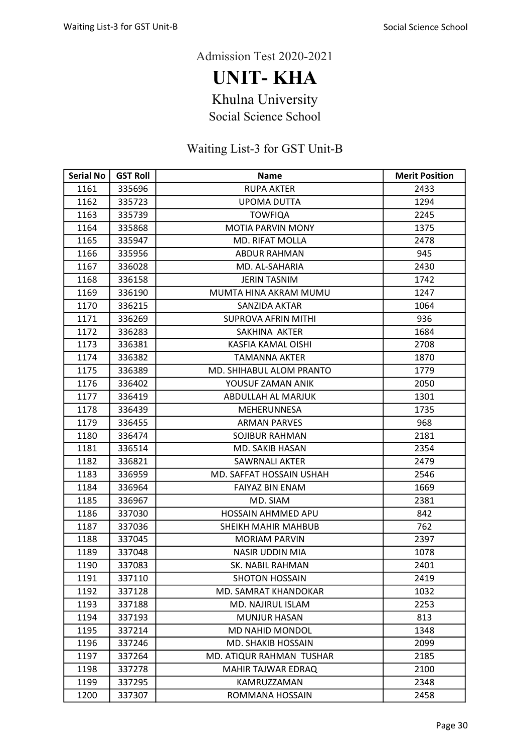Admission Test 2020-2021

# UNIT- KHA

## Khulna University

### Social Science School

### Waiting List-3 for GST Unit-B

| Serial No | GST Roll | Name | Merit Position |
|---|---|---|---|
| 1161 | 335696 | RUPA AKTER | 2433 |
| 1162 | 335723 | UPOMA DUTTA | 1294 |
| 1163 | 335739 | TOWFIQA | 2245 |
| 1164 | 335868 | MOTIA PARVIN MONY | 1375 |
| 1165 | 335947 | MD. RIFAT MOLLA | 2478 |
| 1166 | 335956 | ABDUR RAHMAN | 945 |
| 1167 | 336028 | MD. AL-SAHARIA | 2430 |
| 1168 | 336158 | JERIN TASNIM | 1742 |
| 1169 | 336190 | MUMTA HINA AKRAM MUMU | 1247 |
| 1170 | 336215 | SANZIDA AKTAR | 1064 |
| 1171 | 336269 | SUPROVA AFRIN MITHI | 936 |
| 1172 | 336283 | SAKHINA AKTER | 1684 |
| 1173 | 336381 | KASFIA KAMAL OISHI | 2708 |
| 1174 | 336382 | TAMANNA AKTER | 1870 |
| 1175 | 336389 | MD. SHIHABUL ALOM PRANTO | 1779 |
| 1176 | 336402 | YOUSUF ZAMAN ANIK | 2050 |
| 1177 | 336419 | ABDULLAH AL MARJUK | 1301 |
| 1178 | 336439 | MEHERUNNESA | 1735 |
| 1179 | 336455 | ARMAN PARVES | 968 |
| 1180 | 336474 | SOJIBUR RAHMAN | 2181 |
| 1181 | 336514 | MD. SAKIB HASAN | 2354 |
| 1182 | 336821 | SAWRNALI AKTER | 2479 |
| 1183 | 336959 | MD. SAFFAT HOSSAIN USHAH | 2546 |
| 1184 | 336964 | FAIYAZ BIN ENAM | 1669 |
| 1185 | 336967 | MD. SIAM | 2381 |
| 1186 | 337030 | HOSSAIN AHMMED APU | 842 |
| 1187 | 337036 | SHEIKH MAHIR MAHBUB | 762 |
| 1188 | 337045 | MORIAM PARVIN | 2397 |
| 1189 | 337048 | NASIR UDDIN MIA | 1078 |
| 1190 | 337083 | SK. NABIL RAHMAN | 2401 |
| 1191 | 337110 | SHOTON HOSSAIN | 2419 |
| 1192 | 337128 | MD. SAMRAT KHANDOKAR | 1032 |
| 1193 | 337188 | MD. NAJIRUL ISLAM | 2253 |
| 1194 | 337193 | MUNJUR HASAN | 813 |
| 1195 | 337214 | MD NAHID MONDOL | 1348 |
| 1196 | 337246 | MD. SHAKIB HOSSAIN | 2099 |
| 1197 | 337264 | MD. ATIQUR RAHMAN TUSHAR | 2185 |
| 1198 | 337278 | MAHIR TAJWAR EDRAQ | 2100 |
| 1199 | 337295 | KAMRUZZAMAN | 2348 |
| 1200 | 337307 | ROMMANA HOSSAIN | 2458 |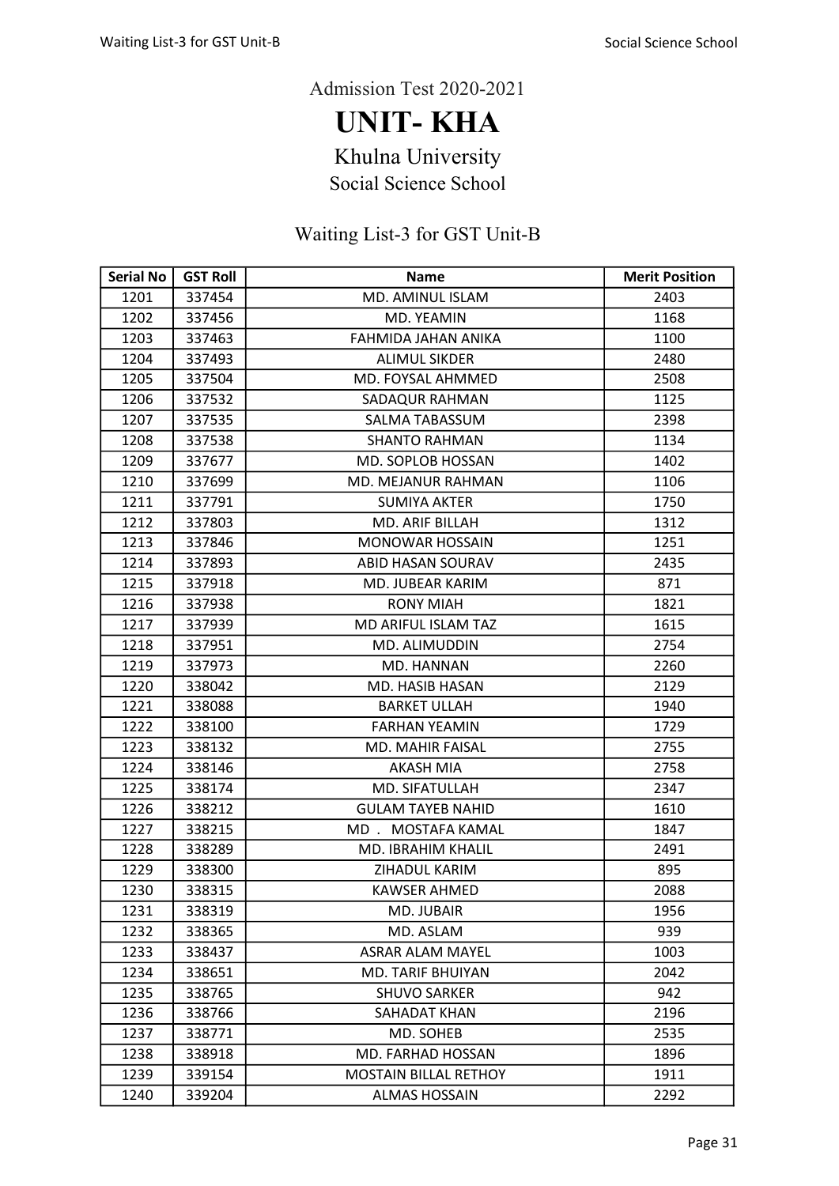Admission Test 2020-2021

# UNIT- KHA

## Khulna University

### Social Science School

### Waiting List-3 for GST Unit-B

| Serial No | GST Roll | Name | Merit Position |
|---|---|---|---|
| 1201 | 337454 | MD. AMINUL ISLAM | 2403 |
| 1202 | 337456 | MD. YEAMIN | 1168 |
| 1203 | 337463 | FAHMIDA JAHAN ANIKA | 1100 |
| 1204 | 337493 | ALIMUL SIKDER | 2480 |
| 1205 | 337504 | MD. FOYSAL AHMMED | 2508 |
| 1206 | 337532 | SADAQUR RAHMAN | 1125 |
| 1207 | 337535 | SALMA TABASSUM | 2398 |
| 1208 | 337538 | SHANTO RAHMAN | 1134 |
| 1209 | 337677 | MD. SOPLOB HOSSAN | 1402 |
| 1210 | 337699 | MD. MEJANUR RAHMAN | 1106 |
| 1211 | 337791 | SUMIYA AKTER | 1750 |
| 1212 | 337803 | MD. ARIF BILLAH | 1312 |
| 1213 | 337846 | MONOWAR HOSSAIN | 1251 |
| 1214 | 337893 | ABID HASAN SOURAV | 2435 |
| 1215 | 337918 | MD. JUBEAR KARIM | 871 |
| 1216 | 337938 | RONY MIAH | 1821 |
| 1217 | 337939 | MD ARIFUL ISLAM TAZ | 1615 |
| 1218 | 337951 | MD. ALIMUDDIN | 2754 |
| 1219 | 337973 | MD. HANNAN | 2260 |
| 1220 | 338042 | MD. HASIB HASAN | 2129 |
| 1221 | 338088 | BARKET ULLAH | 1940 |
| 1222 | 338100 | FARHAN YEAMIN | 1729 |
| 1223 | 338132 | MD. MAHIR FAISAL | 2755 |
| 1224 | 338146 | AKASH MIA | 2758 |
| 1225 | 338174 | MD. SIFATULLAH | 2347 |
| 1226 | 338212 | GULAM TAYEB NAHID | 1610 |
| 1227 | 338215 | MD . MOSTAFA KAMAL | 1847 |
| 1228 | 338289 | MD. IBRAHIM KHALIL | 2491 |
| 1229 | 338300 | ZIHADUL KARIM | 895 |
| 1230 | 338315 | KAWSER AHMED | 2088 |
| 1231 | 338319 | MD. JUBAIR | 1956 |
| 1232 | 338365 | MD. ASLAM | 939 |
| 1233 | 338437 | ASRAR ALAM MAYEL | 1003 |
| 1234 | 338651 | MD. TARIF BHUIYAN | 2042 |
| 1235 | 338765 | SHUVO SARKER | 942 |
| 1236 | 338766 | SAHADAT KHAN | 2196 |
| 1237 | 338771 | MD. SOHEB | 2535 |
| 1238 | 338918 | MD. FARHAD HOSSAN | 1896 |
| 1239 | 339154 | MOSTAIN BILLAL RETHOY | 1911 |
| 1240 | 339204 | ALMAS HOSSAIN | 2292 |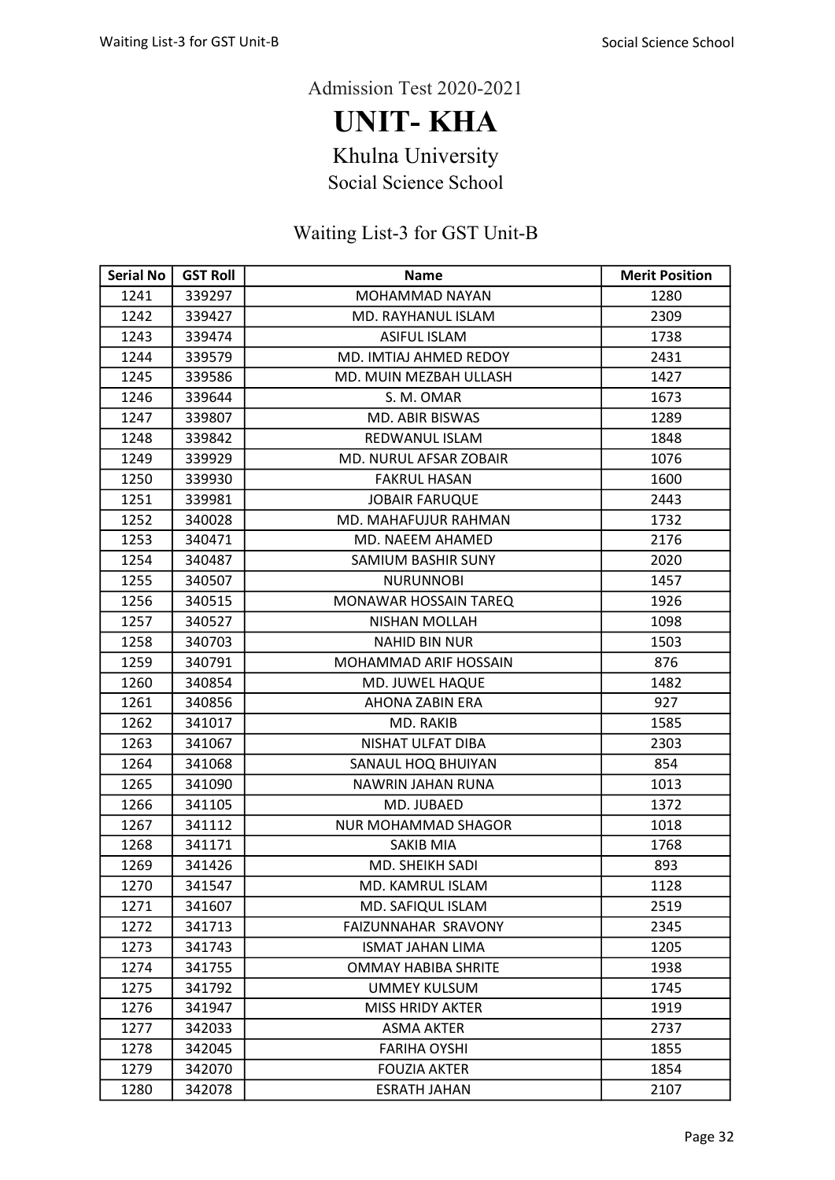Admission Test 2020-2021

# UNIT- KHA

## Khulna University

### Social Science School

### Waiting List-3 for GST Unit-B

| Serial No | GST Roll | Name | Merit Position |
|---|---|---|---|
| 1241 | 339297 | MOHAMMAD NAYAN | 1280 |
| 1242 | 339427 | MD. RAYHANUL ISLAM | 2309 |
| 1243 | 339474 | ASIFUL ISLAM | 1738 |
| 1244 | 339579 | MD. IMTIAJ AHMED REDOY | 2431 |
| 1245 | 339586 | MD. MUIN MEZBAH ULLASH | 1427 |
| 1246 | 339644 | S. M. OMAR | 1673 |
| 1247 | 339807 | MD. ABIR BISWAS | 1289 |
| 1248 | 339842 | REDWANUL ISLAM | 1848 |
| 1249 | 339929 | MD. NURUL AFSAR ZOBAIR | 1076 |
| 1250 | 339930 | FAKRUL HASAN | 1600 |
| 1251 | 339981 | JOBAIR FARUQUE | 2443 |
| 1252 | 340028 | MD. MAHAFUJUR RAHMAN | 1732 |
| 1253 | 340471 | MD. NAEEM AHAMED | 2176 |
| 1254 | 340487 | SAMIUM BASHIR SUNY | 2020 |
| 1255 | 340507 | NURUNNOBI | 1457 |
| 1256 | 340515 | MONAWAR HOSSAIN TAREQ | 1926 |
| 1257 | 340527 | NISHAN MOLLAH | 1098 |
| 1258 | 340703 | NAHID BIN NUR | 1503 |
| 1259 | 340791 | MOHAMMAD ARIF HOSSAIN | 876 |
| 1260 | 340854 | MD. JUWEL HAQUE | 1482 |
| 1261 | 340856 | AHONA ZABIN ERA | 927 |
| 1262 | 341017 | MD. RAKIB | 1585 |
| 1263 | 341067 | NISHAT ULFAT DIBA | 2303 |
| 1264 | 341068 | SANAUL HOQ BHUIYAN | 854 |
| 1265 | 341090 | NAWRIN JAHAN RUNA | 1013 |
| 1266 | 341105 | MD. JUBAED | 1372 |
| 1267 | 341112 | NUR MOHAMMAD SHAGOR | 1018 |
| 1268 | 341171 | SAKIB MIA | 1768 |
| 1269 | 341426 | MD. SHEIKH SADI | 893 |
| 1270 | 341547 | MD. KAMRUL ISLAM | 1128 |
| 1271 | 341607 | MD. SAFIQUL ISLAM | 2519 |
| 1272 | 341713 | FAIZUNNAHAR SRAVONY | 2345 |
| 1273 | 341743 | ISMAT JAHAN LIMA | 1205 |
| 1274 | 341755 | OMMAY HABIBA SHRITE | 1938 |
| 1275 | 341792 | UMMEY KULSUM | 1745 |
| 1276 | 341947 | MISS HRIDY AKTER | 1919 |
| 1277 | 342033 | ASMA AKTER | 2737 |
| 1278 | 342045 | FARIHA OYSHI | 1855 |
| 1279 | 342070 | FOUZIA AKTER | 1854 |
| 1280 | 342078 | ESRATH JAHAN | 2107 |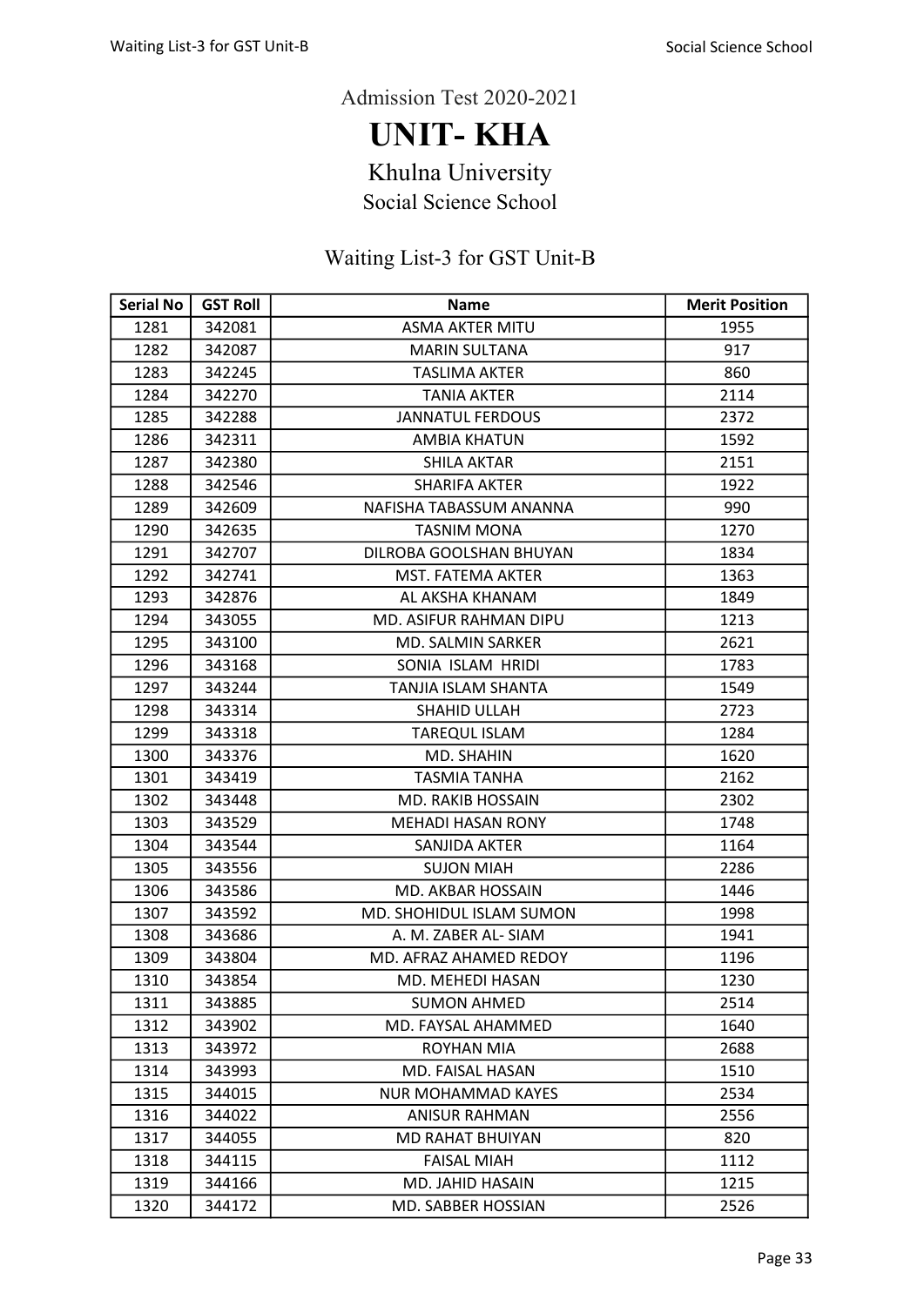Admission Test 2020-2021

# UNIT- KHA

## Khulna University

### Social Science School

### Waiting List-3 for GST Unit-B

| Serial No | GST Roll | Name | Merit Position |
|---|---|---|---|
| 1281 | 342081 | ASMA AKTER MITU | 1955 |
| 1282 | 342087 | MARIN SULTANA | 917 |
| 1283 | 342245 | TASLIMA AKTER | 860 |
| 1284 | 342270 | TANIA AKTER | 2114 |
| 1285 | 342288 | JANNATUL FERDOUS | 2372 |
| 1286 | 342311 | AMBIA KHATUN | 1592 |
| 1287 | 342380 | SHILA AKTAR | 2151 |
| 1288 | 342546 | SHARIFA AKTER | 1922 |
| 1289 | 342609 | NAFISHA TABASSUM ANANNA | 990 |
| 1290 | 342635 | TASNIM MONA | 1270 |
| 1291 | 342707 | DILROBA GOOLSHAN BHUYAN | 1834 |
| 1292 | 342741 | MST. FATEMA AKTER | 1363 |
| 1293 | 342876 | AL AKSHA KHANAM | 1849 |
| 1294 | 343055 | MD. ASIFUR RAHMAN DIPU | 1213 |
| 1295 | 343100 | MD. SALMIN SARKER | 2621 |
| 1296 | 343168 | SONIA ISLAM HRIDI | 1783 |
| 1297 | 343244 | TANJIA ISLAM SHANTA | 1549 |
| 1298 | 343314 | SHAHID ULLAH | 2723 |
| 1299 | 343318 | TAREQUL ISLAM | 1284 |
| 1300 | 343376 | MD. SHAHIN | 1620 |
| 1301 | 343419 | TASMIA TANHA | 2162 |
| 1302 | 343448 | MD. RAKIB HOSSAIN | 2302 |
| 1303 | 343529 | MEHADI HASAN RONY | 1748 |
| 1304 | 343544 | SANJIDA AKTER | 1164 |
| 1305 | 343556 | SUJON MIAH | 2286 |
| 1306 | 343586 | MD. AKBAR HOSSAIN | 1446 |
| 1307 | 343592 | MD. SHOHIDUL ISLAM SUMON | 1998 |
| 1308 | 343686 | A. M. ZABER AL- SIAM | 1941 |
| 1309 | 343804 | MD. AFRAZ AHAMED REDOY | 1196 |
| 1310 | 343854 | MD. MEHEDI HASAN | 1230 |
| 1311 | 343885 | SUMON AHMED | 2514 |
| 1312 | 343902 | MD. FAYSAL AHAMMED | 1640 |
| 1313 | 343972 | ROYHAN MIA | 2688 |
| 1314 | 343993 | MD. FAISAL HASAN | 1510 |
| 1315 | 344015 | NUR MOHAMMAD KAYES | 2534 |
| 1316 | 344022 | ANISUR RAHMAN | 2556 |
| 1317 | 344055 | MD RAHAT BHUIYAN | 820 |
| 1318 | 344115 | FAISAL MIAH | 1112 |
| 1319 | 344166 | MD. JAHID HASAIN | 1215 |
| 1320 | 344172 | MD. SABBER HOSSIAN | 2526 |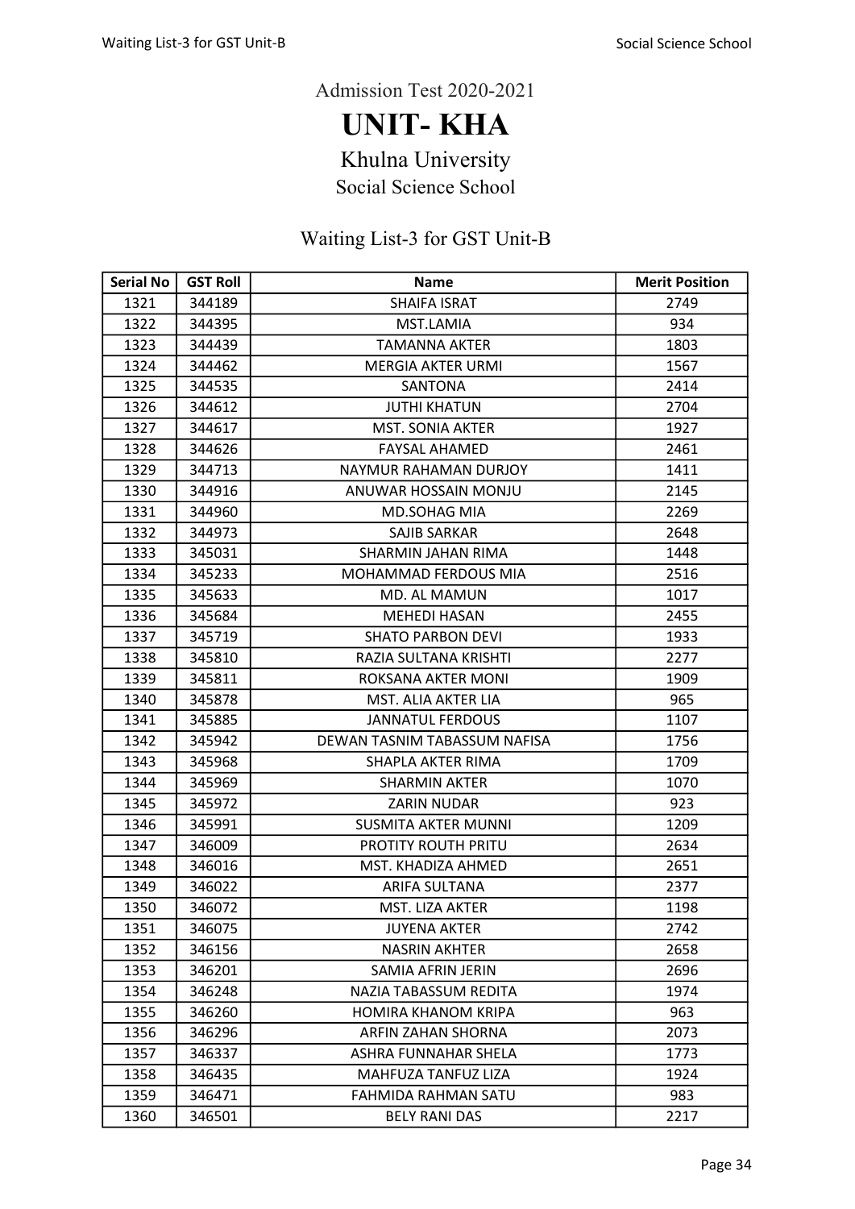Admission Test 2020-2021

# UNIT- KHA

## Khulna University

### Social Science School

### Waiting List-3 for GST Unit-B

| Serial No | GST Roll | Name | Merit Position |
|---|---|---|---|
| 1321 | 344189 | SHAIFA ISRAT | 2749 |
| 1322 | 344395 | MST.LAMIA | 934 |
| 1323 | 344439 | TAMANNA AKTER | 1803 |
| 1324 | 344462 | MERGIA AKTER URMI | 1567 |
| 1325 | 344535 | SANTONA | 2414 |
| 1326 | 344612 | JUTHI KHATUN | 2704 |
| 1327 | 344617 | MST. SONIA AKTER | 1927 |
| 1328 | 344626 | FAYSAL AHAMED | 2461 |
| 1329 | 344713 | NAYMUR RAHAMAN DURJOY | 1411 |
| 1330 | 344916 | ANUWAR HOSSAIN MONJU | 2145 |
| 1331 | 344960 | MD.SOHAG MIA | 2269 |
| 1332 | 344973 | SAJIB SARKAR | 2648 |
| 1333 | 345031 | SHARMIN JAHAN RIMA | 1448 |
| 1334 | 345233 | MOHAMMAD FERDOUS MIA | 2516 |
| 1335 | 345633 | MD. AL MAMUN | 1017 |
| 1336 | 345684 | MEHEDI HASAN | 2455 |
| 1337 | 345719 | SHATO PARBON DEVI | 1933 |
| 1338 | 345810 | RAZIA SULTANA KRISHTI | 2277 |
| 1339 | 345811 | ROKSANA AKTER MONI | 1909 |
| 1340 | 345878 | MST. ALIA AKTER LIA | 965 |
| 1341 | 345885 | JANNATUL FERDOUS | 1107 |
| 1342 | 345942 | DEWAN TASNIM TABASSUM NAFISA | 1756 |
| 1343 | 345968 | SHAPLA AKTER RIMA | 1709 |
| 1344 | 345969 | SHARMIN AKTER | 1070 |
| 1345 | 345972 | ZARIN NUDAR | 923 |
| 1346 | 345991 | SUSMITA AKTER MUNNI | 1209 |
| 1347 | 346009 | PROTITY ROUTH PRITU | 2634 |
| 1348 | 346016 | MST. KHADIZA AHMED | 2651 |
| 1349 | 346022 | ARIFA SULTANA | 2377 |
| 1350 | 346072 | MST. LIZA AKTER | 1198 |
| 1351 | 346075 | JUYENA AKTER | 2742 |
| 1352 | 346156 | NASRIN AKHTER | 2658 |
| 1353 | 346201 | SAMIA AFRIN JERIN | 2696 |
| 1354 | 346248 | NAZIA TABASSUM REDITA | 1974 |
| 1355 | 346260 | HOMIRA KHANOM KRIPA | 963 |
| 1356 | 346296 | ARFIN ZAHAN SHORNA | 2073 |
| 1357 | 346337 | ASHRA FUNNAHAR SHELA | 1773 |
| 1358 | 346435 | MAHFUZA TANFUZ LIZA | 1924 |
| 1359 | 346471 | FAHMIDA RAHMAN SATU | 983 |
| 1360 | 346501 | BELY RANI DAS | 2217 |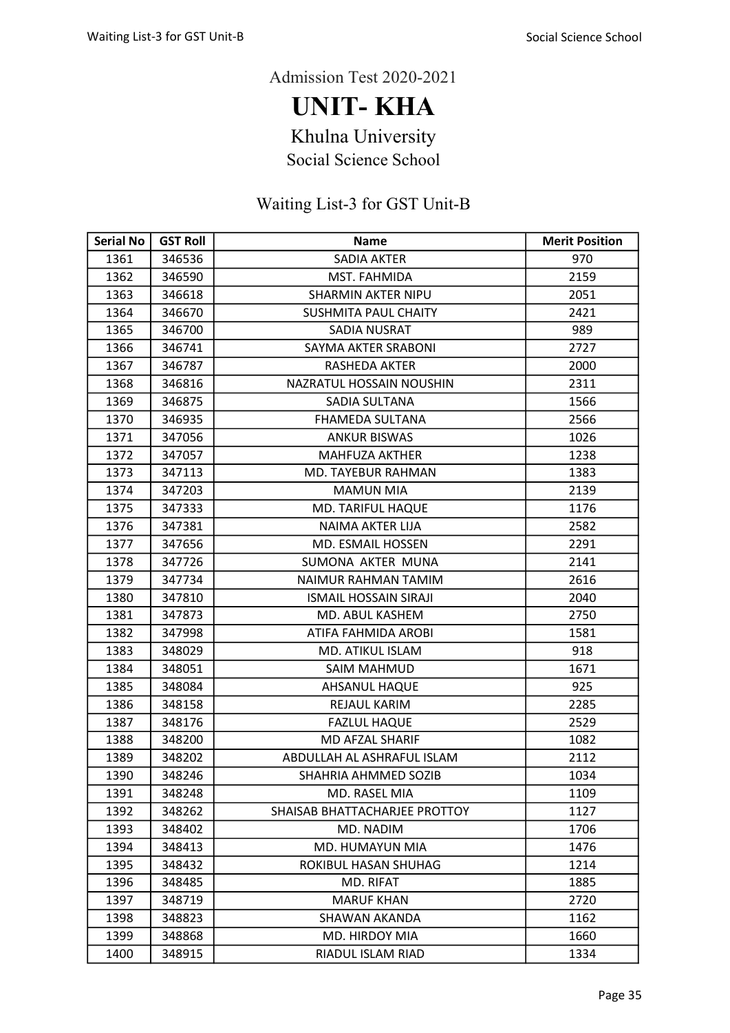Admission Test 2020-2021

# UNIT- KHA

## Khulna University

### Social Science School

### Waiting List-3 for GST Unit-B

| Serial No | GST Roll | Name | Merit Position |
|---|---|---|---|
| 1361 | 346536 | SADIA AKTER | 970 |
| 1362 | 346590 | MST. FAHMIDA | 2159 |
| 1363 | 346618 | SHARMIN AKTER NIPU | 2051 |
| 1364 | 346670 | SUSHMITA PAUL CHAITY | 2421 |
| 1365 | 346700 | SADIA NUSRAT | 989 |
| 1366 | 346741 | SAYMA AKTER SRABONI | 2727 |
| 1367 | 346787 | RASHEDA AKTER | 2000 |
| 1368 | 346816 | NAZRATUL HOSSAIN NOUSHIN | 2311 |
| 1369 | 346875 | SADIA SULTANA | 1566 |
| 1370 | 346935 | FHAMEDA SULTANA | 2566 |
| 1371 | 347056 | ANKUR BISWAS | 1026 |
| 1372 | 347057 | MAHFUZA AKTHER | 1238 |
| 1373 | 347113 | MD. TAYEBUR RAHMAN | 1383 |
| 1374 | 347203 | MAMUN MIA | 2139 |
| 1375 | 347333 | MD. TARIFUL HAQUE | 1176 |
| 1376 | 347381 | NAIMA AKTER LIJA | 2582 |
| 1377 | 347656 | MD. ESMAIL HOSSEN | 2291 |
| 1378 | 347726 | SUMONA AKTER MUNA | 2141 |
| 1379 | 347734 | NAIMUR RAHMAN TAMIM | 2616 |
| 1380 | 347810 | ISMAIL HOSSAIN SIRAJI | 2040 |
| 1381 | 347873 | MD. ABUL KASHEM | 2750 |
| 1382 | 347998 | ATIFA FAHMIDA AROBI | 1581 |
| 1383 | 348029 | MD. ATIKUL ISLAM | 918 |
| 1384 | 348051 | SAIM MAHMUD | 1671 |
| 1385 | 348084 | AHSANUL HAQUE | 925 |
| 1386 | 348158 | REJAUL KARIM | 2285 |
| 1387 | 348176 | FAZLUL HAQUE | 2529 |
| 1388 | 348200 | MD AFZAL SHARIF | 1082 |
| 1389 | 348202 | ABDULLAH AL ASHRAFUL ISLAM | 2112 |
| 1390 | 348246 | SHAHRIA AHMMED SOZIB | 1034 |
| 1391 | 348248 | MD. RASEL MIA | 1109 |
| 1392 | 348262 | SHAISAB BHATTACHARJEE PROTTOY | 1127 |
| 1393 | 348402 | MD. NADIM | 1706 |
| 1394 | 348413 | MD. HUMAYUN MIA | 1476 |
| 1395 | 348432 | ROKIBUL HASAN SHUHAG | 1214 |
| 1396 | 348485 | MD. RIFAT | 1885 |
| 1397 | 348719 | MARUF KHAN | 2720 |
| 1398 | 348823 | SHAWAN AKANDA | 1162 |
| 1399 | 348868 | MD. HIRDOY MIA | 1660 |
| 1400 | 348915 | RIADUL ISLAM RIAD | 1334 |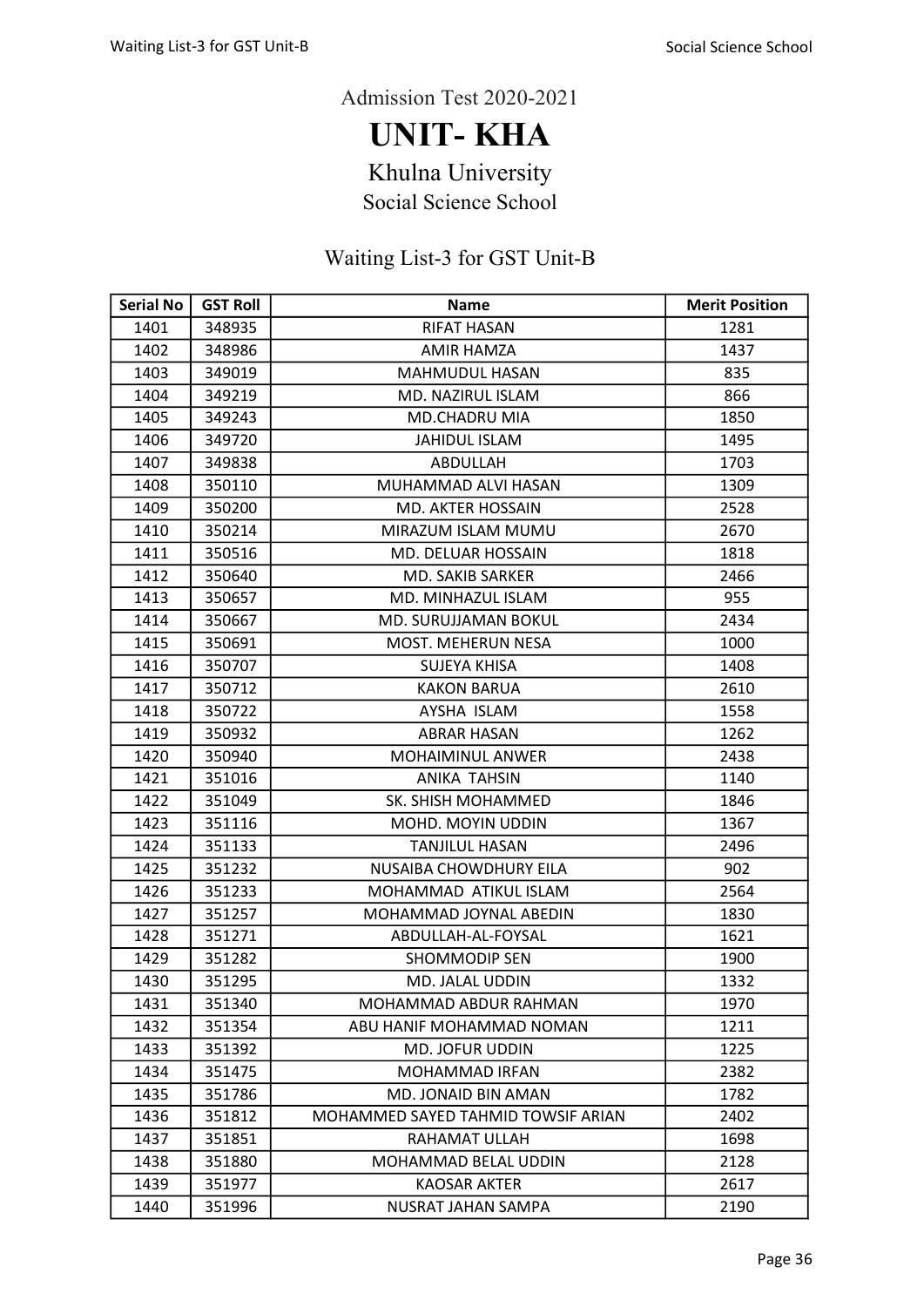Admission Test 2020-2021

# UNIT- KHA

## Khulna University

### Social Science School

### Waiting List-3 for GST Unit-B

| Serial No | GST Roll | Name | Merit Position |
|---|---|---|---|
| 1401 | 348935 | RIFAT HASAN | 1281 |
| 1402 | 348986 | AMIR HAMZA | 1437 |
| 1403 | 349019 | MAHMUDUL HASAN | 835 |
| 1404 | 349219 | MD. NAZIRUL ISLAM | 866 |
| 1405 | 349243 | MD.CHADRU MIA | 1850 |
| 1406 | 349720 | JAHIDUL ISLAM | 1495 |
| 1407 | 349838 | ABDULLAH | 1703 |
| 1408 | 350110 | MUHAMMAD ALVI HASAN | 1309 |
| 1409 | 350200 | MD. AKTER HOSSAIN | 2528 |
| 1410 | 350214 | MIRAZUM ISLAM MUMU | 2670 |
| 1411 | 350516 | MD. DELUAR HOSSAIN | 1818 |
| 1412 | 350640 | MD. SAKIB SARKER | 2466 |
| 1413 | 350657 | MD. MINHAZUL ISLAM | 955 |
| 1414 | 350667 | MD. SURUJJAMAN BOKUL | 2434 |
| 1415 | 350691 | MOST. MEHERUN NESA | 1000 |
| 1416 | 350707 | SUJEYA KHISA | 1408 |
| 1417 | 350712 | KAKON BARUA | 2610 |
| 1418 | 350722 | AYSHA ISLAM | 1558 |
| 1419 | 350932 | ABRAR HASAN | 1262 |
| 1420 | 350940 | MOHAIMINUL ANWER | 2438 |
| 1421 | 351016 | ANIKA TAHSIN | 1140 |
| 1422 | 351049 | SK. SHISH MOHAMMED | 1846 |
| 1423 | 351116 | MOHD. MOYIN UDDIN | 1367 |
| 1424 | 351133 | TANJILUL HASAN | 2496 |
| 1425 | 351232 | NUSAIBA CHOWDHURY EILA | 902 |
| 1426 | 351233 | MOHAMMAD ATIKUL ISLAM | 2564 |
| 1427 | 351257 | MOHAMMAD JOYNAL ABEDIN | 1830 |
| 1428 | 351271 | ABDULLAH-AL-FOYSAL | 1621 |
| 1429 | 351282 | SHOMMODIP SEN | 1900 |
| 1430 | 351295 | MD. JALAL UDDIN | 1332 |
| 1431 | 351340 | MOHAMMAD ABDUR RAHMAN | 1970 |
| 1432 | 351354 | ABU HANIF MOHAMMAD NOMAN | 1211 |
| 1433 | 351392 | MD. JOFUR UDDIN | 1225 |
| 1434 | 351475 | MOHAMMAD IRFAN | 2382 |
| 1435 | 351786 | MD. JONAID BIN AMAN | 1782 |
| 1436 | 351812 | MOHAMMED SAYED TAHMID TOWSIF ARIAN | 2402 |
| 1437 | 351851 | RAHAMAT ULLAH | 1698 |
| 1438 | 351880 | MOHAMMAD BELAL UDDIN | 2128 |
| 1439 | 351977 | KAOSAR AKTER | 2617 |
| 1440 | 351996 | NUSRAT JAHAN SAMPA | 2190 |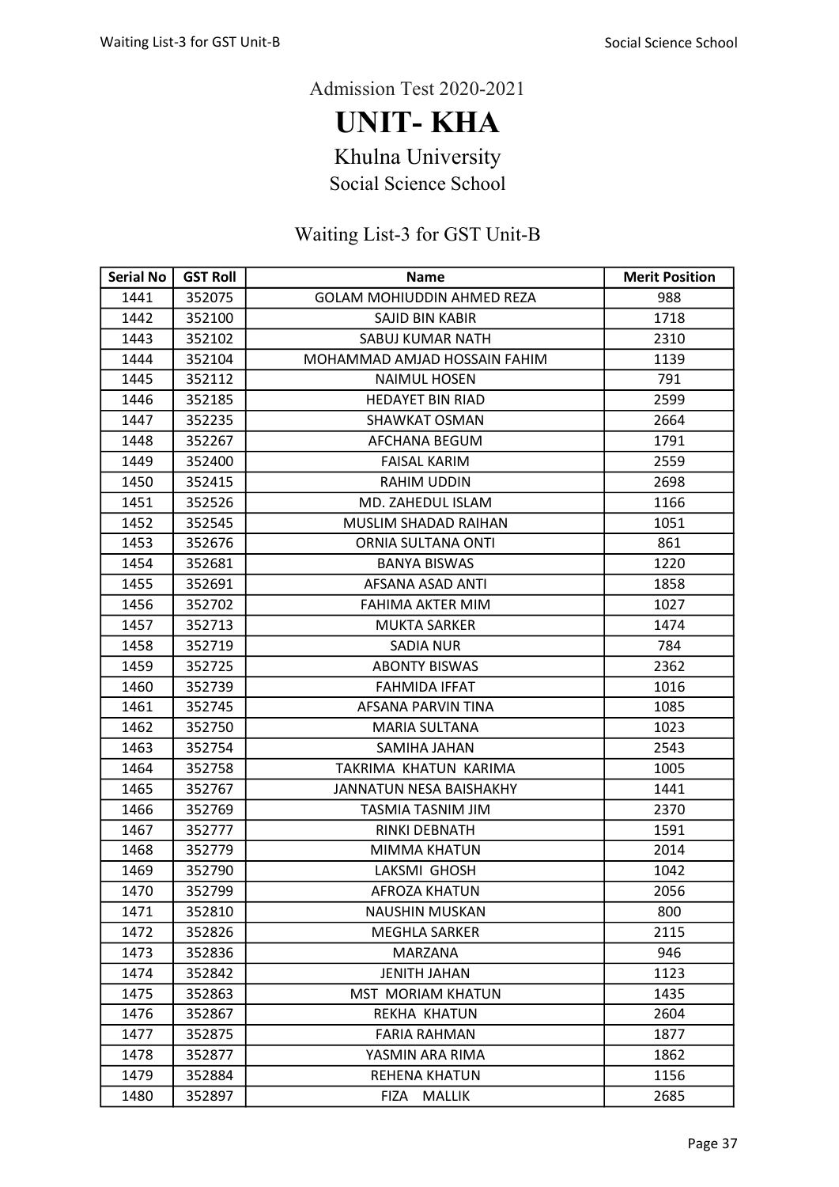Admission Test 2020-2021

# UNIT- KHA

## Khulna University

### Social Science School

### Waiting List-3 for GST Unit-B

| Serial No | GST Roll | Name | Merit Position |
|---|---|---|---|
| 1441 | 352075 | GOLAM MOHIUDDIN AHMED REZA | 988 |
| 1442 | 352100 | SAJID BIN KABIR | 1718 |
| 1443 | 352102 | SABUJ KUMAR NATH | 2310 |
| 1444 | 352104 | MOHAMMAD AMJAD HOSSAIN FAHIM | 1139 |
| 1445 | 352112 | NAIMUL HOSEN | 791 |
| 1446 | 352185 | HEDAYET BIN RIAD | 2599 |
| 1447 | 352235 | SHAWKAT OSMAN | 2664 |
| 1448 | 352267 | AFCHANA BEGUM | 1791 |
| 1449 | 352400 | FAISAL KARIM | 2559 |
| 1450 | 352415 | RAHIM UDDIN | 2698 |
| 1451 | 352526 | MD. ZAHEDUL ISLAM | 1166 |
| 1452 | 352545 | MUSLIM SHADAD RAIHAN | 1051 |
| 1453 | 352676 | ORNIA SULTANA ONTI | 861 |
| 1454 | 352681 | BANYA BISWAS | 1220 |
| 1455 | 352691 | AFSANA ASAD ANTI | 1858 |
| 1456 | 352702 | FAHIMA AKTER MIM | 1027 |
| 1457 | 352713 | MUKTA SARKER | 1474 |
| 1458 | 352719 | SADIA NUR | 784 |
| 1459 | 352725 | ABONTY BISWAS | 2362 |
| 1460 | 352739 | FAHMIDA IFFAT | 1016 |
| 1461 | 352745 | AFSANA PARVIN TINA | 1085 |
| 1462 | 352750 | MARIA SULTANA | 1023 |
| 1463 | 352754 | SAMIHA JAHAN | 2543 |
| 1464 | 352758 | TAKRIMA KHATUN KARIMA | 1005 |
| 1465 | 352767 | JANNATUN NESA BAISHAKHY | 1441 |
| 1466 | 352769 | TASMIA TASNIM JIM | 2370 |
| 1467 | 352777 | RINKI DEBNATH | 1591 |
| 1468 | 352779 | MIMMA KHATUN | 2014 |
| 1469 | 352790 | LAKSMI GHOSH | 1042 |
| 1470 | 352799 | AFROZA KHATUN | 2056 |
| 1471 | 352810 | NAUSHIN MUSKAN | 800 |
| 1472 | 352826 | MEGHLA SARKER | 2115 |
| 1473 | 352836 | MARZANA | 946 |
| 1474 | 352842 | JENITH JAHAN | 1123 |
| 1475 | 352863 | MST MORIAM KHATUN | 1435 |
| 1476 | 352867 | REKHA KHATUN | 2604 |
| 1477 | 352875 | FARIA RAHMAN | 1877 |
| 1478 | 352877 | YASMIN ARA RIMA | 1862 |
| 1479 | 352884 | REHENA KHATUN | 1156 |
| 1480 | 352897 | FIZA MALLIK | 2685 |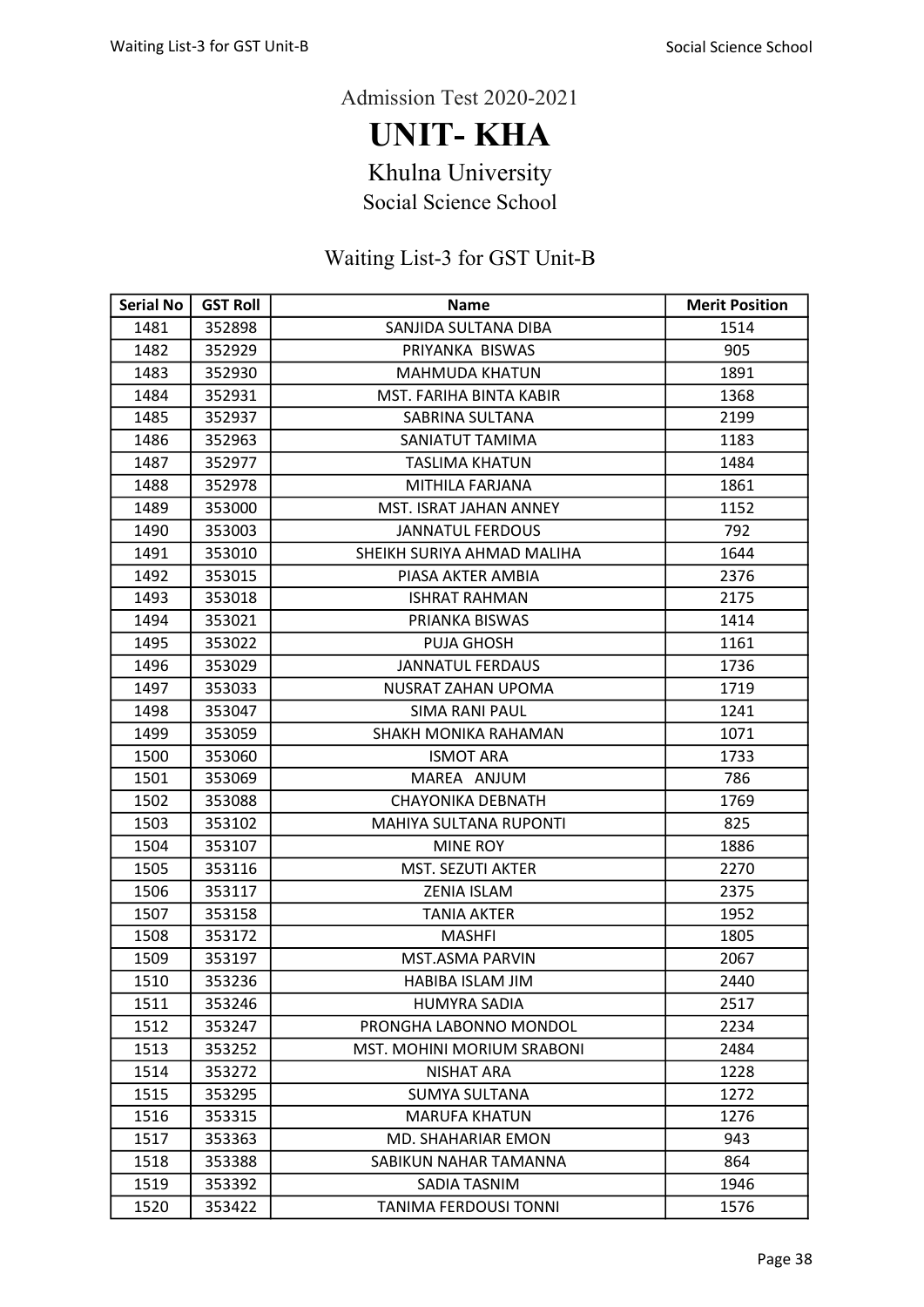Admission Test 2020-2021

# UNIT- KHA

## Khulna University

### Social Science School

### Waiting List-3 for GST Unit-B

| Serial No | GST Roll | Name | Merit Position |
|---|---|---|---|
| 1481 | 352898 | SANJIDA SULTANA DIBA | 1514 |
| 1482 | 352929 | PRIYANKA BISWAS | 905 |
| 1483 | 352930 | MAHMUDA KHATUN | 1891 |
| 1484 | 352931 | MST. FARIHA BINTA KABIR | 1368 |
| 1485 | 352937 | SABRINA SULTANA | 2199 |
| 1486 | 352963 | SANIATUT TAMIMA | 1183 |
| 1487 | 352977 | TASLIMA KHATUN | 1484 |
| 1488 | 352978 | MITHILA FARJANA | 1861 |
| 1489 | 353000 | MST. ISRAT JAHAN ANNEY | 1152 |
| 1490 | 353003 | JANNATUL FERDOUS | 792 |
| 1491 | 353010 | SHEIKH SURIYA AHMAD MALIHA | 1644 |
| 1492 | 353015 | PIASA AKTER AMBIA | 2376 |
| 1493 | 353018 | ISHRAT RAHMAN | 2175 |
| 1494 | 353021 | PRIANKA BISWAS | 1414 |
| 1495 | 353022 | PUJA GHOSH | 1161 |
| 1496 | 353029 | JANNATUL FERDAUS | 1736 |
| 1497 | 353033 | NUSRAT ZAHAN UPOMA | 1719 |
| 1498 | 353047 | SIMA RANI PAUL | 1241 |
| 1499 | 353059 | SHAKH MONIKA RAHAMAN | 1071 |
| 1500 | 353060 | ISMOT ARA | 1733 |
| 1501 | 353069 | MAREA ANJUM | 786 |
| 1502 | 353088 | CHAYONIKA DEBNATH | 1769 |
| 1503 | 353102 | MAHIYA SULTANA RUPONTI | 825 |
| 1504 | 353107 | MINE ROY | 1886 |
| 1505 | 353116 | MST. SEZUTI AKTER | 2270 |
| 1506 | 353117 | ZENIA ISLAM | 2375 |
| 1507 | 353158 | TANIA AKTER | 1952 |
| 1508 | 353172 | MASHFI | 1805 |
| 1509 | 353197 | MST.ASMA PARVIN | 2067 |
| 1510 | 353236 | HABIBA ISLAM JIM | 2440 |
| 1511 | 353246 | HUMYRA SADIA | 2517 |
| 1512 | 353247 | PRONGHA LABONNO MONDOL | 2234 |
| 1513 | 353252 | MST. MOHINI MORIUM SRABONI | 2484 |
| 1514 | 353272 | NISHAT ARA | 1228 |
| 1515 | 353295 | SUMYA SULTANA | 1272 |
| 1516 | 353315 | MARUFA KHATUN | 1276 |
| 1517 | 353363 | MD. SHAHARIAR EMON | 943 |
| 1518 | 353388 | SABIKUN NAHAR TAMANNA | 864 |
| 1519 | 353392 | SADIA TASNIM | 1946 |
| 1520 | 353422 | TANIMA FERDOUSI TONNI | 1576 |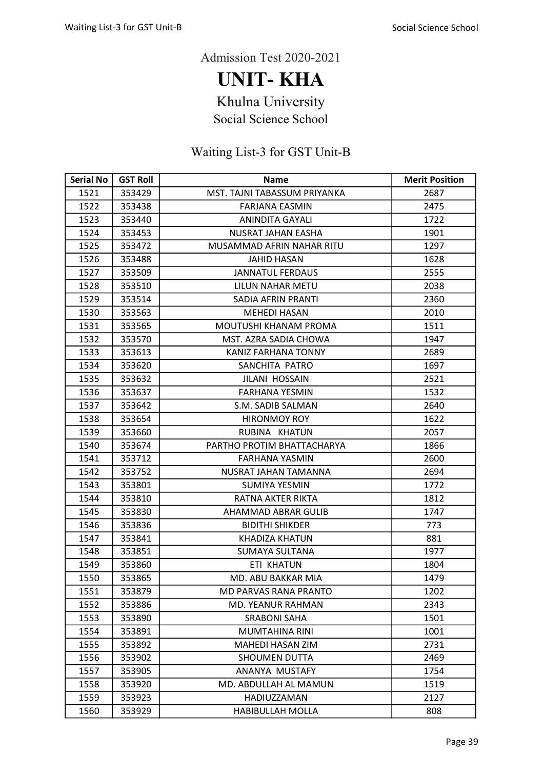Admission Test 2020-2021

# UNIT- KHA

## Khulna University

### Social Science School

### Waiting List-3 for GST Unit-B

| Serial No | GST Roll | Name | Merit Position |
|---|---|---|---|
| 1521 | 353429 | MST. TAJNI TABASSUM PRIYANKA | 2687 |
| 1522 | 353438 | FARJANA EASMIN | 2475 |
| 1523 | 353440 | ANINDITA GAYALI | 1722 |
| 1524 | 353453 | NUSRAT JAHAN EASHA | 1901 |
| 1525 | 353472 | MUSAMMAD AFRIN NAHAR RITU | 1297 |
| 1526 | 353488 | JAHID HASAN | 1628 |
| 1527 | 353509 | JANNATUL FERDAUS | 2555 |
| 1528 | 353510 | LILUN NAHAR METU | 2038 |
| 1529 | 353514 | SADIA AFRIN PRANTI | 2360 |
| 1530 | 353563 | MEHEDI HASAN | 2010 |
| 1531 | 353565 | MOUTUSHI KHANAM PROMA | 1511 |
| 1532 | 353570 | MST. AZRA SADIA CHOWA | 1947 |
| 1533 | 353613 | KANIZ FARHANA TONNY | 2689 |
| 1534 | 353620 | SANCHITA PATRO | 1697 |
| 1535 | 353632 | JILANI HOSSAIN | 2521 |
| 1536 | 353637 | FARHANA YESMIN | 1532 |
| 1537 | 353642 | S.M. SADIB SALMAN | 2640 |
| 1538 | 353654 | HIRONMOY ROY | 1622 |
| 1539 | 353660 | RUBINA KHATUN | 2057 |
| 1540 | 353674 | PARTHO PROTIM BHATTACHARYA | 1866 |
| 1541 | 353712 | FARHANA YASMIN | 2600 |
| 1542 | 353752 | NUSRAT JAHAN TAMANNA | 2694 |
| 1543 | 353801 | SUMIYA YESMIN | 1772 |
| 1544 | 353810 | RATNA AKTER RIKTA | 1812 |
| 1545 | 353830 | AHAMMAD ABRAR GULIB | 1747 |
| 1546 | 353836 | BIDITHI SHIKDER | 773 |
| 1547 | 353841 | KHADIZA KHATUN | 881 |
| 1548 | 353851 | SUMAYA SULTANA | 1977 |
| 1549 | 353860 | ETI KHATUN | 1804 |
| 1550 | 353865 | MD. ABU BAKKAR MIA | 1479 |
| 1551 | 353879 | MD PARVAS RANA PRANTO | 1202 |
| 1552 | 353886 | MD. YEANUR RAHMAN | 2343 |
| 1553 | 353890 | SRABONI SAHA | 1501 |
| 1554 | 353891 | MUMTAHINA RINI | 1001 |
| 1555 | 353892 | MAHEDI HASAN ZIM | 2731 |
| 1556 | 353902 | SHOUMEN DUTTA | 2469 |
| 1557 | 353905 | ANANYA MUSTAFY | 1754 |
| 1558 | 353920 | MD. ABDULLAH AL MAMUN | 1519 |
| 1559 | 353923 | HADIUZZAMAN | 2127 |
| 1560 | 353929 | HABIBULLAH MOLLA | 808 |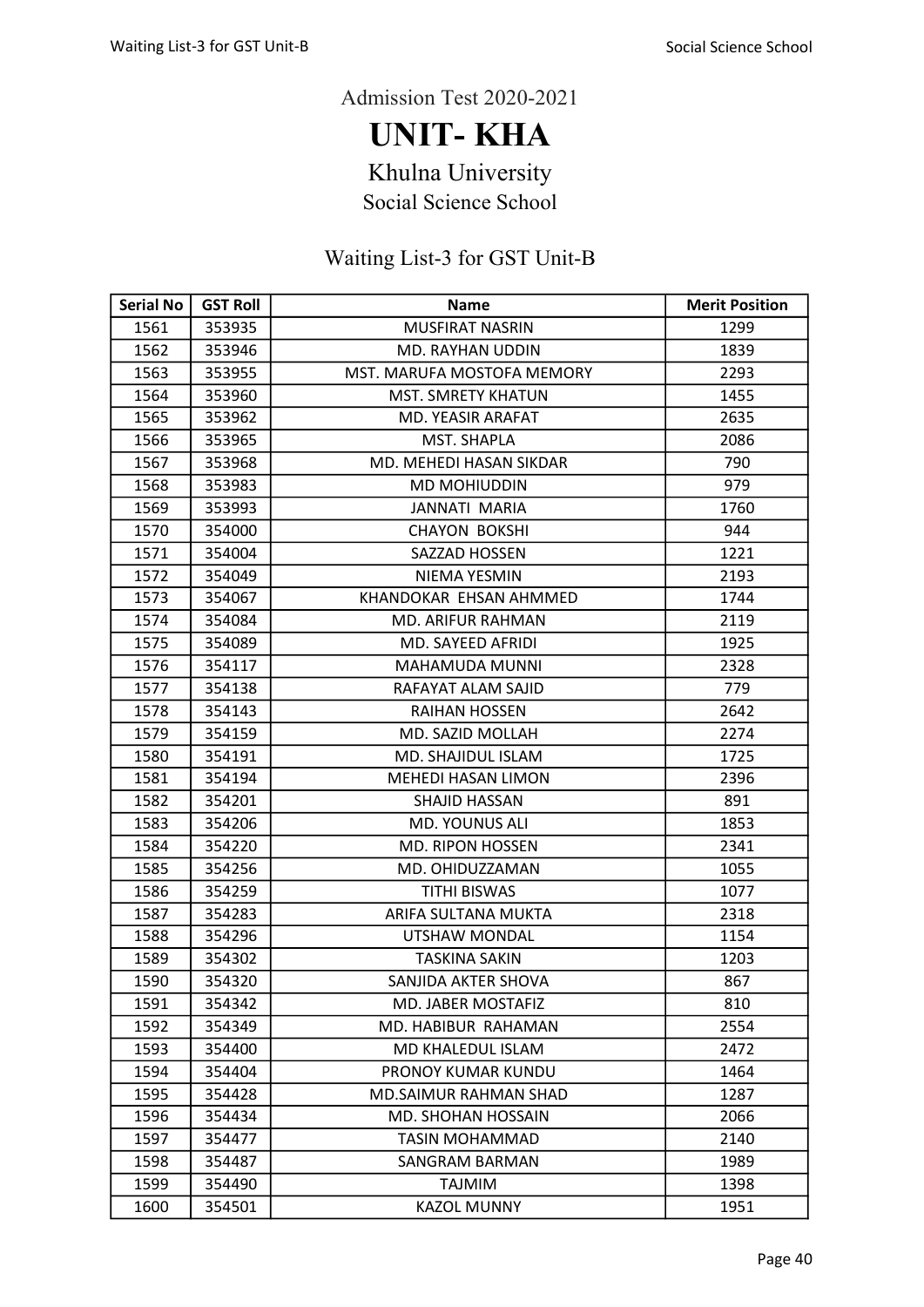Admission Test 2020-2021

# UNIT- KHA

## Khulna University

### Social Science School

### Waiting List-3 for GST Unit-B

| Serial No | GST Roll | Name | Merit Position |
|---|---|---|---|
| 1561 | 353935 | MUSFIRAT NASRIN | 1299 |
| 1562 | 353946 | MD. RAYHAN UDDIN | 1839 |
| 1563 | 353955 | MST. MARUFA MOSTOFA MEMORY | 2293 |
| 1564 | 353960 | MST. SMRETY KHATUN | 1455 |
| 1565 | 353962 | MD. YEASIR ARAFAT | 2635 |
| 1566 | 353965 | MST. SHAPLA | 2086 |
| 1567 | 353968 | MD. MEHEDI HASAN SIKDAR | 790 |
| 1568 | 353983 | MD MOHIUDDIN | 979 |
| 1569 | 353993 | JANNATI MARIA | 1760 |
| 1570 | 354000 | CHAYON BOKSHI | 944 |
| 1571 | 354004 | SAZZAD HOSSEN | 1221 |
| 1572 | 354049 | NIEMA YESMIN | 2193 |
| 1573 | 354067 | KHANDOKAR EHSAN AHMMED | 1744 |
| 1574 | 354084 | MD. ARIFUR RAHMAN | 2119 |
| 1575 | 354089 | MD. SAYEED AFRIDI | 1925 |
| 1576 | 354117 | MAHAMUDA MUNNI | 2328 |
| 1577 | 354138 | RAFAYAT ALAM SAJID | 779 |
| 1578 | 354143 | RAIHAN HOSSEN | 2642 |
| 1579 | 354159 | MD. SAZID MOLLAH | 2274 |
| 1580 | 354191 | MD. SHAJIDUL ISLAM | 1725 |
| 1581 | 354194 | MEHEDI HASAN LIMON | 2396 |
| 1582 | 354201 | SHAJID HASSAN | 891 |
| 1583 | 354206 | MD. YOUNUS ALI | 1853 |
| 1584 | 354220 | MD. RIPON HOSSEN | 2341 |
| 1585 | 354256 | MD. OHIDUZZAMAN | 1055 |
| 1586 | 354259 | TITHI BISWAS | 1077 |
| 1587 | 354283 | ARIFA SULTANA MUKTA | 2318 |
| 1588 | 354296 | UTSHAW MONDAL | 1154 |
| 1589 | 354302 | TASKINA SAKIN | 1203 |
| 1590 | 354320 | SANJIDA AKTER SHOVA | 867 |
| 1591 | 354342 | MD. JABER MOSTAFIZ | 810 |
| 1592 | 354349 | MD. HABIBUR RAHAMAN | 2554 |
| 1593 | 354400 | MD KHALEDUL ISLAM | 2472 |
| 1594 | 354404 | PRONOY KUMAR KUNDU | 1464 |
| 1595 | 354428 | MD.SAIMUR RAHMAN SHAD | 1287 |
| 1596 | 354434 | MD. SHOHAN HOSSAIN | 2066 |
| 1597 | 354477 | TASIN MOHAMMAD | 2140 |
| 1598 | 354487 | SANGRAM BARMAN | 1989 |
| 1599 | 354490 | TAJMIM | 1398 |
| 1600 | 354501 | KAZOL MUNNY | 1951 |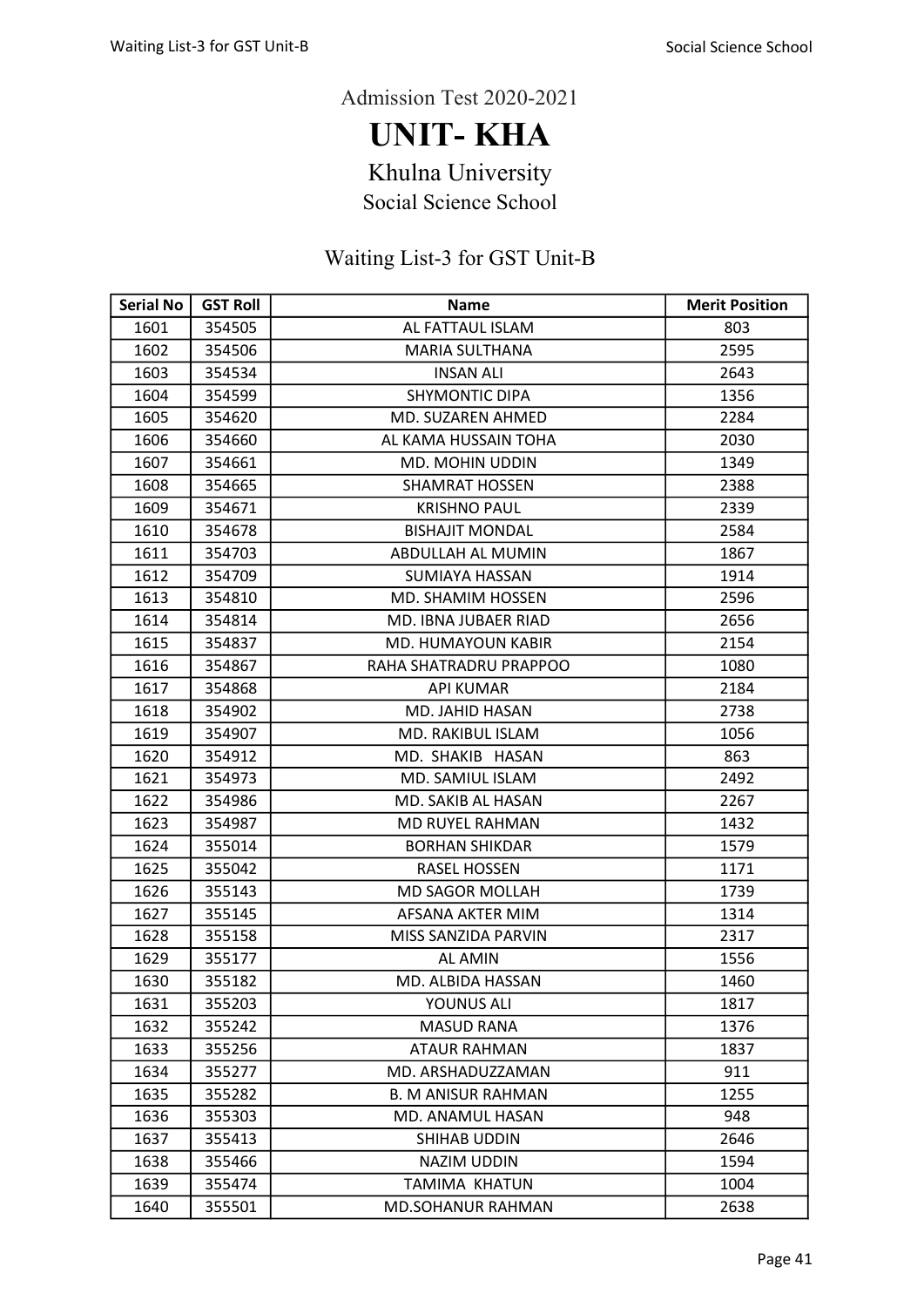Admission Test 2020-2021

# UNIT- KHA

## Khulna University

### Social Science School

### Waiting List-3 for GST Unit-B

| Serial No | GST Roll | Name | Merit Position |
|---|---|---|---|
| 1601 | 354505 | AL FATTAUL ISLAM | 803 |
| 1602 | 354506 | MARIA SULTHANA | 2595 |
| 1603 | 354534 | INSAN ALI | 2643 |
| 1604 | 354599 | SHYMONTIC DIPA | 1356 |
| 1605 | 354620 | MD. SUZAREN AHMED | 2284 |
| 1606 | 354660 | AL KAMA HUSSAIN TOHA | 2030 |
| 1607 | 354661 | MD. MOHIN UDDIN | 1349 |
| 1608 | 354665 | SHAMRAT HOSSEN | 2388 |
| 1609 | 354671 | KRISHNO PAUL | 2339 |
| 1610 | 354678 | BISHAJIT MONDAL | 2584 |
| 1611 | 354703 | ABDULLAH AL MUMIN | 1867 |
| 1612 | 354709 | SUMIAYA HASSAN | 1914 |
| 1613 | 354810 | MD. SHAMIM HOSSEN | 2596 |
| 1614 | 354814 | MD. IBNA JUBAER RIAD | 2656 |
| 1615 | 354837 | MD. HUMAYOUN KABIR | 2154 |
| 1616 | 354867 | RAHA SHATRADRU PRAPPOO | 1080 |
| 1617 | 354868 | API KUMAR | 2184 |
| 1618 | 354902 | MD. JAHID HASAN | 2738 |
| 1619 | 354907 | MD. RAKIBUL ISLAM | 1056 |
| 1620 | 354912 | MD. SHAKIB HASAN | 863 |
| 1621 | 354973 | MD. SAMIUL ISLAM | 2492 |
| 1622 | 354986 | MD. SAKIB AL HASAN | 2267 |
| 1623 | 354987 | MD RUYEL RAHMAN | 1432 |
| 1624 | 355014 | BORHAN SHIKDAR | 1579 |
| 1625 | 355042 | RASEL HOSSEN | 1171 |
| 1626 | 355143 | MD SAGOR MOLLAH | 1739 |
| 1627 | 355145 | AFSANA AKTER MIM | 1314 |
| 1628 | 355158 | MISS SANZIDA PARVIN | 2317 |
| 1629 | 355177 | AL AMIN | 1556 |
| 1630 | 355182 | MD. ALBIDA HASSAN | 1460 |
| 1631 | 355203 | YOUNUS ALI | 1817 |
| 1632 | 355242 | MASUD RANA | 1376 |
| 1633 | 355256 | ATAUR RAHMAN | 1837 |
| 1634 | 355277 | MD. ARSHADUZZAMAN | 911 |
| 1635 | 355282 | B. M ANISUR RAHMAN | 1255 |
| 1636 | 355303 | MD. ANAMUL HASAN | 948 |
| 1637 | 355413 | SHIHAB UDDIN | 2646 |
| 1638 | 355466 | NAZIM UDDIN | 1594 |
| 1639 | 355474 | TAMIMA KHATUN | 1004 |
| 1640 | 355501 | MD.SOHANUR RAHMAN | 2638 |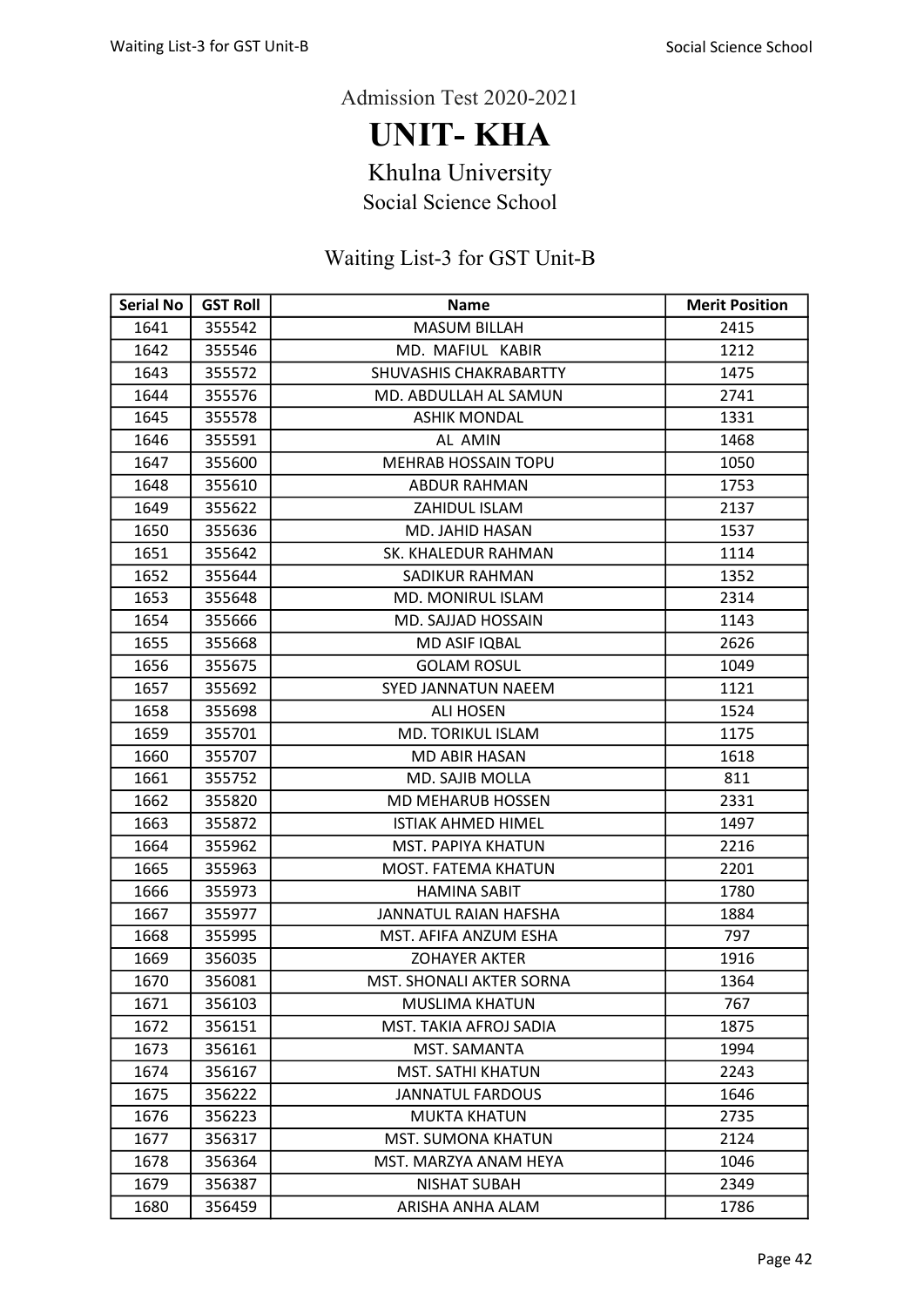Admission Test 2020-2021

# UNIT- KHA

## Khulna University

### Social Science School

### Waiting List-3 for GST Unit-B

| Serial No | GST Roll | Name | Merit Position |
|---|---|---|---|
| 1641 | 355542 | MASUM BILLAH | 2415 |
| 1642 | 355546 | MD. MAFIUL KABIR | 1212 |
| 1643 | 355572 | SHUVASHIS CHAKRABARTTY | 1475 |
| 1644 | 355576 | MD. ABDULLAH AL SAMUN | 2741 |
| 1645 | 355578 | ASHIK MONDAL | 1331 |
| 1646 | 355591 | AL AMIN | 1468 |
| 1647 | 355600 | MEHRAB HOSSAIN TOPU | 1050 |
| 1648 | 355610 | ABDUR RAHMAN | 1753 |
| 1649 | 355622 | ZAHIDUL ISLAM | 2137 |
| 1650 | 355636 | MD. JAHID HASAN | 1537 |
| 1651 | 355642 | SK. KHALEDUR RAHMAN | 1114 |
| 1652 | 355644 | SADIKUR RAHMAN | 1352 |
| 1653 | 355648 | MD. MONIRUL ISLAM | 2314 |
| 1654 | 355666 | MD. SAJJAD HOSSAIN | 1143 |
| 1655 | 355668 | MD ASIF IQBAL | 2626 |
| 1656 | 355675 | GOLAM ROSUL | 1049 |
| 1657 | 355692 | SYED JANNATUN NAEEM | 1121 |
| 1658 | 355698 | ALI HOSEN | 1524 |
| 1659 | 355701 | MD. TORIKUL ISLAM | 1175 |
| 1660 | 355707 | MD ABIR HASAN | 1618 |
| 1661 | 355752 | MD. SAJIB MOLLA | 811 |
| 1662 | 355820 | MD MEHARUB HOSSEN | 2331 |
| 1663 | 355872 | ISTIAK AHMED HIMEL | 1497 |
| 1664 | 355962 | MST. PAPIYA KHATUN | 2216 |
| 1665 | 355963 | MOST. FATEMA KHATUN | 2201 |
| 1666 | 355973 | HAMINA SABIT | 1780 |
| 1667 | 355977 | JANNATUL RAIAN HAFSHA | 1884 |
| 1668 | 355995 | MST. AFIFA ANZUM ESHA | 797 |
| 1669 | 356035 | ZOHAYER AKTER | 1916 |
| 1670 | 356081 | MST. SHONALI AKTER SORNA | 1364 |
| 1671 | 356103 | MUSLIMA KHATUN | 767 |
| 1672 | 356151 | MST. TAKIA AFROJ SADIA | 1875 |
| 1673 | 356161 | MST. SAMANTA | 1994 |
| 1674 | 356167 | MST. SATHI KHATUN | 2243 |
| 1675 | 356222 | JANNATUL FARDOUS | 1646 |
| 1676 | 356223 | MUKTA KHATUN | 2735 |
| 1677 | 356317 | MST. SUMONA KHATUN | 2124 |
| 1678 | 356364 | MST. MARZYA ANAM HEYA | 1046 |
| 1679 | 356387 | NISHAT SUBAH | 2349 |
| 1680 | 356459 | ARISHA ANHA ALAM | 1786 |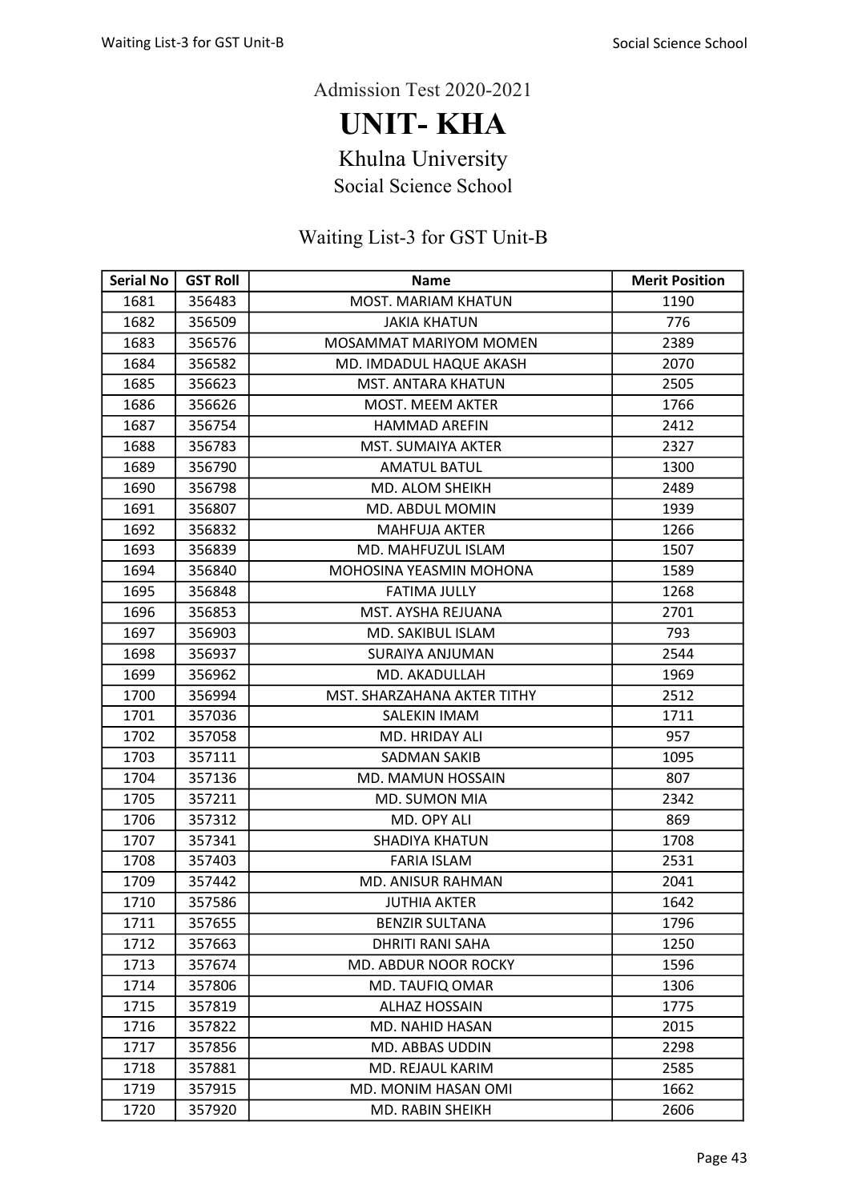Admission Test 2020-2021

# UNIT- KHA

## Khulna University

### Social Science School

### Waiting List-3 for GST Unit-B

| Serial No | GST Roll | Name | Merit Position |
|---|---|---|---|
| 1681 | 356483 | MOST. MARIAM KHATUN | 1190 |
| 1682 | 356509 | JAKIA KHATUN | 776 |
| 1683 | 356576 | MOSAMMAT MARIYOM MOMEN | 2389 |
| 1684 | 356582 | MD. IMDADUL HAQUE AKASH | 2070 |
| 1685 | 356623 | MST. ANTARA KHATUN | 2505 |
| 1686 | 356626 | MOST. MEEM AKTER | 1766 |
| 1687 | 356754 | HAMMAD AREFIN | 2412 |
| 1688 | 356783 | MST. SUMAIYA AKTER | 2327 |
| 1689 | 356790 | AMATUL BATUL | 1300 |
| 1690 | 356798 | MD. ALOM SHEIKH | 2489 |
| 1691 | 356807 | MD. ABDUL MOMIN | 1939 |
| 1692 | 356832 | MAHFUJA AKTER | 1266 |
| 1693 | 356839 | MD. MAHFUZUL ISLAM | 1507 |
| 1694 | 356840 | MOHOSINA YEASMIN MOHONA | 1589 |
| 1695 | 356848 | FATIMA JULLY | 1268 |
| 1696 | 356853 | MST. AYSHA REJUANA | 2701 |
| 1697 | 356903 | MD. SAKIBUL ISLAM | 793 |
| 1698 | 356937 | SURAIYA ANJUMAN | 2544 |
| 1699 | 356962 | MD. AKADULLAH | 1969 |
| 1700 | 356994 | MST. SHARZAHANA AKTER TITHY | 2512 |
| 1701 | 357036 | SALEKIN IMAM | 1711 |
| 1702 | 357058 | MD. HRIDAY ALI | 957 |
| 1703 | 357111 | SADMAN SAKIB | 1095 |
| 1704 | 357136 | MD. MAMUN HOSSAIN | 807 |
| 1705 | 357211 | MD. SUMON MIA | 2342 |
| 1706 | 357312 | MD. OPY ALI | 869 |
| 1707 | 357341 | SHADIYA KHATUN | 1708 |
| 1708 | 357403 | FARIA ISLAM | 2531 |
| 1709 | 357442 | MD. ANISUR RAHMAN | 2041 |
| 1710 | 357586 | JUTHIA AKTER | 1642 |
| 1711 | 357655 | BENZIR SULTANA | 1796 |
| 1712 | 357663 | DHRITI RANI SAHA | 1250 |
| 1713 | 357674 | MD. ABDUR NOOR ROCKY | 1596 |
| 1714 | 357806 | MD. TAUFIQ OMAR | 1306 |
| 1715 | 357819 | ALHAZ HOSSAIN | 1775 |
| 1716 | 357822 | MD. NAHID HASAN | 2015 |
| 1717 | 357856 | MD. ABBAS UDDIN | 2298 |
| 1718 | 357881 | MD. REJAUL KARIM | 2585 |
| 1719 | 357915 | MD. MONIM HASAN OMI | 1662 |
| 1720 | 357920 | MD. RABIN SHEIKH | 2606 |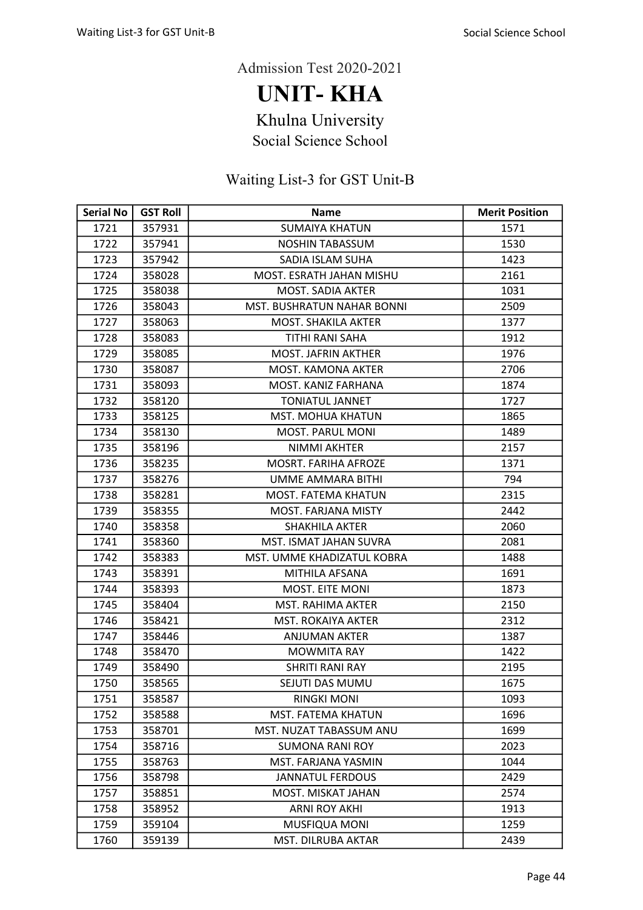Admission Test 2020-2021

# UNIT- KHA

## Khulna University

### Social Science School

### Waiting List-3 for GST Unit-B

| Serial No | GST Roll | Name | Merit Position |
|---|---|---|---|
| 1721 | 357931 | SUMAIYA KHATUN | 1571 |
| 1722 | 357941 | NOSHIN TABASSUM | 1530 |
| 1723 | 357942 | SADIA ISLAM SUHA | 1423 |
| 1724 | 358028 | MOST. ESRATH JAHAN MISHU | 2161 |
| 1725 | 358038 | MOST. SADIA AKTER | 1031 |
| 1726 | 358043 | MST. BUSHRATUN NAHAR BONNI | 2509 |
| 1727 | 358063 | MOST. SHAKILA AKTER | 1377 |
| 1728 | 358083 | TITHI RANI SAHA | 1912 |
| 1729 | 358085 | MOST. JAFRIN AKTHER | 1976 |
| 1730 | 358087 | MOST. KAMONA AKTER | 2706 |
| 1731 | 358093 | MOST. KANIZ FARHANA | 1874 |
| 1732 | 358120 | TONIATUL JANNET | 1727 |
| 1733 | 358125 | MST. MOHUA KHATUN | 1865 |
| 1734 | 358130 | MOST. PARUL MONI | 1489 |
| 1735 | 358196 | NIMMI AKHTER | 2157 |
| 1736 | 358235 | MOSRT. FARIHA AFROZE | 1371 |
| 1737 | 358276 | UMME AMMARA BITHI | 794 |
| 1738 | 358281 | MOST. FATEMA KHATUN | 2315 |
| 1739 | 358355 | MOST. FARJANA MISTY | 2442 |
| 1740 | 358358 | SHAKHILA AKTER | 2060 |
| 1741 | 358360 | MST. ISMAT JAHAN SUVRA | 2081 |
| 1742 | 358383 | MST. UMME KHADIZATUL KOBRA | 1488 |
| 1743 | 358391 | MITHILA AFSANA | 1691 |
| 1744 | 358393 | MOST. EITE MONI | 1873 |
| 1745 | 358404 | MST. RAHIMA AKTER | 2150 |
| 1746 | 358421 | MST. ROKAIYA AKTER | 2312 |
| 1747 | 358446 | ANJUMAN AKTER | 1387 |
| 1748 | 358470 | MOWMITA RAY | 1422 |
| 1749 | 358490 | SHRITI RANI RAY | 2195 |
| 1750 | 358565 | SEJUTI DAS MUMU | 1675 |
| 1751 | 358587 | RINGKI MONI | 1093 |
| 1752 | 358588 | MST. FATEMA KHATUN | 1696 |
| 1753 | 358701 | MST. NUZAT TABASSUM ANU | 1699 |
| 1754 | 358716 | SUMONA RANI ROY | 2023 |
| 1755 | 358763 | MST. FARJANA YASMIN | 1044 |
| 1756 | 358798 | JANNATUL FERDOUS | 2429 |
| 1757 | 358851 | MOST. MISKAT JAHAN | 2574 |
| 1758 | 358952 | ARNI ROY AKHI | 1913 |
| 1759 | 359104 | MUSFIQUA MONI | 1259 |
| 1760 | 359139 | MST. DILRUBA AKTAR | 2439 |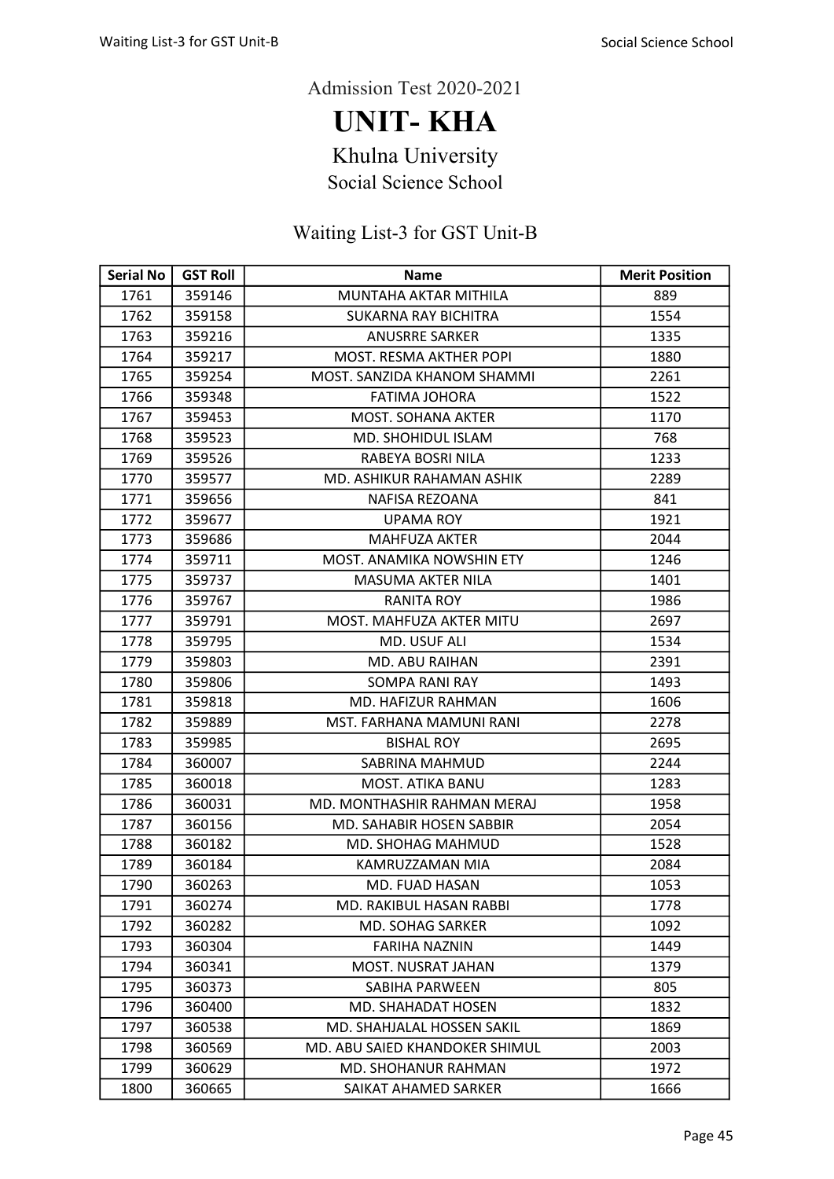Admission Test 2020-2021

# UNIT- KHA

## Khulna University

### Social Science School

### Waiting List-3 for GST Unit-B

| Serial No | GST Roll | Name | Merit Position |
|---|---|---|---|
| 1761 | 359146 | MUNTAHA AKTAR MITHILA | 889 |
| 1762 | 359158 | SUKARNA RAY BICHITRA | 1554 |
| 1763 | 359216 | ANUSRRE SARKER | 1335 |
| 1764 | 359217 | MOST. RESMA AKTHER POPI | 1880 |
| 1765 | 359254 | MOST. SANZIDA KHANOM SHAMMI | 2261 |
| 1766 | 359348 | FATIMA JOHORA | 1522 |
| 1767 | 359453 | MOST. SOHANA AKTER | 1170 |
| 1768 | 359523 | MD. SHOHIDUL ISLAM | 768 |
| 1769 | 359526 | RABEYA BOSRI NILA | 1233 |
| 1770 | 359577 | MD. ASHIKUR RAHAMAN ASHIK | 2289 |
| 1771 | 359656 | NAFISA REZOANA | 841 |
| 1772 | 359677 | UPAMA ROY | 1921 |
| 1773 | 359686 | MAHFUZA AKTER | 2044 |
| 1774 | 359711 | MOST. ANAMIKA NOWSHIN ETY | 1246 |
| 1775 | 359737 | MASUMA AKTER NILA | 1401 |
| 1776 | 359767 | RANITA ROY | 1986 |
| 1777 | 359791 | MOST. MAHFUZA AKTER MITU | 2697 |
| 1778 | 359795 | MD. USUF ALI | 1534 |
| 1779 | 359803 | MD. ABU RAIHAN | 2391 |
| 1780 | 359806 | SOMPA RANI RAY | 1493 |
| 1781 | 359818 | MD. HAFIZUR RAHMAN | 1606 |
| 1782 | 359889 | MST. FARHANA MAMUNI RANI | 2278 |
| 1783 | 359985 | BISHAL ROY | 2695 |
| 1784 | 360007 | SABRINA MAHMUD | 2244 |
| 1785 | 360018 | MOST. ATIKA BANU | 1283 |
| 1786 | 360031 | MD. MONTHASHIR RAHMAN MERAJ | 1958 |
| 1787 | 360156 | MD. SAHABIR HOSEN SABBIR | 2054 |
| 1788 | 360182 | MD. SHOHAG MAHMUD | 1528 |
| 1789 | 360184 | KAMRUZZAMAN MIA | 2084 |
| 1790 | 360263 | MD. FUAD HASAN | 1053 |
| 1791 | 360274 | MD. RAKIBUL HASAN RABBI | 1778 |
| 1792 | 360282 | MD. SOHAG SARKER | 1092 |
| 1793 | 360304 | FARIHA NAZNIN | 1449 |
| 1794 | 360341 | MOST. NUSRAT JAHAN | 1379 |
| 1795 | 360373 | SABIHA PARWEEN | 805 |
| 1796 | 360400 | MD. SHAHADAT HOSEN | 1832 |
| 1797 | 360538 | MD. SHAHJALAL HOSSEN SAKIL | 1869 |
| 1798 | 360569 | MD. ABU SAIED KHANDOKER SHIMUL | 2003 |
| 1799 | 360629 | MD. SHOHANUR RAHMAN | 1972 |
| 1800 | 360665 | SAIKAT AHAMED SARKER | 1666 |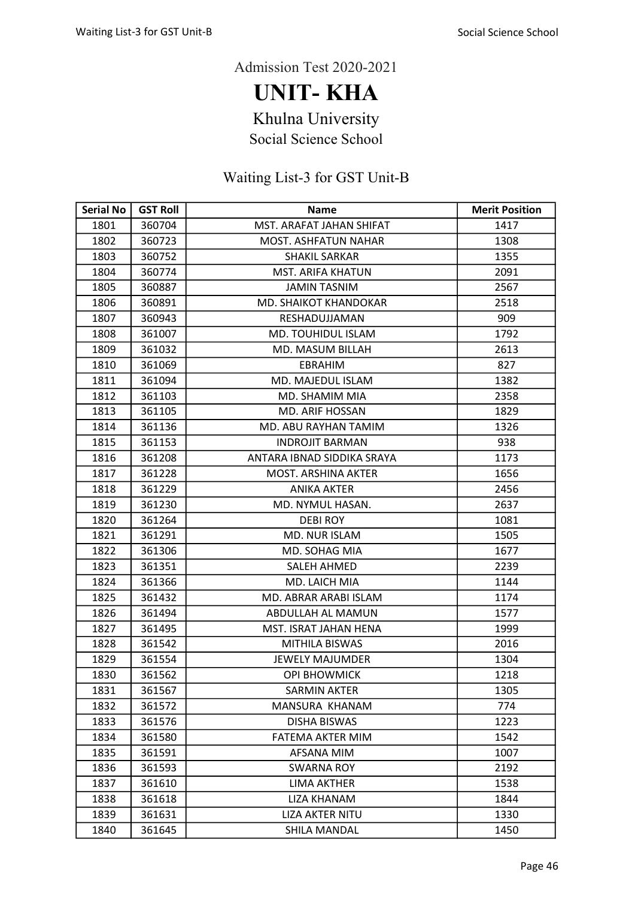Admission Test 2020-2021

# UNIT- KHA

## Khulna University

### Social Science School

### Waiting List-3 for GST Unit-B

| Serial No | GST Roll | Name | Merit Position |
|---|---|---|---|
| 1801 | 360704 | MST. ARAFAT JAHAN SHIFAT | 1417 |
| 1802 | 360723 | MOST. ASHFATUN NAHAR | 1308 |
| 1803 | 360752 | SHAKIL SARKAR | 1355 |
| 1804 | 360774 | MST. ARIFA KHATUN | 2091 |
| 1805 | 360887 | JAMIN TASNIM | 2567 |
| 1806 | 360891 | MD. SHAIKOT KHANDOKAR | 2518 |
| 1807 | 360943 | RESHADUJJAMAN | 909 |
| 1808 | 361007 | MD. TOUHIDUL ISLAM | 1792 |
| 1809 | 361032 | MD. MASUM BILLAH | 2613 |
| 1810 | 361069 | EBRAHIM | 827 |
| 1811 | 361094 | MD. MAJEDUL ISLAM | 1382 |
| 1812 | 361103 | MD. SHAMIM MIA | 2358 |
| 1813 | 361105 | MD. ARIF HOSSAN | 1829 |
| 1814 | 361136 | MD. ABU RAYHAN TAMIM | 1326 |
| 1815 | 361153 | INDROJIT BARMAN | 938 |
| 1816 | 361208 | ANTARA IBNAD SIDDIKA SRAYA | 1173 |
| 1817 | 361228 | MOST. ARSHINA AKTER | 1656 |
| 1818 | 361229 | ANIKA AKTER | 2456 |
| 1819 | 361230 | MD. NYMUL HASAN. | 2637 |
| 1820 | 361264 | DEBI ROY | 1081 |
| 1821 | 361291 | MD. NUR ISLAM | 1505 |
| 1822 | 361306 | MD. SOHAG MIA | 1677 |
| 1823 | 361351 | SALEH AHMED | 2239 |
| 1824 | 361366 | MD. LAICH MIA | 1144 |
| 1825 | 361432 | MD. ABRAR ARABI ISLAM | 1174 |
| 1826 | 361494 | ABDULLAH AL MAMUN | 1577 |
| 1827 | 361495 | MST. ISRAT JAHAN HENA | 1999 |
| 1828 | 361542 | MITHILA BISWAS | 2016 |
| 1829 | 361554 | JEWELY MAJUMDER | 1304 |
| 1830 | 361562 | OPI BHOWMICK | 1218 |
| 1831 | 361567 | SARMIN AKTER | 1305 |
| 1832 | 361572 | MANSURA KHANAM | 774 |
| 1833 | 361576 | DISHA BISWAS | 1223 |
| 1834 | 361580 | FATEMA AKTER MIM | 1542 |
| 1835 | 361591 | AFSANA MIM | 1007 |
| 1836 | 361593 | SWARNA ROY | 2192 |
| 1837 | 361610 | LIMA AKTHER | 1538 |
| 1838 | 361618 | LIZA KHANAM | 1844 |
| 1839 | 361631 | LIZA AKTER NITU | 1330 |
| 1840 | 361645 | SHILA MANDAL | 1450 |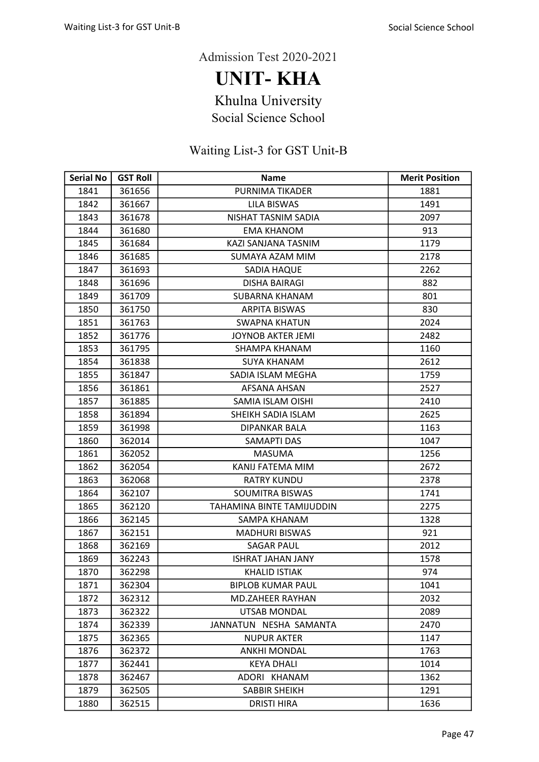Admission Test 2020-2021

# UNIT- KHA

## Khulna University

### Social Science School

### Waiting List-3 for GST Unit-B

| Serial No | GST Roll | Name | Merit Position |
|---|---|---|---|
| 1841 | 361656 | PURNIMA TIKADER | 1881 |
| 1842 | 361667 | LILA BISWAS | 1491 |
| 1843 | 361678 | NISHAT TASNIM SADIA | 2097 |
| 1844 | 361680 | EMA KHANOM | 913 |
| 1845 | 361684 | KAZI SANJANA TASNIM | 1179 |
| 1846 | 361685 | SUMAYA AZAM MIM | 2178 |
| 1847 | 361693 | SADIA HAQUE | 2262 |
| 1848 | 361696 | DISHA BAIRAGI | 882 |
| 1849 | 361709 | SUBARNA KHANAM | 801 |
| 1850 | 361750 | ARPITA BISWAS | 830 |
| 1851 | 361763 | SWAPNA KHATUN | 2024 |
| 1852 | 361776 | JOYNOB AKTER JEMI | 2482 |
| 1853 | 361795 | SHAMPA KHANAM | 1160 |
| 1854 | 361838 | SUYA KHANAM | 2612 |
| 1855 | 361847 | SADIA ISLAM MEGHA | 1759 |
| 1856 | 361861 | AFSANA AHSAN | 2527 |
| 1857 | 361885 | SAMIA ISLAM OISHI | 2410 |
| 1858 | 361894 | SHEIKH SADIA ISLAM | 2625 |
| 1859 | 361998 | DIPANKAR BALA | 1163 |
| 1860 | 362014 | SAMAPTI DAS | 1047 |
| 1861 | 362052 | MASUMA | 1256 |
| 1862 | 362054 | KANIJ FATEMA MIM | 2672 |
| 1863 | 362068 | RATRY KUNDU | 2378 |
| 1864 | 362107 | SOUMITRA BISWAS | 1741 |
| 1865 | 362120 | TAHAMINA BINTE TAMIJUDDIN | 2275 |
| 1866 | 362145 | SAMPA KHANAM | 1328 |
| 1867 | 362151 | MADHURI BISWAS | 921 |
| 1868 | 362169 | SAGAR PAUL | 2012 |
| 1869 | 362243 | ISHRAT JAHAN JANY | 1578 |
| 1870 | 362298 | KHALID ISTIAK | 974 |
| 1871 | 362304 | BIPLOB KUMAR PAUL | 1041 |
| 1872 | 362312 | MD.ZAHEER RAYHAN | 2032 |
| 1873 | 362322 | UTSAB MONDAL | 2089 |
| 1874 | 362339 | JANNATUN NESHA SAMANTA | 2470 |
| 1875 | 362365 | NUPUR AKTER | 1147 |
| 1876 | 362372 | ANKHI MONDAL | 1763 |
| 1877 | 362441 | KEYA DHALI | 1014 |
| 1878 | 362467 | ADORI KHANAM | 1362 |
| 1879 | 362505 | SABBIR SHEIKH | 1291 |
| 1880 | 362515 | DRISTI HIRA | 1636 |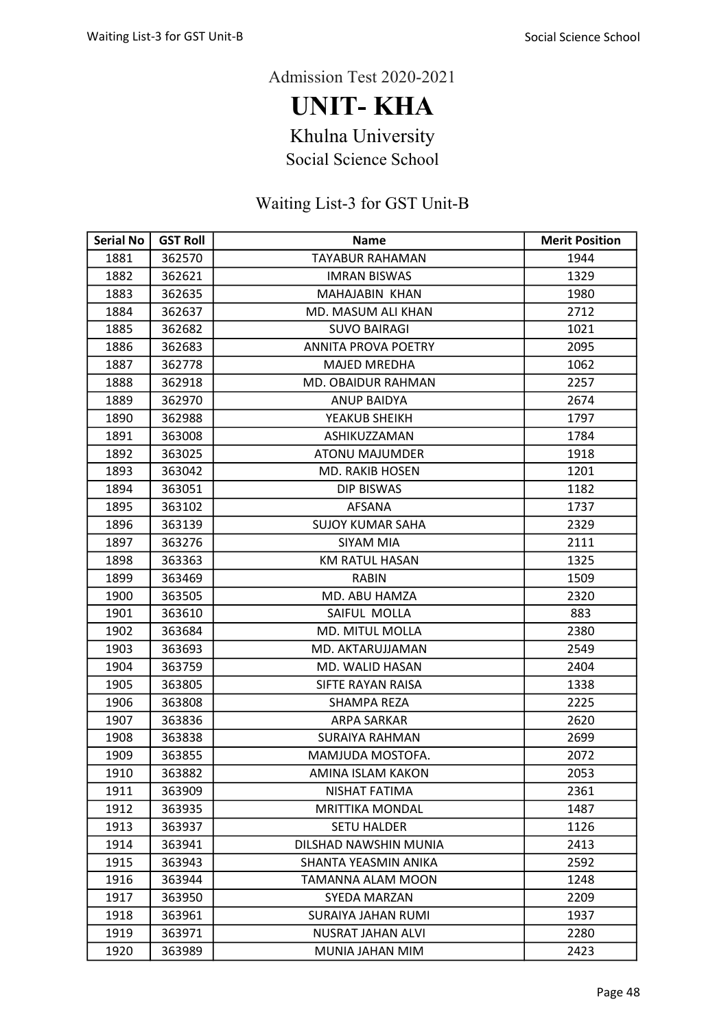Admission Test 2020-2021

# UNIT- KHA

## Khulna University

### Social Science School

### Waiting List-3 for GST Unit-B

| Serial No | GST Roll | Name | Merit Position |
|---|---|---|---|
| 1881 | 362570 | TAYABUR RAHAMAN | 1944 |
| 1882 | 362621 | IMRAN BISWAS | 1329 |
| 1883 | 362635 | MAHAJABIN KHAN | 1980 |
| 1884 | 362637 | MD. MASUM ALI KHAN | 2712 |
| 1885 | 362682 | SUVO BAIRAGI | 1021 |
| 1886 | 362683 | ANNITA PROVA POETRY | 2095 |
| 1887 | 362778 | MAJED MREDHA | 1062 |
| 1888 | 362918 | MD. OBAIDUR RAHMAN | 2257 |
| 1889 | 362970 | ANUP BAIDYA | 2674 |
| 1890 | 362988 | YEAKUB SHEIKH | 1797 |
| 1891 | 363008 | ASHIKUZZAMAN | 1784 |
| 1892 | 363025 | ATONU MAJUMDER | 1918 |
| 1893 | 363042 | MD. RAKIB HOSEN | 1201 |
| 1894 | 363051 | DIP BISWAS | 1182 |
| 1895 | 363102 | AFSANA | 1737 |
| 1896 | 363139 | SUJOY KUMAR SAHA | 2329 |
| 1897 | 363276 | SIYAM MIA | 2111 |
| 1898 | 363363 | KM RATUL HASAN | 1325 |
| 1899 | 363469 | RABIN | 1509 |
| 1900 | 363505 | MD. ABU HAMZA | 2320 |
| 1901 | 363610 | SAIFUL MOLLA | 883 |
| 1902 | 363684 | MD. MITUL MOLLA | 2380 |
| 1903 | 363693 | MD. AKTARUJJAMAN | 2549 |
| 1904 | 363759 | MD. WALID HASAN | 2404 |
| 1905 | 363805 | SIFTE RAYAN RAISA | 1338 |
| 1906 | 363808 | SHAMPA REZA | 2225 |
| 1907 | 363836 | ARPA SARKAR | 2620 |
| 1908 | 363838 | SURAIYA RAHMAN | 2699 |
| 1909 | 363855 | MAMJUDA MOSTOFA. | 2072 |
| 1910 | 363882 | AMINA ISLAM KAKON | 2053 |
| 1911 | 363909 | NISHAT FATIMA | 2361 |
| 1912 | 363935 | MRITTIKA MONDAL | 1487 |
| 1913 | 363937 | SETU HALDER | 1126 |
| 1914 | 363941 | DILSHAD NAWSHIN MUNIA | 2413 |
| 1915 | 363943 | SHANTA YEASMIN ANIKA | 2592 |
| 1916 | 363944 | TAMANNA ALAM MOON | 1248 |
| 1917 | 363950 | SYEDA MARZAN | 2209 |
| 1918 | 363961 | SURAIYA JAHAN RUMI | 1937 |
| 1919 | 363971 | NUSRAT JAHAN ALVI | 2280 |
| 1920 | 363989 | MUNIA JAHAN MIM | 2423 |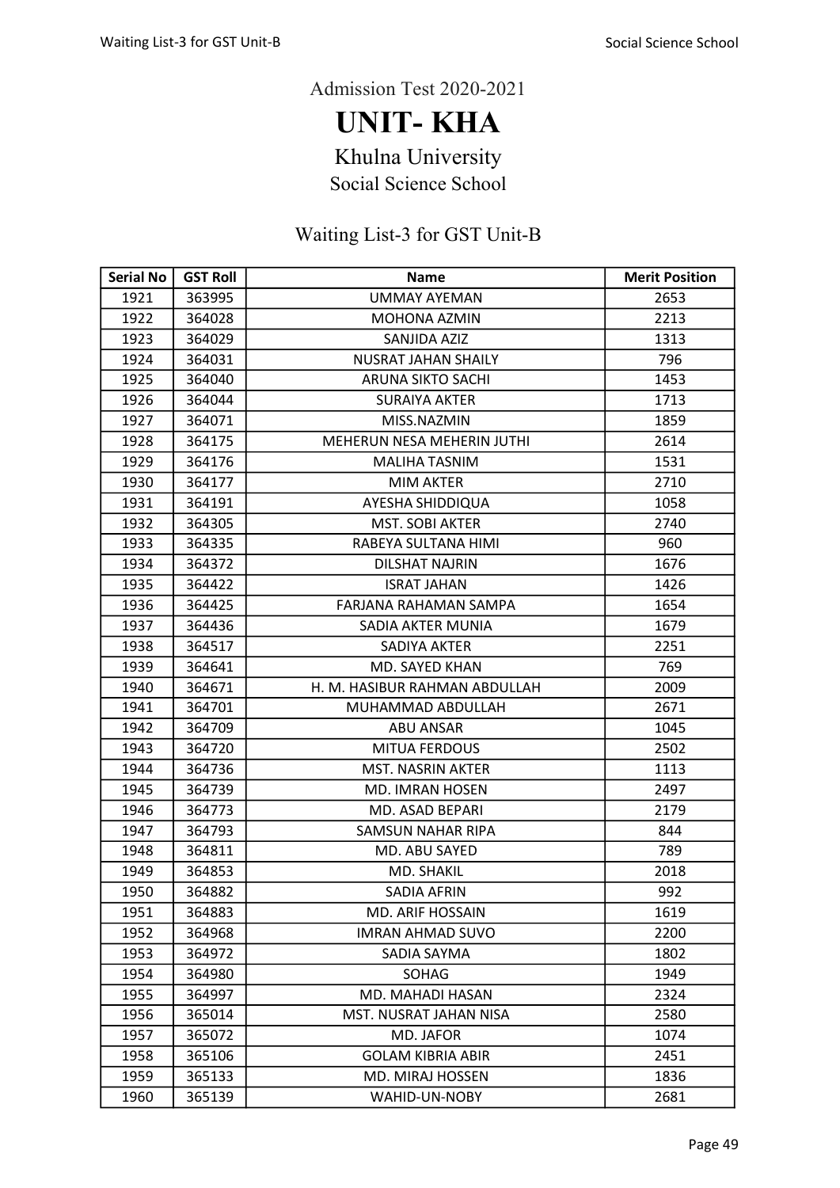Admission Test 2020-2021

# UNIT- KHA

## Khulna University

### Social Science School

### Waiting List-3 for GST Unit-B

| Serial No | GST Roll | Name | Merit Position |
|---|---|---|---|
| 1921 | 363995 | UMMAY AYEMAN | 2653 |
| 1922 | 364028 | MOHONA AZMIN | 2213 |
| 1923 | 364029 | SANJIDA AZIZ | 1313 |
| 1924 | 364031 | NUSRAT JAHAN SHAILY | 796 |
| 1925 | 364040 | ARUNA SIKTO SACHI | 1453 |
| 1926 | 364044 | SURAIYA AKTER | 1713 |
| 1927 | 364071 | MISS.NAZMIN | 1859 |
| 1928 | 364175 | MEHERUN NESA MEHERIN JUTHI | 2614 |
| 1929 | 364176 | MALIHA TASNIM | 1531 |
| 1930 | 364177 | MIM AKTER | 2710 |
| 1931 | 364191 | AYESHA SHIDDIQUA | 1058 |
| 1932 | 364305 | MST. SOBI AKTER | 2740 |
| 1933 | 364335 | RABEYA SULTANA HIMI | 960 |
| 1934 | 364372 | DILSHAT NAJRIN | 1676 |
| 1935 | 364422 | ISRAT JAHAN | 1426 |
| 1936 | 364425 | FARJANA RAHAMAN SAMPA | 1654 |
| 1937 | 364436 | SADIA AKTER MUNIA | 1679 |
| 1938 | 364517 | SADIYA AKTER | 2251 |
| 1939 | 364641 | MD. SAYED KHAN | 769 |
| 1940 | 364671 | H. M. HASIBUR RAHMAN ABDULLAH | 2009 |
| 1941 | 364701 | MUHAMMAD ABDULLAH | 2671 |
| 1942 | 364709 | ABU ANSAR | 1045 |
| 1943 | 364720 | MITUA FERDOUS | 2502 |
| 1944 | 364736 | MST. NASRIN AKTER | 1113 |
| 1945 | 364739 | MD. IMRAN HOSEN | 2497 |
| 1946 | 364773 | MD. ASAD BEPARI | 2179 |
| 1947 | 364793 | SAMSUN NAHAR RIPA | 844 |
| 1948 | 364811 | MD. ABU SAYED | 789 |
| 1949 | 364853 | MD. SHAKIL | 2018 |
| 1950 | 364882 | SADIA AFRIN | 992 |
| 1951 | 364883 | MD. ARIF HOSSAIN | 1619 |
| 1952 | 364968 | IMRAN AHMAD SUVO | 2200 |
| 1953 | 364972 | SADIA SAYMA | 1802 |
| 1954 | 364980 | SOHAG | 1949 |
| 1955 | 364997 | MD. MAHADI HASAN | 2324 |
| 1956 | 365014 | MST. NUSRAT JAHAN NISA | 2580 |
| 1957 | 365072 | MD. JAFOR | 1074 |
| 1958 | 365106 | GOLAM KIBRIA ABIR | 2451 |
| 1959 | 365133 | MD. MIRAJ HOSSEN | 1836 |
| 1960 | 365139 | WAHID-UN-NOBY | 2681 |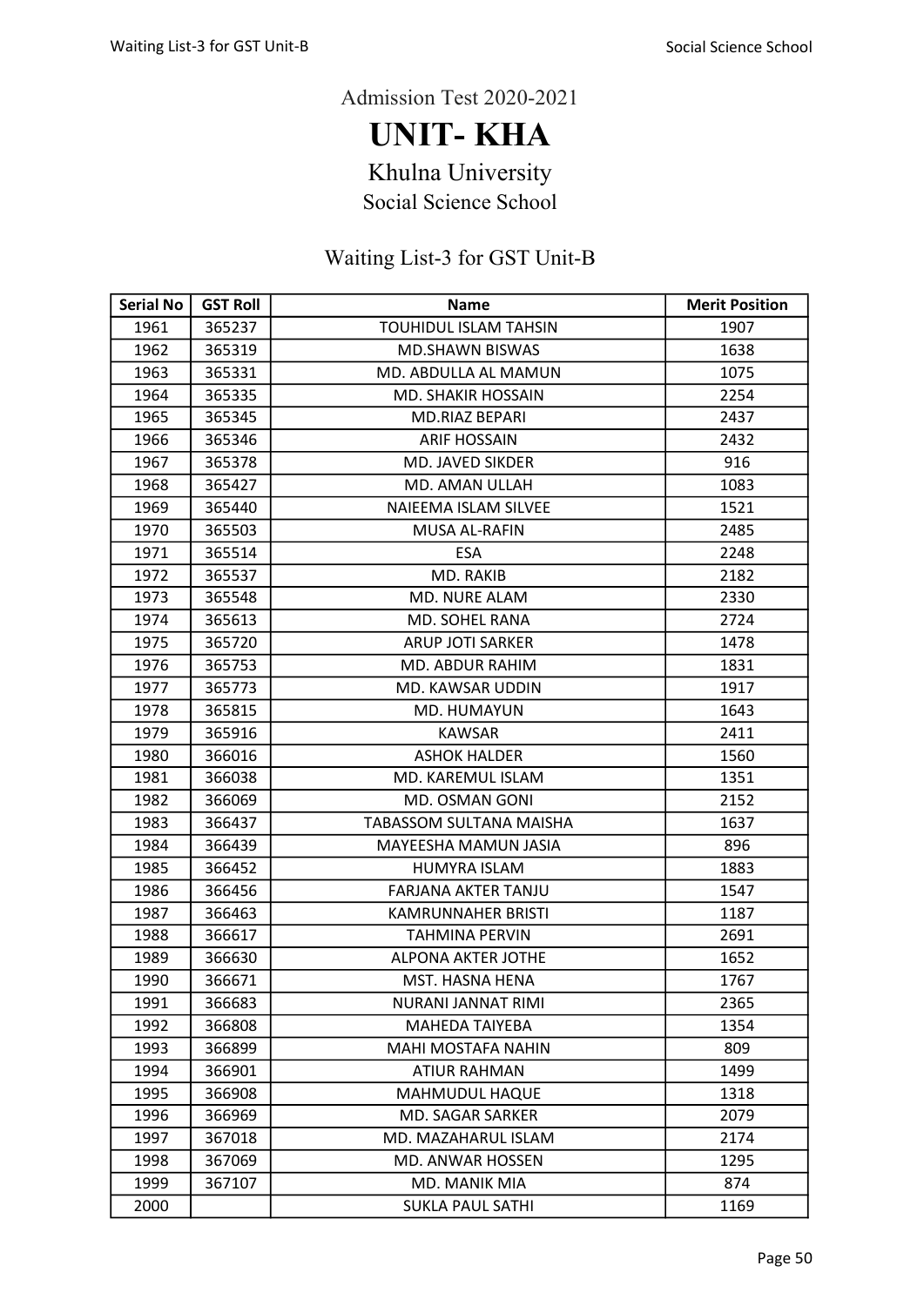Admission Test 2020-2021

# UNIT- KHA

## Khulna University

### Social Science School

### Waiting List-3 for GST Unit-B

| Serial No | GST Roll | Name | Merit Position |
|---|---|---|---|
| 1961 | 365237 | TOUHIDUL ISLAM TAHSIN | 1907 |
| 1962 | 365319 | MD.SHAWN BISWAS | 1638 |
| 1963 | 365331 | MD. ABDULLA AL MAMUN | 1075 |
| 1964 | 365335 | MD. SHAKIR HOSSAIN | 2254 |
| 1965 | 365345 | MD.RIAZ BEPARI | 2437 |
| 1966 | 365346 | ARIF HOSSAIN | 2432 |
| 1967 | 365378 | MD. JAVED SIKDER | 916 |
| 1968 | 365427 | MD. AMAN ULLAH | 1083 |
| 1969 | 365440 | NAIEEMA ISLAM SILVEE | 1521 |
| 1970 | 365503 | MUSA AL-RAFIN | 2485 |
| 1971 | 365514 | ESA | 2248 |
| 1972 | 365537 | MD. RAKIB | 2182 |
| 1973 | 365548 | MD. NURE ALAM | 2330 |
| 1974 | 365613 | MD. SOHEL RANA | 2724 |
| 1975 | 365720 | ARUP JOTI SARKER | 1478 |
| 1976 | 365753 | MD. ABDUR RAHIM | 1831 |
| 1977 | 365773 | MD. KAWSAR UDDIN | 1917 |
| 1978 | 365815 | MD. HUMAYUN | 1643 |
| 1979 | 365916 | KAWSAR | 2411 |
| 1980 | 366016 | ASHOK HALDER | 1560 |
| 1981 | 366038 | MD. KAREMUL ISLAM | 1351 |
| 1982 | 366069 | MD. OSMAN GONI | 2152 |
| 1983 | 366437 | TABASSOM SULTANA MAISHA | 1637 |
| 1984 | 366439 | MAYEESHA MAMUN JASIA | 896 |
| 1985 | 366452 | HUMYRA ISLAM | 1883 |
| 1986 | 366456 | FARJANA AKTER TANJU | 1547 |
| 1987 | 366463 | KAMRUNNAHER BRISTI | 1187 |
| 1988 | 366617 | TAHMINA PERVIN | 2691 |
| 1989 | 366630 | ALPONA AKTER JOTHE | 1652 |
| 1990 | 366671 | MST. HASNA HENA | 1767 |
| 1991 | 366683 | NURANI JANNAT RIMI | 2365 |
| 1992 | 366808 | MAHEDA TAIYEBA | 1354 |
| 1993 | 366899 | MAHI MOSTAFA NAHIN | 809 |
| 1994 | 366901 | ATIUR RAHMAN | 1499 |
| 1995 | 366908 | MAHMUDUL HAQUE | 1318 |
| 1996 | 366969 | MD. SAGAR SARKER | 2079 |
| 1997 | 367018 | MD. MAZAHARUL ISLAM | 2174 |
| 1998 | 367069 | MD. ANWAR HOSSEN | 1295 |
| 1999 | 367107 | MD. MANIK MIA | 874 |
| 2000 | | SUKLA PAUL SATHI | 1169 |